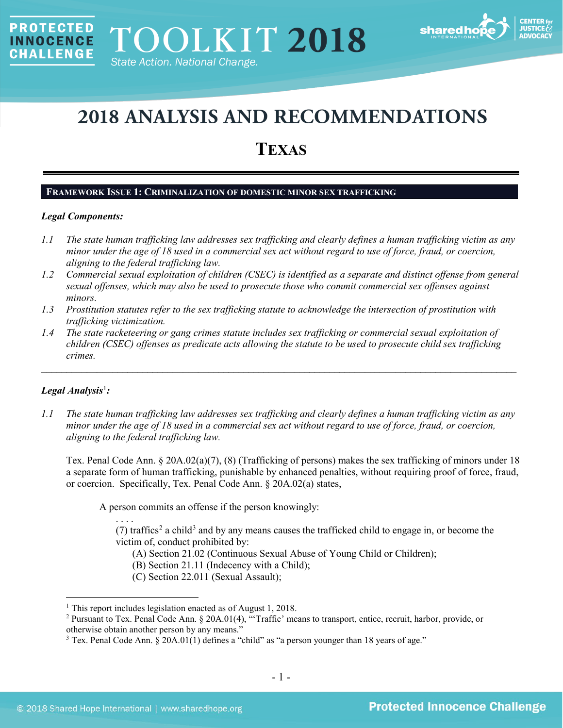# 2018 ANALYSIS AND RECOMMENDATIONS

## TEXAS

### FRAMEWORK ISSUE 1: CRIMINALIZATION OF DOMESTIC MINOR SEX TRAFFICKING

***Legal Components:***

*1.1 The state human trafficking law addresses sex trafficking and clearly defines a human trafficking victim as any minor under the age of 18 used in a commercial sex act without regard to use of force, fraud, or coercion, aligning to the federal trafficking law.*

*1.2 Commercial sexual exploitation of children (CSEC) is identified as a separate and distinct offense from general sexual offenses, which may also be used to prosecute those who commit commercial sex offenses against minors.*

*1.3 Prostitution statutes refer to the sex trafficking statute to acknowledge the intersection of prostitution with trafficking victimization.*

*1.4 The state racketeering or gang crimes statute includes sex trafficking or commercial sexual exploitation of children (CSEC) offenses as predicate acts allowing the statute to be used to prosecute child sex trafficking crimes.*

---

***Legal Analysis*[1]*:***

*1.1 The state human trafficking law addresses sex trafficking and clearly defines a human trafficking victim as any minor under the age of 18 used in a commercial sex act without regard to use of force, fraud, or coercion, aligning to the federal trafficking law.*

Tex. Penal Code Ann. § 20A.02(a)(7), (8) (Trafficking of persons) makes the sex trafficking of minors under 18 a separate form of human trafficking, punishable by enhanced penalties, without requiring proof of force, fraud, or coercion. Specifically, Tex. Penal Code Ann. § 20A.02(a) states,

> A person commits an offense if the person knowingly:
>
> . . . .
>
> (7) traffics[2] a child[3] and by any means causes the trafficked child to engage in, or become the victim of, conduct prohibited by:
>
> (A) Section 21.02 (Continuous Sexual Abuse of Young Child or Children);
>
> (B) Section 21.11 (Indecency with a Child);
>
> (C) Section 22.011 (Sexual Assault);

---

[1] This report includes legislation enacted as of August 1, 2018.

[2] Pursuant to Tex. Penal Code Ann. § 20A.01(4), "'Traffic' means to transport, entice, recruit, harbor, provide, or otherwise obtain another person by any means."

[3] Tex. Penal Code Ann. § 20A.01(1) defines a "child" as "a person younger than 18 years of age."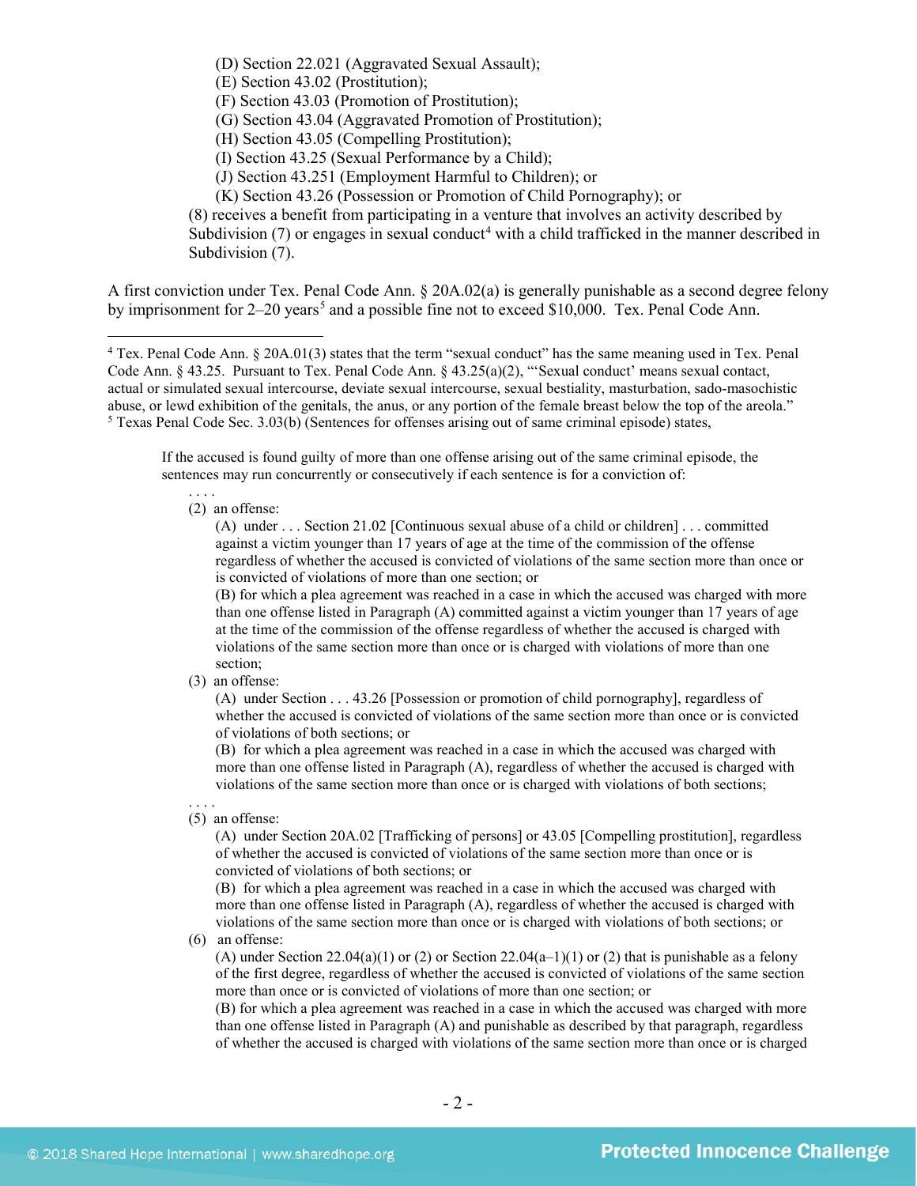(D) Section 22.021 (Aggravated Sexual Assault);
(E) Section 43.02 (Prostitution);
(F) Section 43.03 (Promotion of Prostitution);
(G) Section 43.04 (Aggravated Promotion of Prostitution);
(H) Section 43.05 (Compelling Prostitution);
(I) Section 43.25 (Sexual Performance by a Child);
(J) Section 43.251 (Employment Harmful to Children); or
(K) Section 43.26 (Possession or Promotion of Child Pornography); or

(8) receives a benefit from participating in a venture that involves an activity described by Subdivision (7) or engages in sexual conduct[4] with a child trafficked in the manner described in Subdivision (7).

A first conviction under Tex. Penal Code Ann. § 20A.02(a) is generally punishable as a second degree felony by imprisonment for 2–20 years[5] and a possible fine not to exceed $10,000. Tex. Penal Code Ann.

---

[4] Tex. Penal Code Ann. § 20A.01(3) states that the term "sexual conduct" has the same meaning used in Tex. Penal Code Ann. § 43.25. Pursuant to Tex. Penal Code Ann. § 43.25(a)(2), "'Sexual conduct' means sexual contact, actual or simulated sexual intercourse, deviate sexual intercourse, sexual bestiality, masturbation, sado-masochistic abuse, or lewd exhibition of the genitals, the anus, or any portion of the female breast below the top of the areola."

[5] Texas Penal Code Sec. 3.03(b) (Sentences for offenses arising out of same criminal episode) states,

> If the accused is found guilty of more than one offense arising out of the same criminal episode, the sentences may run concurrently or consecutively if each sentence is for a conviction of:
>
> . . . .
>
> (2) an offense:
>
> (A) under . . . Section 21.02 [Continuous sexual abuse of a child or children] . . . committed against a victim younger than 17 years of age at the time of the commission of the offense regardless of whether the accused is convicted of violations of the same section more than once or is convicted of violations of more than one section; or
>
> (B) for which a plea agreement was reached in a case in which the accused was charged with more than one offense listed in Paragraph (A) committed against a victim younger than 17 years of age at the time of the commission of the offense regardless of whether the accused is charged with violations of the same section more than once or is charged with violations of more than one section;
>
> (3) an offense:
>
> (A) under Section . . . 43.26 [Possession or promotion of child pornography], regardless of whether the accused is convicted of violations of the same section more than once or is convicted of violations of both sections; or
>
> (B) for which a plea agreement was reached in a case in which the accused was charged with more than one offense listed in Paragraph (A), regardless of whether the accused is charged with violations of the same section more than once or is charged with violations of both sections;
>
> . . . .
>
> (5) an offense:
>
> (A) under Section 20A.02 [Trafficking of persons] or 43.05 [Compelling prostitution], regardless of whether the accused is convicted of violations of the same section more than once or is convicted of violations of both sections; or
>
> (B) for which a plea agreement was reached in a case in which the accused was charged with more than one offense listed in Paragraph (A), regardless of whether the accused is charged with violations of the same section more than once or is charged with violations of both sections; or
>
> (6) an offense:
>
> (A) under Section 22.04(a)(1) or (2) or Section 22.04(a–1)(1) or (2) that is punishable as a felony of the first degree, regardless of whether the accused is convicted of violations of the same section more than once or is convicted of violations of more than one section; or
>
> (B) for which a plea agreement was reached in a case in which the accused was charged with more than one offense listed in Paragraph (A) and punishable as described by that paragraph, regardless of whether the accused is charged with violations of the same section more than once or is charged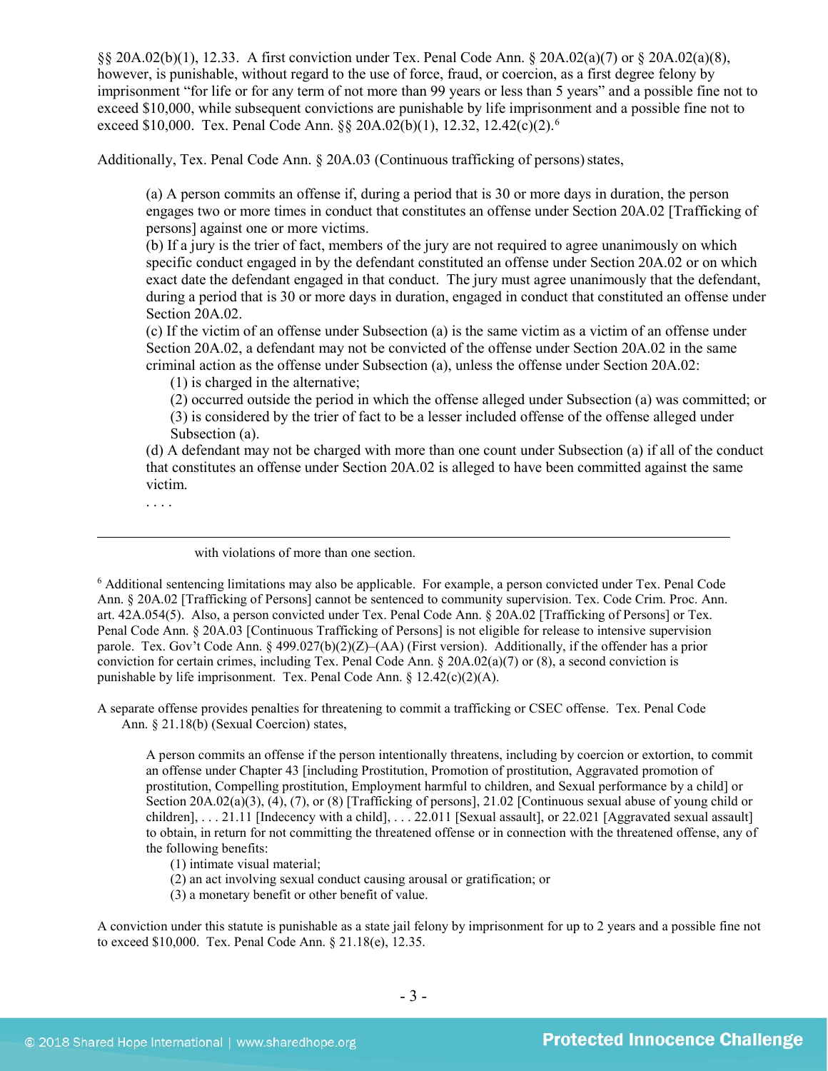§§ 20A.02(b)(1), 12.33. A first conviction under Tex. Penal Code Ann. § 20A.02(a)(7) or § 20A.02(a)(8), however, is punishable, without regard to the use of force, fraud, or coercion, as a first degree felony by imprisonment "for life or for any term of not more than 99 years or less than 5 years" and a possible fine not to exceed $10,000, while subsequent convictions are punishable by life imprisonment and a possible fine not to exceed $10,000. Tex. Penal Code Ann. §§ 20A.02(b)(1), 12.32, 12.42(c)(2).[6]

Additionally, Tex. Penal Code Ann. § 20A.03 (Continuous trafficking of persons) states,

> (a) A person commits an offense if, during a period that is 30 or more days in duration, the person engages two or more times in conduct that constitutes an offense under Section 20A.02 [Trafficking of persons] against one or more victims.
> (b) If a jury is the trier of fact, members of the jury are not required to agree unanimously on which specific conduct engaged in by the defendant constituted an offense under Section 20A.02 or on which exact date the defendant engaged in that conduct. The jury must agree unanimously that the defendant, during a period that is 30 or more days in duration, engaged in conduct that constituted an offense under Section 20A.02.
> (c) If the victim of an offense under Subsection (a) is the same victim as a victim of an offense under Section 20A.02, a defendant may not be convicted of the offense under Section 20A.02 in the same criminal action as the offense under Subsection (a), unless the offense under Section 20A.02:
> (1) is charged in the alternative;
> (2) occurred outside the period in which the offense alleged under Subsection (a) was committed; or
> (3) is considered by the trier of fact to be a lesser included offense of the offense alleged under Subsection (a).
> (d) A defendant may not be charged with more than one count under Subsection (a) if all of the conduct that constitutes an offense under Section 20A.02 is alleged to have been committed against the same victim.
> . . . .

with violations of more than one section.

[6] Additional sentencing limitations may also be applicable. For example, a person convicted under Tex. Penal Code Ann. § 20A.02 [Trafficking of Persons] cannot be sentenced to community supervision. Tex. Code Crim. Proc. Ann. art. 42A.054(5). Also, a person convicted under Tex. Penal Code Ann. § 20A.02 [Trafficking of Persons] or Tex. Penal Code Ann. § 20A.03 [Continuous Trafficking of Persons] is not eligible for release to intensive supervision parole. Tex. Gov't Code Ann. § 499.027(b)(2)(Z)–(AA) (First version). Additionally, if the offender has a prior conviction for certain crimes, including Tex. Penal Code Ann. § 20A.02(a)(7) or (8), a second conviction is punishable by life imprisonment. Tex. Penal Code Ann. § 12.42(c)(2)(A).

A separate offense provides penalties for threatening to commit a trafficking or CSEC offense. Tex. Penal Code Ann. § 21.18(b) (Sexual Coercion) states,

> A person commits an offense if the person intentionally threatens, including by coercion or extortion, to commit an offense under Chapter 43 [including Prostitution, Promotion of prostitution, Aggravated promotion of prostitution, Compelling prostitution, Employment harmful to children, and Sexual performance by a child] or Section 20A.02(a)(3), (4), (7), or (8) [Trafficking of persons], 21.02 [Continuous sexual abuse of young child or children], . . . 21.11 [Indecency with a child], . . . 22.011 [Sexual assault], or 22.021 [Aggravated sexual assault] to obtain, in return for not committing the threatened offense or in connection with the threatened offense, any of the following benefits:
> (1) intimate visual material;
> (2) an act involving sexual conduct causing arousal or gratification; or
> (3) a monetary benefit or other benefit of value.

A conviction under this statute is punishable as a state jail felony by imprisonment for up to 2 years and a possible fine not to exceed $10,000. Tex. Penal Code Ann. § 21.18(e), 12.35.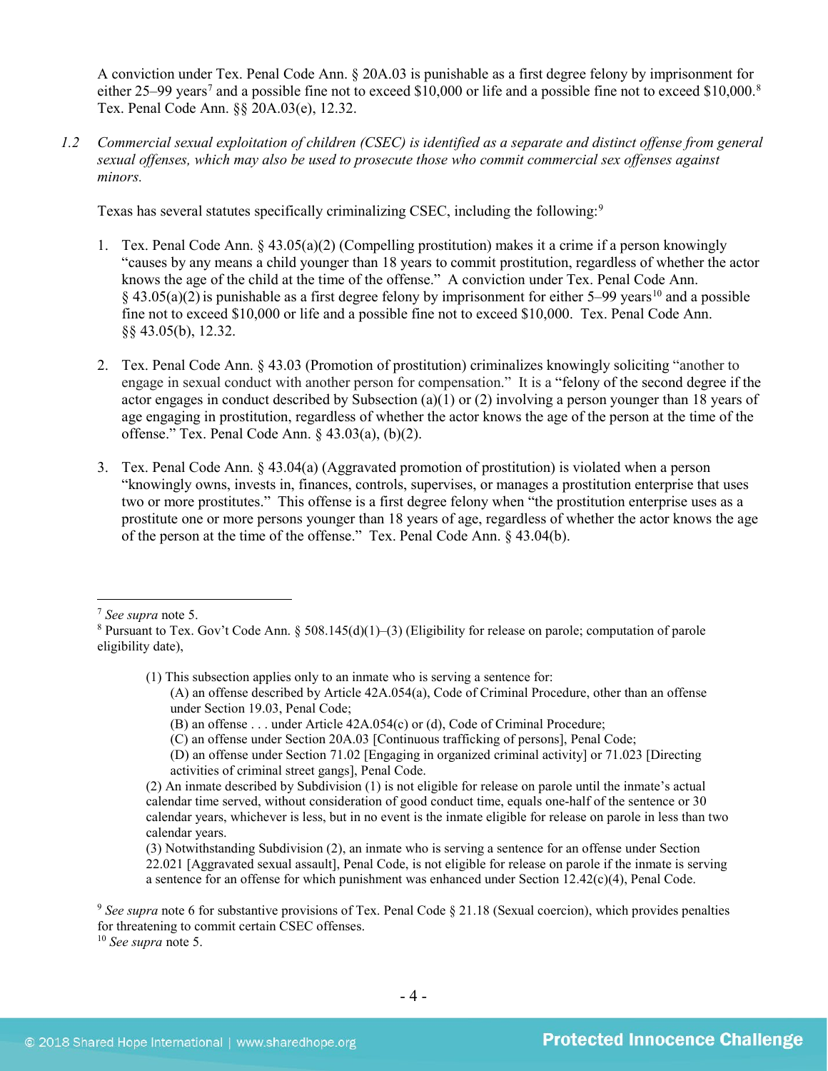A conviction under Tex. Penal Code Ann. § 20A.03 is punishable as a first degree felony by imprisonment for either 25–99 years[7] and a possible fine not to exceed $10,000 or life and a possible fine not to exceed $10,000.[8] Tex. Penal Code Ann. §§ 20A.03(e), 12.32.

*1.2 Commercial sexual exploitation of children (CSEC) is identified as a separate and distinct offense from general sexual offenses, which may also be used to prosecute those who commit commercial sex offenses against minors.*

Texas has several statutes specifically criminalizing CSEC, including the following:[9]

1. Tex. Penal Code Ann. § 43.05(a)(2) (Compelling prostitution) makes it a crime if a person knowingly "causes by any means a child younger than 18 years to commit prostitution, regardless of whether the actor knows the age of the child at the time of the offense." A conviction under Tex. Penal Code Ann. § 43.05(a)(2) is punishable as a first degree felony by imprisonment for either 5–99 years[10] and a possible fine not to exceed $10,000 or life and a possible fine not to exceed $10,000. Tex. Penal Code Ann. §§ 43.05(b), 12.32.

2. Tex. Penal Code Ann. § 43.03 (Promotion of prostitution) criminalizes knowingly soliciting "another to engage in sexual conduct with another person for compensation." It is a "felony of the second degree if the actor engages in conduct described by Subsection (a)(1) or (2) involving a person younger than 18 years of age engaging in prostitution, regardless of whether the actor knows the age of the person at the time of the offense." Tex. Penal Code Ann. § 43.03(a), (b)(2).

3. Tex. Penal Code Ann. § 43.04(a) (Aggravated promotion of prostitution) is violated when a person "knowingly owns, invests in, finances, controls, supervises, or manages a prostitution enterprise that uses two or more prostitutes." This offense is a first degree felony when "the prostitution enterprise uses as a prostitute one or more persons younger than 18 years of age, regardless of whether the actor knows the age of the person at the time of the offense." Tex. Penal Code Ann. § 43.04(b).

---

[7] *See supra* note 5.

[8] Pursuant to Tex. Gov't Code Ann. § 508.145(d)(1)–(3) (Eligibility for release on parole; computation of parole eligibility date),

> (1) This subsection applies only to an inmate who is serving a sentence for:
> (A) an offense described by Article 42A.054(a), Code of Criminal Procedure, other than an offense under Section 19.03, Penal Code;
> (B) an offense . . . under Article 42A.054(c) or (d), Code of Criminal Procedure;
> (C) an offense under Section 20A.03 [Continuous trafficking of persons], Penal Code;
> (D) an offense under Section 71.02 [Engaging in organized criminal activity] or 71.023 [Directing activities of criminal street gangs], Penal Code.
> (2) An inmate described by Subdivision (1) is not eligible for release on parole until the inmate's actual calendar time served, without consideration of good conduct time, equals one-half of the sentence or 30 calendar years, whichever is less, but in no event is the inmate eligible for release on parole in less than two calendar years.
> (3) Notwithstanding Subdivision (2), an inmate who is serving a sentence for an offense under Section 22.021 [Aggravated sexual assault], Penal Code, is not eligible for release on parole if the inmate is serving a sentence for an offense for which punishment was enhanced under Section 12.42(c)(4), Penal Code.

[9] *See supra* note 6 for substantive provisions of Tex. Penal Code § 21.18 (Sexual coercion), which provides penalties for threatening to commit certain CSEC offenses.

[10] *See supra* note 5.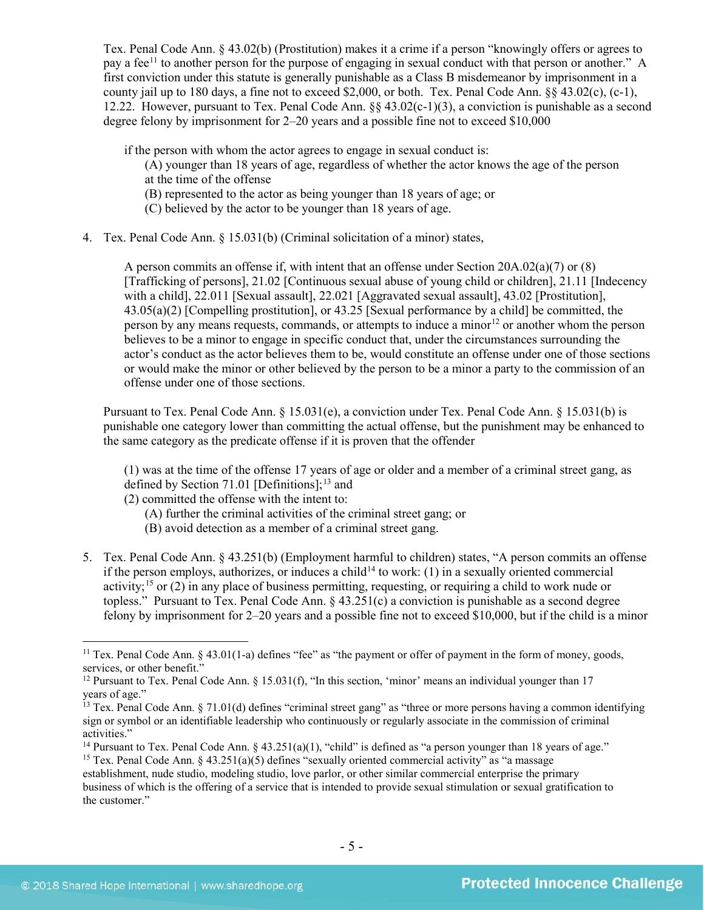Tex. Penal Code Ann. § 43.02(b) (Prostitution) makes it a crime if a person "knowingly offers or agrees to pay a fee[11] to another person for the purpose of engaging in sexual conduct with that person or another." A first conviction under this statute is generally punishable as a Class B misdemeanor by imprisonment in a county jail up to 180 days, a fine not to exceed $2,000, or both. Tex. Penal Code Ann. §§ 43.02(c), (c-1), 12.22. However, pursuant to Tex. Penal Code Ann. §§ 43.02(c-1)(3), a conviction is punishable as a second degree felony by imprisonment for 2–20 years and a possible fine not to exceed $10,000

> if the person with whom the actor agrees to engage in sexual conduct is:
> (A) younger than 18 years of age, regardless of whether the actor knows the age of the person at the time of the offense
> (B) represented to the actor as being younger than 18 years of age; or
> (C) believed by the actor to be younger than 18 years of age.

4. Tex. Penal Code Ann. § 15.031(b) (Criminal solicitation of a minor) states,

> A person commits an offense if, with intent that an offense under Section 20A.02(a)(7) or (8) [Trafficking of persons], 21.02 [Continuous sexual abuse of young child or children], 21.11 [Indecency with a child], 22.011 [Sexual assault], 22.021 [Aggravated sexual assault], 43.02 [Prostitution], 43.05(a)(2) [Compelling prostitution], or 43.25 [Sexual performance by a child] be committed, the person by any means requests, commands, or attempts to induce a minor[12] or another whom the person believes to be a minor to engage in specific conduct that, under the circumstances surrounding the actor's conduct as the actor believes them to be, would constitute an offense under one of those sections or would make the minor or other believed by the person to be a minor a party to the commission of an offense under one of those sections.

Pursuant to Tex. Penal Code Ann. § 15.031(e), a conviction under Tex. Penal Code Ann. § 15.031(b) is punishable one category lower than committing the actual offense, but the punishment may be enhanced to the same category as the predicate offense if it is proven that the offender

> (1) was at the time of the offense 17 years of age or older and a member of a criminal street gang, as defined by Section 71.01 [Definitions];[13] and
> (2) committed the offense with the intent to:
> (A) further the criminal activities of the criminal street gang; or
> (B) avoid detection as a member of a criminal street gang.

5. Tex. Penal Code Ann. § 43.251(b) (Employment harmful to children) states, "A person commits an offense if the person employs, authorizes, or induces a child[14] to work: (1) in a sexually oriented commercial activity;[15] or (2) in any place of business permitting, requesting, or requiring a child to work nude or topless." Pursuant to Tex. Penal Code Ann. § 43.251(c) a conviction is punishable as a second degree felony by imprisonment for 2–20 years and a possible fine not to exceed $10,000, but if the child is a minor

---

[11] Tex. Penal Code Ann. § 43.01(1-a) defines "fee" as "the payment or offer of payment in the form of money, goods, services, or other benefit."

[12] Pursuant to Tex. Penal Code Ann. § 15.031(f), "In this section, 'minor' means an individual younger than 17 years of age."

[13] Tex. Penal Code Ann. § 71.01(d) defines "criminal street gang" as "three or more persons having a common identifying sign or symbol or an identifiable leadership who continuously or regularly associate in the commission of criminal activities."

[14] Pursuant to Tex. Penal Code Ann. § 43.251(a)(1), "child" is defined as "a person younger than 18 years of age."

[15] Tex. Penal Code Ann. § 43.251(a)(5) defines "sexually oriented commercial activity" as "a massage establishment, nude studio, modeling studio, love parlor, or other similar commercial enterprise the primary business of which is the offering of a service that is intended to provide sexual stimulation or sexual gratification to the customer."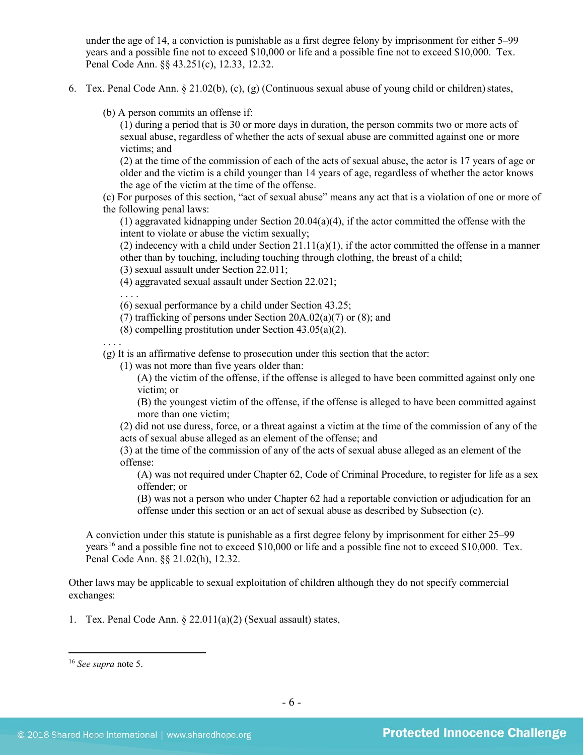under the age of 14, a conviction is punishable as a first degree felony by imprisonment for either 5–99 years and a possible fine not to exceed $10,000 or life and a possible fine not to exceed $10,000. Tex. Penal Code Ann. §§ 43.251(c), 12.33, 12.32.

6. Tex. Penal Code Ann. § 21.02(b), (c), (g) (Continuous sexual abuse of young child or children) states,

   (b) A person commits an offense if:
      (1) during a period that is 30 or more days in duration, the person commits two or more acts of sexual abuse, regardless of whether the acts of sexual abuse are committed against one or more victims; and
      (2) at the time of the commission of each of the acts of sexual abuse, the actor is 17 years of age or older and the victim is a child younger than 14 years of age, regardless of whether the actor knows the age of the victim at the time of the offense.

   (c) For purposes of this section, "act of sexual abuse" means any act that is a violation of one or more of the following penal laws:
      (1) aggravated kidnapping under Section 20.04(a)(4), if the actor committed the offense with the intent to violate or abuse the victim sexually;
      (2) indecency with a child under Section 21.11(a)(1), if the actor committed the offense in a manner other than by touching, including touching through clothing, the breast of a child;
      (3) sexual assault under Section 22.011;
      (4) aggravated sexual assault under Section 22.021;
      . . . .
      (6) sexual performance by a child under Section 43.25;
      (7) trafficking of persons under Section 20A.02(a)(7) or (8); and
      (8) compelling prostitution under Section 43.05(a)(2).

   . . . .

   (g) It is an affirmative defense to prosecution under this section that the actor:
      (1) was not more than five years older than:
         (A) the victim of the offense, if the offense is alleged to have been committed against only one victim; or
         (B) the youngest victim of the offense, if the offense is alleged to have been committed against more than one victim;
      (2) did not use duress, force, or a threat against a victim at the time of the commission of any of the acts of sexual abuse alleged as an element of the offense; and
      (3) at the time of the commission of any of the acts of sexual abuse alleged as an element of the offense:
         (A) was not required under Chapter 62, Code of Criminal Procedure, to register for life as a sex offender; or
         (B) was not a person who under Chapter 62 had a reportable conviction or adjudication for an offense under this section or an act of sexual abuse as described by Subsection (c).

   A conviction under this statute is punishable as a first degree felony by imprisonment for either 25–99 years[16] and a possible fine not to exceed $10,000 or life and a possible fine not to exceed $10,000. Tex. Penal Code Ann. §§ 21.02(h), 12.32.

Other laws may be applicable to sexual exploitation of children although they do not specify commercial exchanges:

1. Tex. Penal Code Ann. § 22.011(a)(2) (Sexual assault) states,

---

[16] *See supra* note 5.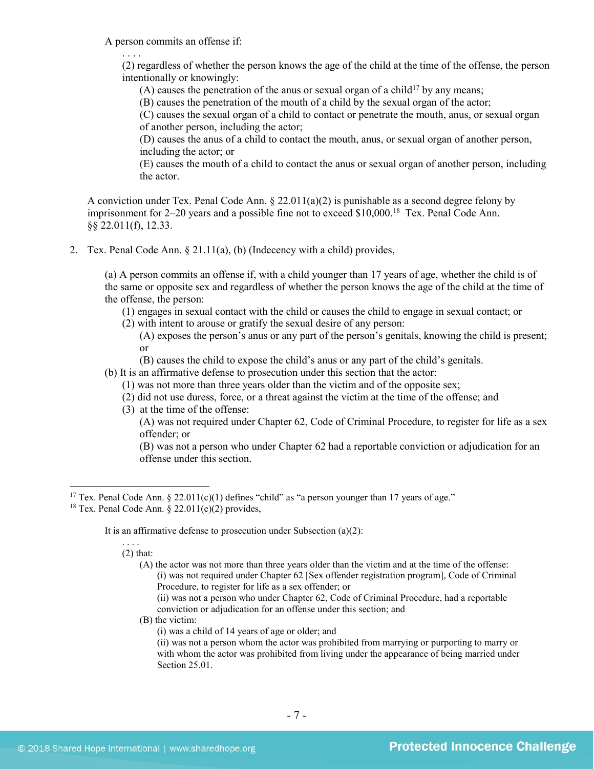A person commits an offense if:

. . . .

(2) regardless of whether the person knows the age of the child at the time of the offense, the person intentionally or knowingly:

(A) causes the penetration of the anus or sexual organ of a child[17] by any means;

(B) causes the penetration of the mouth of a child by the sexual organ of the actor;

(C) causes the sexual organ of a child to contact or penetrate the mouth, anus, or sexual organ of another person, including the actor;

(D) causes the anus of a child to contact the mouth, anus, or sexual organ of another person, including the actor; or

(E) causes the mouth of a child to contact the anus or sexual organ of another person, including the actor.

A conviction under Tex. Penal Code Ann. § 22.011(a)(2) is punishable as a second degree felony by imprisonment for 2–20 years and a possible fine not to exceed $10,000.[18] Tex. Penal Code Ann. §§ 22.011(f), 12.33.

2. Tex. Penal Code Ann. § 21.11(a), (b) (Indecency with a child) provides,

(a) A person commits an offense if, with a child younger than 17 years of age, whether the child is of the same or opposite sex and regardless of whether the person knows the age of the child at the time of the offense, the person:

(1) engages in sexual contact with the child or causes the child to engage in sexual contact; or

(2) with intent to arouse or gratify the sexual desire of any person:

(A) exposes the person's anus or any part of the person's genitals, knowing the child is present; or

(B) causes the child to expose the child's anus or any part of the child's genitals.

(b) It is an affirmative defense to prosecution under this section that the actor:

(1) was not more than three years older than the victim and of the opposite sex;

(2) did not use duress, force, or a threat against the victim at the time of the offense; and

(3) at the time of the offense:

(A) was not required under Chapter 62, Code of Criminal Procedure, to register for life as a sex offender; or

(B) was not a person who under Chapter 62 had a reportable conviction or adjudication for an offense under this section.

---

[17] Tex. Penal Code Ann. § 22.011(c)(1) defines "child" as "a person younger than 17 years of age."

[18] Tex. Penal Code Ann. § 22.011(e)(2) provides,

It is an affirmative defense to prosecution under Subsection (a)(2):

. . . .

(2) that:

(A) the actor was not more than three years older than the victim and at the time of the offense:

(i) was not required under Chapter 62 [Sex offender registration program], Code of Criminal Procedure, to register for life as a sex offender; or

(ii) was not a person who under Chapter 62, Code of Criminal Procedure, had a reportable conviction or adjudication for an offense under this section; and

(B) the victim:

(i) was a child of 14 years of age or older; and

(ii) was not a person whom the actor was prohibited from marrying or purporting to marry or with whom the actor was prohibited from living under the appearance of being married under Section 25.01.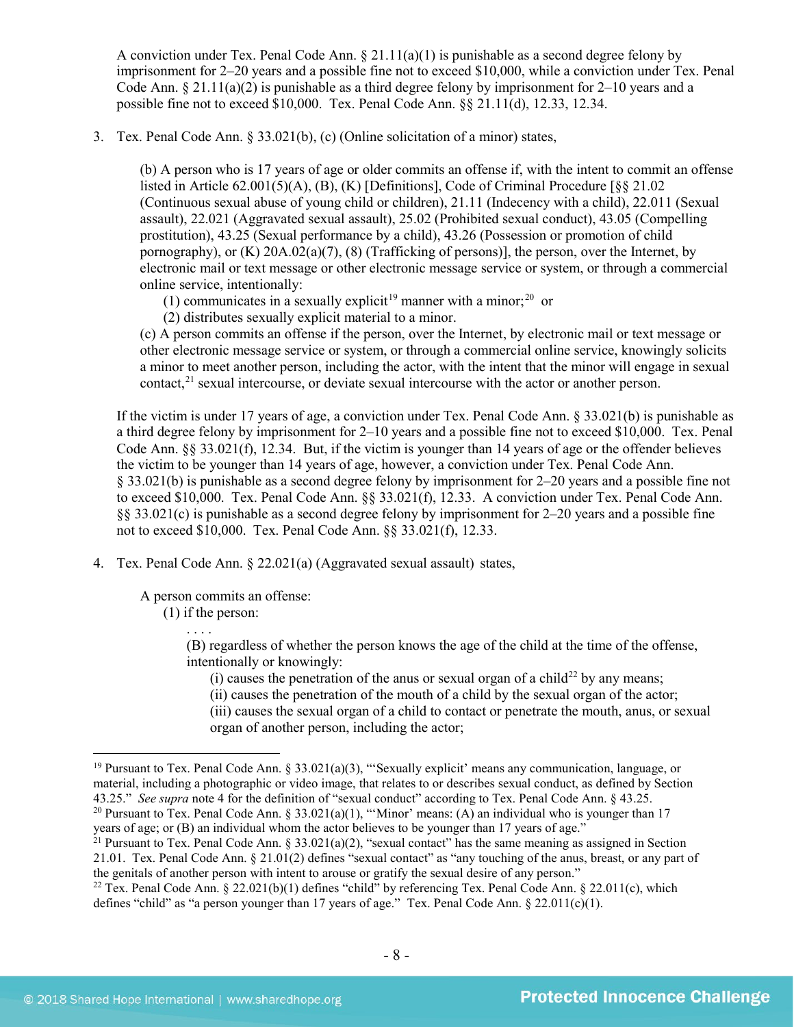A conviction under Tex. Penal Code Ann. § 21.11(a)(1) is punishable as a second degree felony by imprisonment for 2–20 years and a possible fine not to exceed $10,000, while a conviction under Tex. Penal Code Ann. § 21.11(a)(2) is punishable as a third degree felony by imprisonment for 2–10 years and a possible fine not to exceed $10,000. Tex. Penal Code Ann. §§ 21.11(d), 12.33, 12.34.

3. Tex. Penal Code Ann. § 33.021(b), (c) (Online solicitation of a minor) states,

   > (b) A person who is 17 years of age or older commits an offense if, with the intent to commit an offense listed in Article 62.001(5)(A), (B), (K) [Definitions], Code of Criminal Procedure [§§ 21.02 (Continuous sexual abuse of young child or children), 21.11 (Indecency with a child), 22.011 (Sexual assault), 22.021 (Aggravated sexual assault), 25.02 (Prohibited sexual conduct), 43.05 (Compelling prostitution), 43.25 (Sexual performance by a child), 43.26 (Possession or promotion of child pornography), or (K) 20A.02(a)(7), (8) (Trafficking of persons)], the person, over the Internet, by electronic mail or text message or other electronic message service or system, or through a commercial online service, intentionally:
   > (1) communicates in a sexually explicit[19] manner with a minor;[20] or
   > (2) distributes sexually explicit material to a minor.
   > (c) A person commits an offense if the person, over the Internet, by electronic mail or text message or other electronic message service or system, or through a commercial online service, knowingly solicits a minor to meet another person, including the actor, with the intent that the minor will engage in sexual contact,[21] sexual intercourse, or deviate sexual intercourse with the actor or another person.

   If the victim is under 17 years of age, a conviction under Tex. Penal Code Ann. § 33.021(b) is punishable as a third degree felony by imprisonment for 2–10 years and a possible fine not to exceed $10,000. Tex. Penal Code Ann. §§ 33.021(f), 12.34. But, if the victim is younger than 14 years of age or the offender believes the victim to be younger than 14 years of age, however, a conviction under Tex. Penal Code Ann. § 33.021(b) is punishable as a second degree felony by imprisonment for 2–20 years and a possible fine not to exceed $10,000. Tex. Penal Code Ann. §§ 33.021(f), 12.33. A conviction under Tex. Penal Code Ann. §§ 33.021(c) is punishable as a second degree felony by imprisonment for 2–20 years and a possible fine not to exceed $10,000. Tex. Penal Code Ann. §§ 33.021(f), 12.33.

4. Tex. Penal Code Ann. § 22.021(a) (Aggravated sexual assault) states,

   > A person commits an offense:
   > (1) if the person:
   > . . . .
   > (B) regardless of whether the person knows the age of the child at the time of the offense, intentionally or knowingly:
   > (i) causes the penetration of the anus or sexual organ of a child[22] by any means;
   > (ii) causes the penetration of the mouth of a child by the sexual organ of the actor;
   > (iii) causes the sexual organ of a child to contact or penetrate the mouth, anus, or sexual organ of another person, including the actor;

---

[19] Pursuant to Tex. Penal Code Ann. § 33.021(a)(3), "'Sexually explicit' means any communication, language, or material, including a photographic or video image, that relates to or describes sexual conduct, as defined by Section 43.25." *See supra* note 4 for the definition of "sexual conduct" according to Tex. Penal Code Ann. § 43.25.

[20] Pursuant to Tex. Penal Code Ann. § 33.021(a)(1), "'Minor' means: (A) an individual who is younger than 17 years of age; or (B) an individual whom the actor believes to be younger than 17 years of age."

[21] Pursuant to Tex. Penal Code Ann. § 33.021(a)(2), "sexual contact" has the same meaning as assigned in Section 21.01. Tex. Penal Code Ann. § 21.01(2) defines "sexual contact" as "any touching of the anus, breast, or any part of the genitals of another person with intent to arouse or gratify the sexual desire of any person."

[22] Tex. Penal Code Ann. § 22.021(b)(1) defines "child" by referencing Tex. Penal Code Ann. § 22.011(c), which defines "child" as "a person younger than 17 years of age." Tex. Penal Code Ann. § 22.011(c)(1).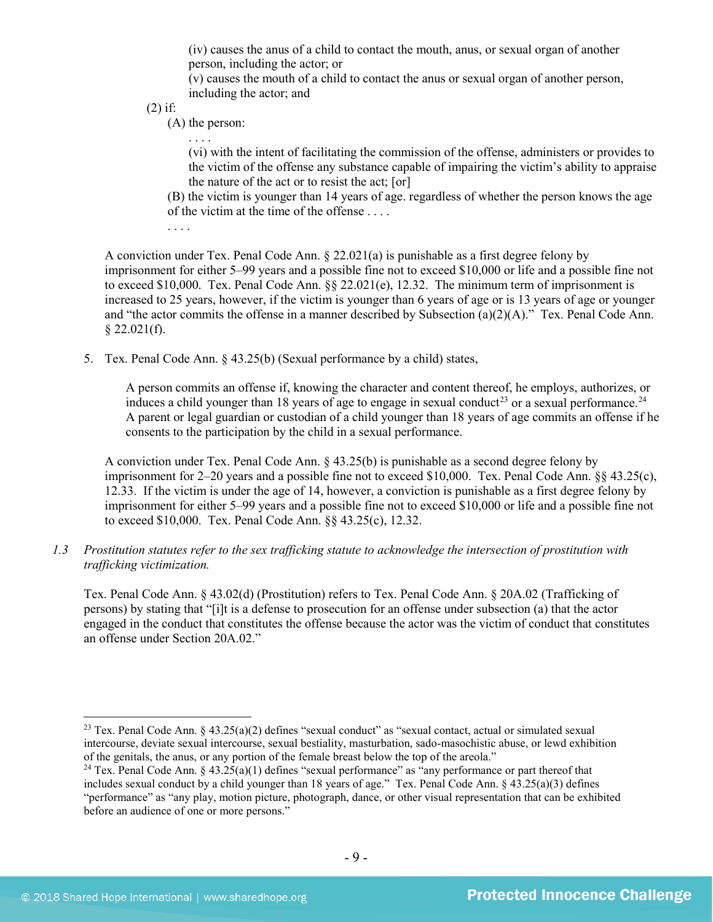(iv) causes the anus of a child to contact the mouth, anus, or sexual organ of another person, including the actor; or

(v) causes the mouth of a child to contact the anus or sexual organ of another person, including the actor; and

(2) if:

(A) the person:

. . . .

(vi) with the intent of facilitating the commission of the offense, administers or provides to the victim of the offense any substance capable of impairing the victim's ability to appraise the nature of the act or to resist the act; [or]

(B) the victim is younger than 14 years of age. regardless of whether the person knows the age of the victim at the time of the offense . . . .

. . . .

A conviction under Tex. Penal Code Ann. § 22.021(a) is punishable as a first degree felony by imprisonment for either 5–99 years and a possible fine not to exceed $10,000 or life and a possible fine not to exceed $10,000. Tex. Penal Code Ann. §§ 22.021(e), 12.32. The minimum term of imprisonment is increased to 25 years, however, if the victim is younger than 6 years of age or is 13 years of age or younger and "the actor commits the offense in a manner described by Subsection (a)(2)(A)." Tex. Penal Code Ann. § 22.021(f).

5. Tex. Penal Code Ann. § 43.25(b) (Sexual performance by a child) states,

   A person commits an offense if, knowing the character and content thereof, he employs, authorizes, or induces a child younger than 18 years of age to engage in sexual conduct[23] or a sexual performance.[24] A parent or legal guardian or custodian of a child younger than 18 years of age commits an offense if he consents to the participation by the child in a sexual performance.

   A conviction under Tex. Penal Code Ann. § 43.25(b) is punishable as a second degree felony by imprisonment for 2–20 years and a possible fine not to exceed $10,000. Tex. Penal Code Ann. §§ 43.25(c), 12.33. If the victim is under the age of 14, however, a conviction is punishable as a first degree felony by imprisonment for either 5–99 years and a possible fine not to exceed $10,000 or life and a possible fine not to exceed $10,000. Tex. Penal Code Ann. §§ 43.25(c), 12.32.

*1.3 Prostitution statutes refer to the sex trafficking statute to acknowledge the intersection of prostitution with trafficking victimization.*

Tex. Penal Code Ann. § 43.02(d) (Prostitution) refers to Tex. Penal Code Ann. § 20A.02 (Trafficking of persons) by stating that "[i]t is a defense to prosecution for an offense under subsection (a) that the actor engaged in the conduct that constitutes the offense because the actor was the victim of conduct that constitutes an offense under Section 20A.02."

---

[23] Tex. Penal Code Ann. § 43.25(a)(2) defines "sexual conduct" as "sexual contact, actual or simulated sexual intercourse, deviate sexual intercourse, sexual bestiality, masturbation, sado-masochistic abuse, or lewd exhibition of the genitals, the anus, or any portion of the female breast below the top of the areola."

[24] Tex. Penal Code Ann. § 43.25(a)(1) defines "sexual performance" as "any performance or part thereof that includes sexual conduct by a child younger than 18 years of age." Tex. Penal Code Ann. § 43.25(a)(3) defines "performance" as "any play, motion picture, photograph, dance, or other visual representation that can be exhibited before an audience of one or more persons."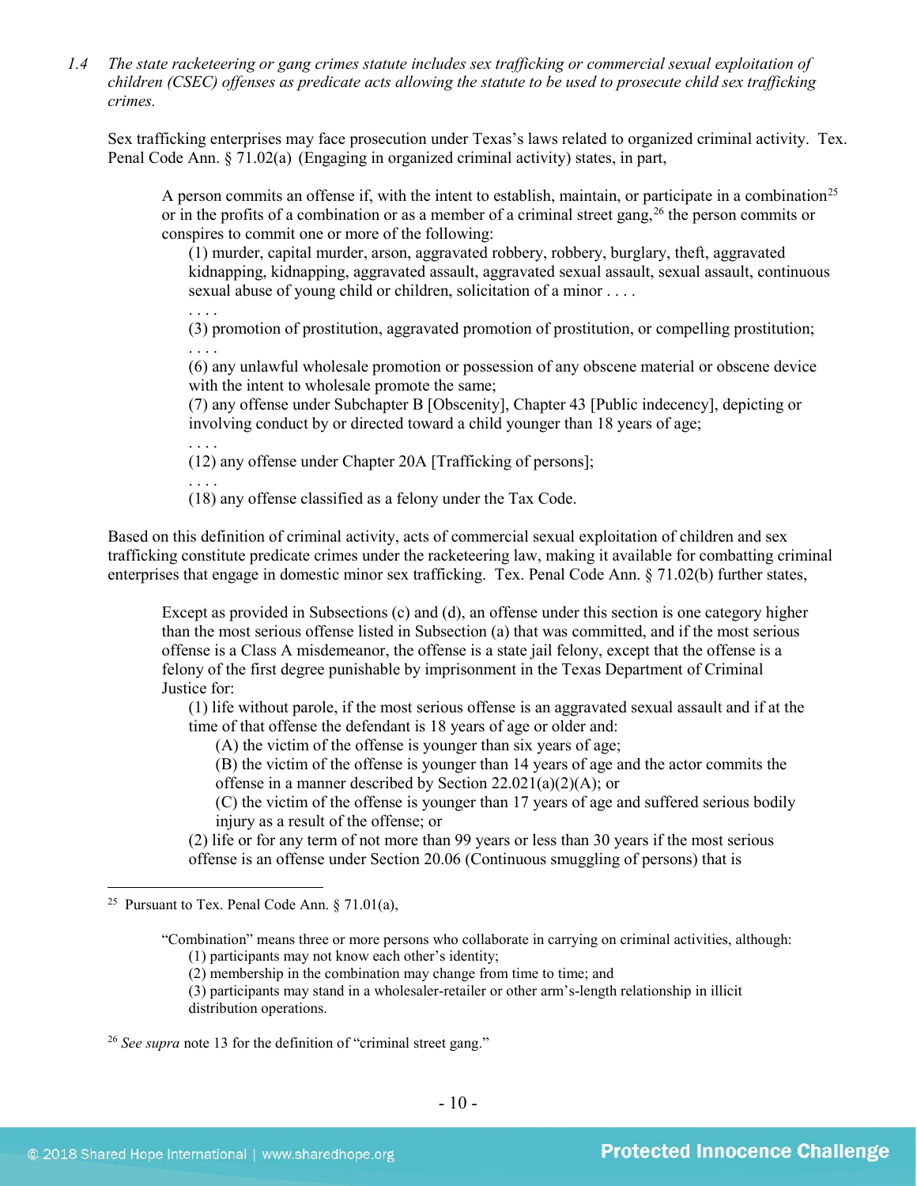*1.4 The state racketeering or gang crimes statute includes sex trafficking or commercial sexual exploitation of children (CSEC) offenses as predicate acts allowing the statute to be used to prosecute child sex trafficking crimes.*

Sex trafficking enterprises may face prosecution under Texas's laws related to organized criminal activity. Tex. Penal Code Ann. § 71.02(a) (Engaging in organized criminal activity) states, in part,

> A person commits an offense if, with the intent to establish, maintain, or participate in a combination[25] or in the profits of a combination or as a member of a criminal street gang,[26] the person commits or conspires to commit one or more of the following:
>
> (1) murder, capital murder, arson, aggravated robbery, robbery, burglary, theft, aggravated kidnapping, kidnapping, aggravated assault, aggravated sexual assault, sexual assault, continuous sexual abuse of young child or children, solicitation of a minor . . . .
>
> . . . .
>
> (3) promotion of prostitution, aggravated promotion of prostitution, or compelling prostitution;
>
> . . . .
>
> (6) any unlawful wholesale promotion or possession of any obscene material or obscene device with the intent to wholesale promote the same;
>
> (7) any offense under Subchapter B [Obscenity], Chapter 43 [Public indecency], depicting or involving conduct by or directed toward a child younger than 18 years of age;
>
> . . . .
>
> (12) any offense under Chapter 20A [Trafficking of persons];
>
> . . . .
>
> (18) any offense classified as a felony under the Tax Code.

Based on this definition of criminal activity, acts of commercial sexual exploitation of children and sex trafficking constitute predicate crimes under the racketeering law, making it available for combatting criminal enterprises that engage in domestic minor sex trafficking. Tex. Penal Code Ann. § 71.02(b) further states,

> Except as provided in Subsections (c) and (d), an offense under this section is one category higher than the most serious offense listed in Subsection (a) that was committed, and if the most serious offense is a Class A misdemeanor, the offense is a state jail felony, except that the offense is a felony of the first degree punishable by imprisonment in the Texas Department of Criminal Justice for:
>
> (1) life without parole, if the most serious offense is an aggravated sexual assault and if at the time of that offense the defendant is 18 years of age or older and:
>
> (A) the victim of the offense is younger than six years of age;
>
> (B) the victim of the offense is younger than 14 years of age and the actor commits the offense in a manner described by Section 22.021(a)(2)(A); or
>
> (C) the victim of the offense is younger than 17 years of age and suffered serious bodily injury as a result of the offense; or
>
> (2) life or for any term of not more than 99 years or less than 30 years if the most serious offense is an offense under Section 20.06 (Continuous smuggling of persons) that is

---

[25] Pursuant to Tex. Penal Code Ann. § 71.01(a),

> "Combination" means three or more persons who collaborate in carrying on criminal activities, although:
>
> (1) participants may not know each other's identity;
>
> (2) membership in the combination may change from time to time; and
>
> (3) participants may stand in a wholesaler-retailer or other arm's-length relationship in illicit distribution operations.

[26] *See supra* note 13 for the definition of "criminal street gang."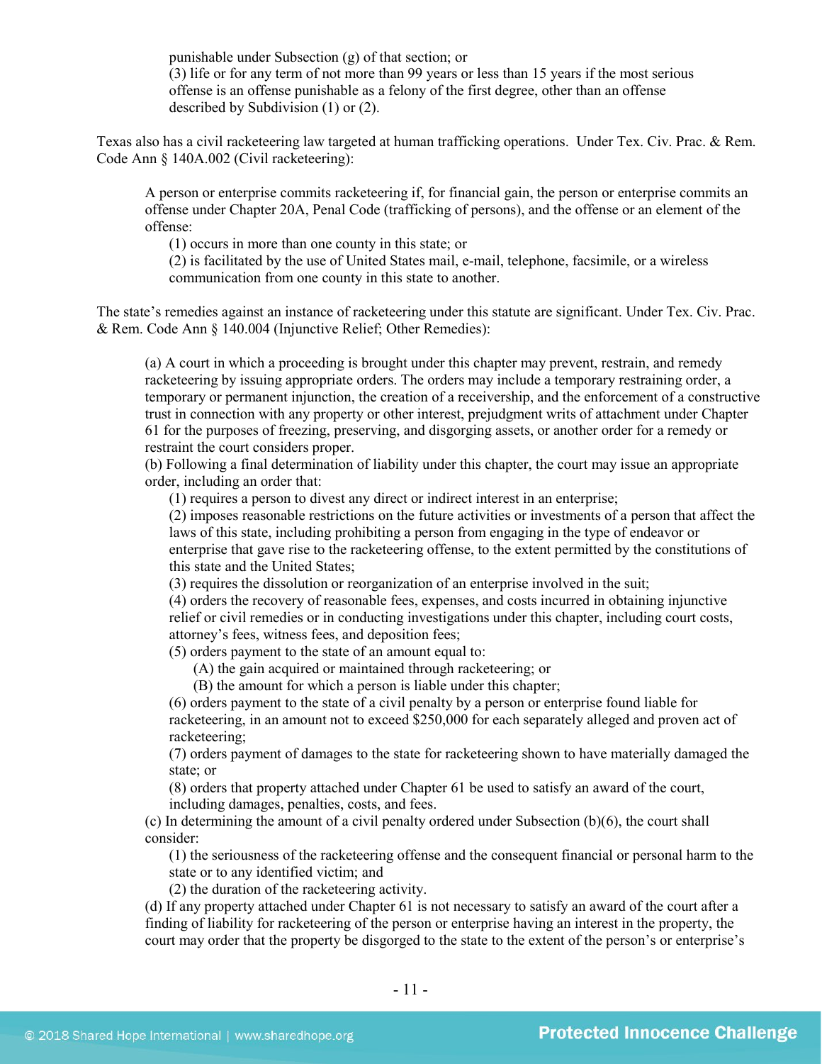punishable under Subsection (g) of that section; or

(3) life or for any term of not more than 99 years or less than 15 years if the most serious offense is an offense punishable as a felony of the first degree, other than an offense described by Subdivision (1) or (2).

Texas also has a civil racketeering law targeted at human trafficking operations. Under Tex. Civ. Prac. & Rem. Code Ann § 140A.002 (Civil racketeering):

> A person or enterprise commits racketeering if, for financial gain, the person or enterprise commits an offense under Chapter 20A, Penal Code (trafficking of persons), and the offense or an element of the offense:
>
> (1) occurs in more than one county in this state; or
>
> (2) is facilitated by the use of United States mail, e-mail, telephone, facsimile, or a wireless communication from one county in this state to another.

The state's remedies against an instance of racketeering under this statute are significant. Under Tex. Civ. Prac. & Rem. Code Ann § 140.004 (Injunctive Relief; Other Remedies):

> (a) A court in which a proceeding is brought under this chapter may prevent, restrain, and remedy racketeering by issuing appropriate orders. The orders may include a temporary restraining order, a temporary or permanent injunction, the creation of a receivership, and the enforcement of a constructive trust in connection with any property or other interest, prejudgment writs of attachment under Chapter 61 for the purposes of freezing, preserving, and disgorging assets, or another order for a remedy or restraint the court considers proper.
>
> (b) Following a final determination of liability under this chapter, the court may issue an appropriate order, including an order that:
>
> (1) requires a person to divest any direct or indirect interest in an enterprise;
>
> (2) imposes reasonable restrictions on the future activities or investments of a person that affect the laws of this state, including prohibiting a person from engaging in the type of endeavor or enterprise that gave rise to the racketeering offense, to the extent permitted by the constitutions of this state and the United States;
>
> (3) requires the dissolution or reorganization of an enterprise involved in the suit;
>
> (4) orders the recovery of reasonable fees, expenses, and costs incurred in obtaining injunctive relief or civil remedies or in conducting investigations under this chapter, including court costs, attorney's fees, witness fees, and deposition fees;
>
> (5) orders payment to the state of an amount equal to:
>
> (A) the gain acquired or maintained through racketeering; or
>
> (B) the amount for which a person is liable under this chapter;
>
> (6) orders payment to the state of a civil penalty by a person or enterprise found liable for racketeering, in an amount not to exceed $250,000 for each separately alleged and proven act of racketeering;
>
> (7) orders payment of damages to the state for racketeering shown to have materially damaged the state; or
>
> (8) orders that property attached under Chapter 61 be used to satisfy an award of the court, including damages, penalties, costs, and fees.
>
> (c) In determining the amount of a civil penalty ordered under Subsection (b)(6), the court shall consider:
>
> (1) the seriousness of the racketeering offense and the consequent financial or personal harm to the state or to any identified victim; and
>
> (2) the duration of the racketeering activity.
>
> (d) If any property attached under Chapter 61 is not necessary to satisfy an award of the court after a finding of liability for racketeering of the person or enterprise having an interest in the property, the court may order that the property be disgorged to the state to the extent of the person's or enterprise's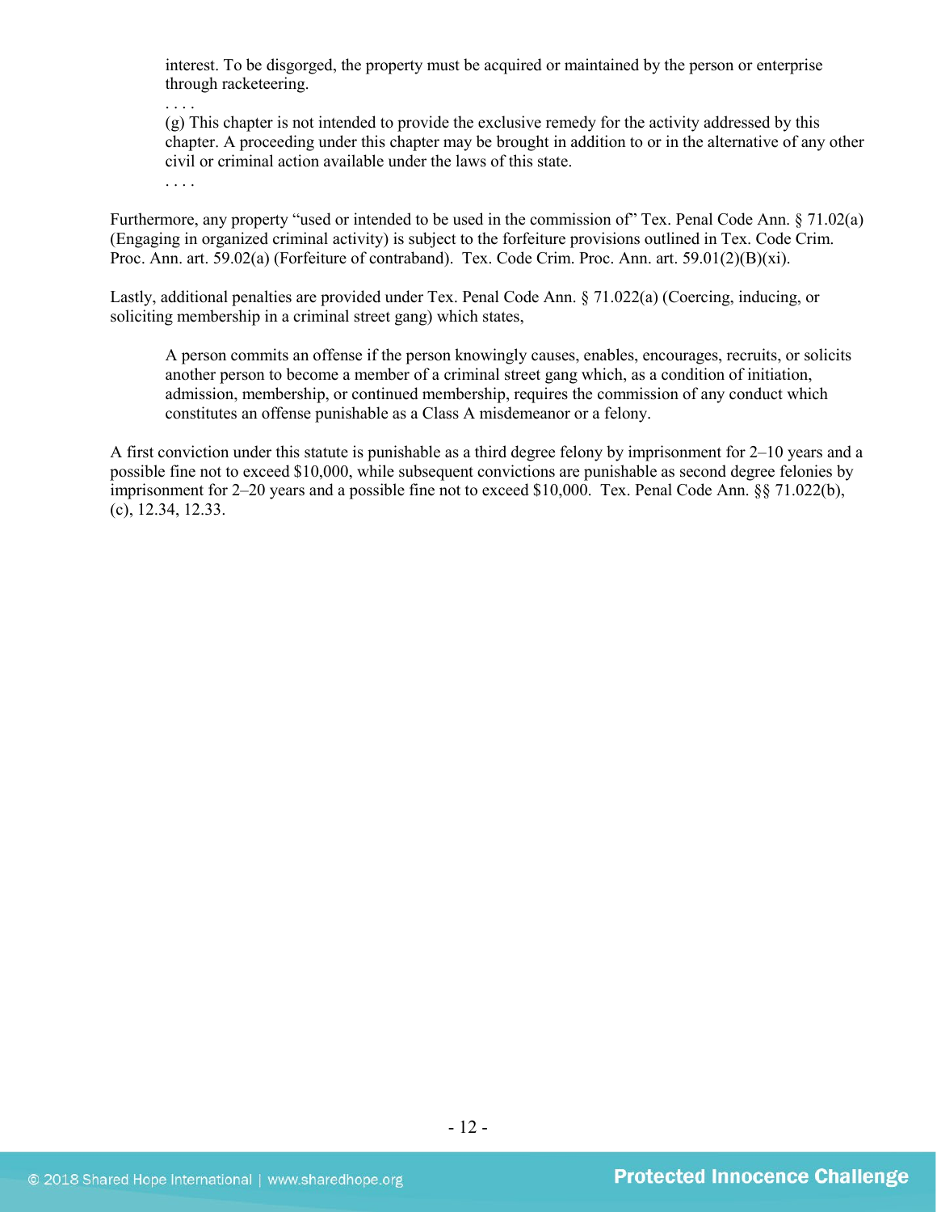> interest. To be disgorged, the property must be acquired or maintained by the person or enterprise through racketeering.
>
> . . . .
>
> (g) This chapter is not intended to provide the exclusive remedy for the activity addressed by this chapter. A proceeding under this chapter may be brought in addition to or in the alternative of any other civil or criminal action available under the laws of this state.
>
> . . . .

Furthermore, any property "used or intended to be used in the commission of" Tex. Penal Code Ann. § 71.02(a) (Engaging in organized criminal activity) is subject to the forfeiture provisions outlined in Tex. Code Crim. Proc. Ann. art. 59.02(a) (Forfeiture of contraband). Tex. Code Crim. Proc. Ann. art. 59.01(2)(B)(xi).

Lastly, additional penalties are provided under Tex. Penal Code Ann. § 71.022(a) (Coercing, inducing, or soliciting membership in a criminal street gang) which states,

> A person commits an offense if the person knowingly causes, enables, encourages, recruits, or solicits another person to become a member of a criminal street gang which, as a condition of initiation, admission, membership, or continued membership, requires the commission of any conduct which constitutes an offense punishable as a Class A misdemeanor or a felony.

A first conviction under this statute is punishable as a third degree felony by imprisonment for 2–10 years and a possible fine not to exceed $10,000, while subsequent convictions are punishable as second degree felonies by imprisonment for 2–20 years and a possible fine not to exceed $10,000. Tex. Penal Code Ann. §§ 71.022(b), (c), 12.34, 12.33.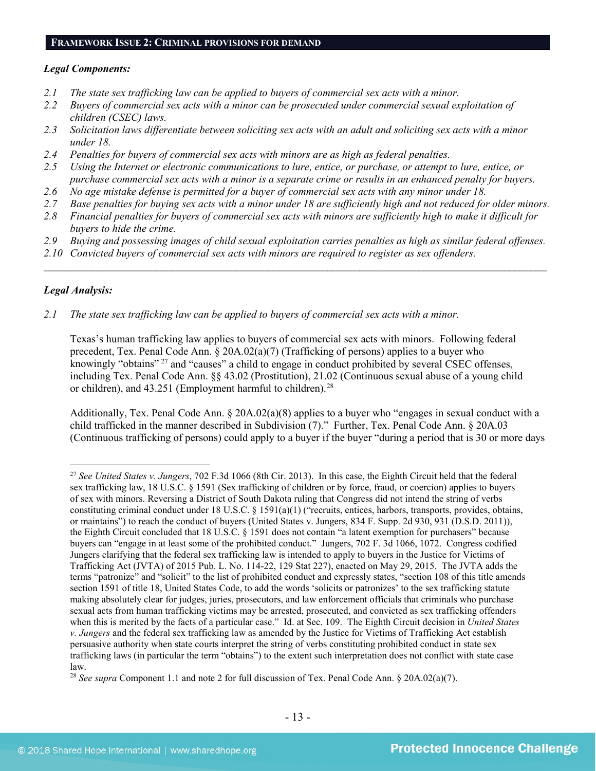## FRAMEWORK ISSUE 2: CRIMINAL PROVISIONS FOR DEMAND

***Legal Components:***

*2.1 The state sex trafficking law can be applied to buyers of commercial sex acts with a minor.*
*2.2 Buyers of commercial sex acts with a minor can be prosecuted under commercial sexual exploitation of children (CSEC) laws.*
*2.3 Solicitation laws differentiate between soliciting sex acts with an adult and soliciting sex acts with a minor under 18.*
*2.4 Penalties for buyers of commercial sex acts with minors are as high as federal penalties.*
*2.5 Using the Internet or electronic communications to lure, entice, or purchase, or attempt to lure, entice, or purchase commercial sex acts with a minor is a separate crime or results in an enhanced penalty for buyers.*
*2.6 No age mistake defense is permitted for a buyer of commercial sex acts with any minor under 18.*
*2.7 Base penalties for buying sex acts with a minor under 18 are sufficiently high and not reduced for older minors.*
*2.8 Financial penalties for buyers of commercial sex acts with minors are sufficiently high to make it difficult for buyers to hide the crime.*
*2.9 Buying and possessing images of child sexual exploitation carries penalties as high as similar federal offenses.*
*2.10 Convicted buyers of commercial sex acts with minors are required to register as sex offenders.*

---

***Legal Analysis:***

*2.1 The state sex trafficking law can be applied to buyers of commercial sex acts with a minor.*

Texas's human trafficking law applies to buyers of commercial sex acts with minors. Following federal precedent, Tex. Penal Code Ann. § 20A.02(a)(7) (Trafficking of persons) applies to a buyer who knowingly "obtains" [27] and "causes" a child to engage in conduct prohibited by several CSEC offenses, including Tex. Penal Code Ann. §§ 43.02 (Prostitution), 21.02 (Continuous sexual abuse of a young child or children), and 43.251 (Employment harmful to children).[28]

Additionally, Tex. Penal Code Ann. § 20A.02(a)(8) applies to a buyer who "engages in sexual conduct with a child trafficked in the manner described in Subdivision (7)." Further, Tex. Penal Code Ann. § 20A.03 (Continuous trafficking of persons) could apply to a buyer if the buyer "during a period that is 30 or more days

---

[27] *See United States v. Jungers*, 702 F.3d 1066 (8th Cir. 2013). In this case, the Eighth Circuit held that the federal sex trafficking law, 18 U.S.C. § 1591 (Sex trafficking of children or by force, fraud, or coercion) applies to buyers of sex with minors. Reversing a District of South Dakota ruling that Congress did not intend the string of verbs constituting criminal conduct under 18 U.S.C. § 1591(a)(1) ("recruits, entices, harbors, transports, provides, obtains, or maintains") to reach the conduct of buyers (United States v. Jungers, 834 F. Supp. 2d 930, 931 (D.S.D. 2011)), the Eighth Circuit concluded that 18 U.S.C. § 1591 does not contain "a latent exemption for purchasers" because buyers can "engage in at least some of the prohibited conduct." Jungers, 702 F. 3d 1066, 1072. Congress codified Jungers clarifying that the federal sex trafficking law is intended to apply to buyers in the Justice for Victims of Trafficking Act (JVTA) of 2015 Pub. L. No. 114-22, 129 Stat 227), enacted on May 29, 2015. The JVTA adds the terms "patronize" and "solicit" to the list of prohibited conduct and expressly states, "section 108 of this title amends section 1591 of title 18, United States Code, to add the words 'solicits or patronizes' to the sex trafficking statute making absolutely clear for judges, juries, prosecutors, and law enforcement officials that criminals who purchase sexual acts from human trafficking victims may be arrested, prosecuted, and convicted as sex trafficking offenders when this is merited by the facts of a particular case." Id. at Sec. 109. The Eighth Circuit decision in *United States v. Jungers* and the federal sex trafficking law as amended by the Justice for Victims of Trafficking Act establish persuasive authority when state courts interpret the string of verbs constituting prohibited conduct in state sex trafficking laws (in particular the term "obtains") to the extent such interpretation does not conflict with state case law.

[28] *See supra* Component 1.1 and note 2 for full discussion of Tex. Penal Code Ann. § 20A.02(a)(7).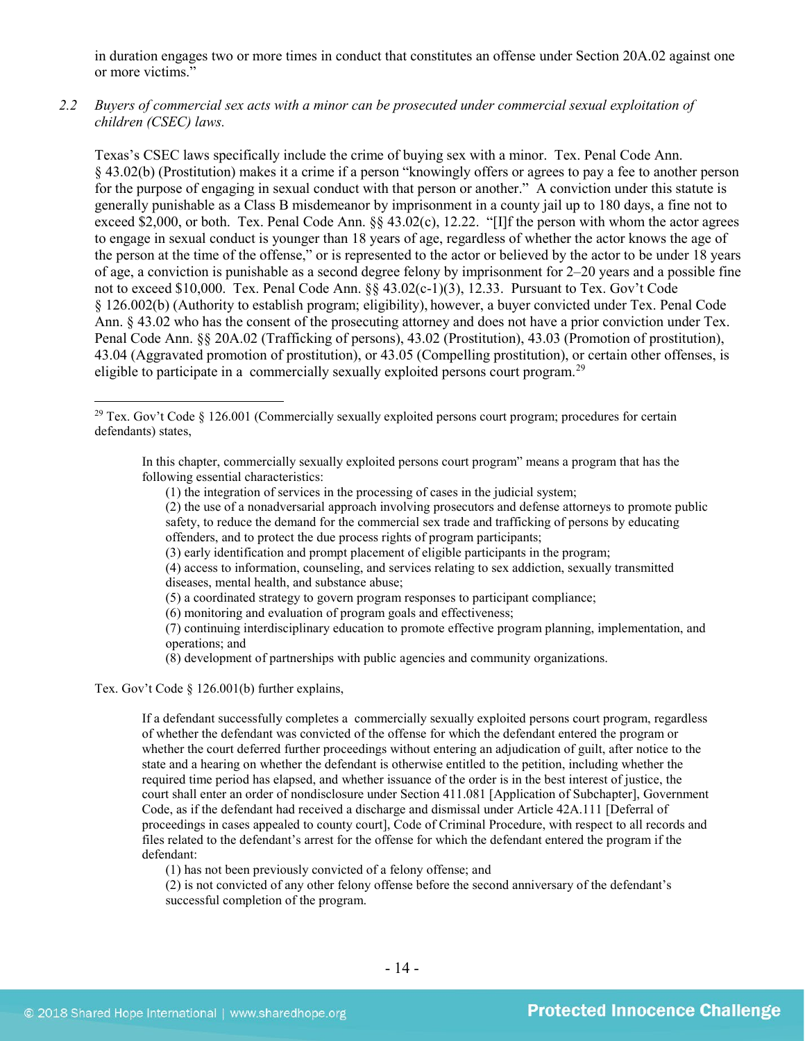in duration engages two or more times in conduct that constitutes an offense under Section 20A.02 against one or more victims."

2.2 *Buyers of commercial sex acts with a minor can be prosecuted under commercial sexual exploitation of children (CSEC) laws.*

Texas's CSEC laws specifically include the crime of buying sex with a minor. Tex. Penal Code Ann. § 43.02(b) (Prostitution) makes it a crime if a person "knowingly offers or agrees to pay a fee to another person for the purpose of engaging in sexual conduct with that person or another." A conviction under this statute is generally punishable as a Class B misdemeanor by imprisonment in a county jail up to 180 days, a fine not to exceed $2,000, or both. Tex. Penal Code Ann. §§ 43.02(c), 12.22. "[I]f the person with whom the actor agrees to engage in sexual conduct is younger than 18 years of age, regardless of whether the actor knows the age of the person at the time of the offense," or is represented to the actor or believed by the actor to be under 18 years of age, a conviction is punishable as a second degree felony by imprisonment for 2–20 years and a possible fine not to exceed $10,000. Tex. Penal Code Ann. §§ 43.02(c-1)(3), 12.33. Pursuant to Tex. Gov't Code § 126.002(b) (Authority to establish program; eligibility), however, a buyer convicted under Tex. Penal Code Ann. § 43.02 who has the consent of the prosecuting attorney and does not have a prior conviction under Tex. Penal Code Ann. §§ 20A.02 (Trafficking of persons), 43.02 (Prostitution), 43.03 (Promotion of prostitution), 43.04 (Aggravated promotion of prostitution), or 43.05 (Compelling prostitution), or certain other offenses, is eligible to participate in a commercially sexually exploited persons court program.[29]

---

[29] Tex. Gov't Code § 126.001 (Commercially sexually exploited persons court program; procedures for certain defendants) states,

> In this chapter, commercially sexually exploited persons court program" means a program that has the following essential characteristics:
>
> (1) the integration of services in the processing of cases in the judicial system;
>
> (2) the use of a nonadversarial approach involving prosecutors and defense attorneys to promote public safety, to reduce the demand for the commercial sex trade and trafficking of persons by educating offenders, and to protect the due process rights of program participants;
>
> (3) early identification and prompt placement of eligible participants in the program;
>
> (4) access to information, counseling, and services relating to sex addiction, sexually transmitted diseases, mental health, and substance abuse;
>
> (5) a coordinated strategy to govern program responses to participant compliance;
>
> (6) monitoring and evaluation of program goals and effectiveness;
>
> (7) continuing interdisciplinary education to promote effective program planning, implementation, and operations; and
>
> (8) development of partnerships with public agencies and community organizations.

Tex. Gov't Code § 126.001(b) further explains,

> If a defendant successfully completes a commercially sexually exploited persons court program, regardless of whether the defendant was convicted of the offense for which the defendant entered the program or whether the court deferred further proceedings without entering an adjudication of guilt, after notice to the state and a hearing on whether the defendant is otherwise entitled to the petition, including whether the required time period has elapsed, and whether issuance of the order is in the best interest of justice, the court shall enter an order of nondisclosure under Section 411.081 [Application of Subchapter], Government Code, as if the defendant had received a discharge and dismissal under Article 42A.111 [Deferral of proceedings in cases appealed to county court], Code of Criminal Procedure, with respect to all records and files related to the defendant's arrest for the offense for which the defendant entered the program if the defendant:
>
> (1) has not been previously convicted of a felony offense; and
>
> (2) is not convicted of any other felony offense before the second anniversary of the defendant's successful completion of the program.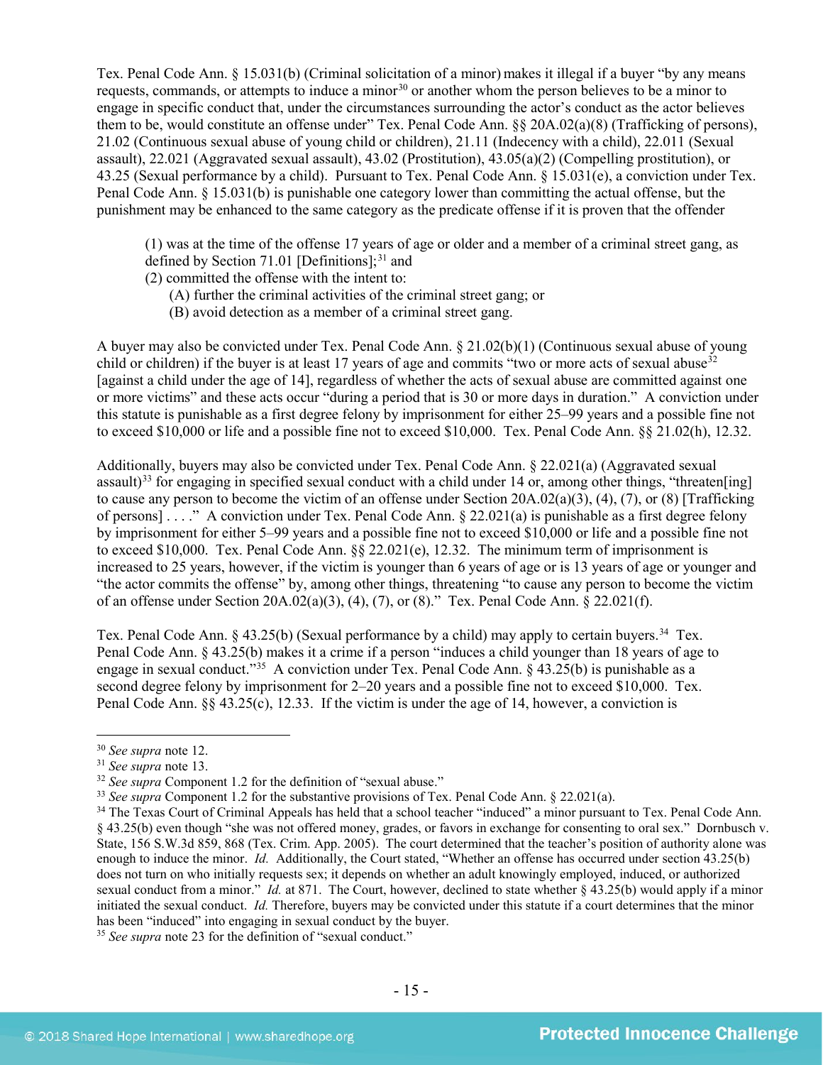Tex. Penal Code Ann. § 15.031(b) (Criminal solicitation of a minor) makes it illegal if a buyer "by any means requests, commands, or attempts to induce a minor[30] or another whom the person believes to be a minor to engage in specific conduct that, under the circumstances surrounding the actor's conduct as the actor believes them to be, would constitute an offense under" Tex. Penal Code Ann. §§ 20A.02(a)(8) (Trafficking of persons), 21.02 (Continuous sexual abuse of young child or children), 21.11 (Indecency with a child), 22.011 (Sexual assault), 22.021 (Aggravated sexual assault), 43.02 (Prostitution), 43.05(a)(2) (Compelling prostitution), or 43.25 (Sexual performance by a child). Pursuant to Tex. Penal Code Ann. § 15.031(e), a conviction under Tex. Penal Code Ann. § 15.031(b) is punishable one category lower than committing the actual offense, but the punishment may be enhanced to the same category as the predicate offense if it is proven that the offender

> (1) was at the time of the offense 17 years of age or older and a member of a criminal street gang, as defined by Section 71.01 [Definitions];[31] and
> (2) committed the offense with the intent to:
> (A) further the criminal activities of the criminal street gang; or
> (B) avoid detection as a member of a criminal street gang.

A buyer may also be convicted under Tex. Penal Code Ann. § 21.02(b)(1) (Continuous sexual abuse of young child or children) if the buyer is at least 17 years of age and commits "two or more acts of sexual abuse[32] [against a child under the age of 14], regardless of whether the acts of sexual abuse are committed against one or more victims" and these acts occur "during a period that is 30 or more days in duration." A conviction under this statute is punishable as a first degree felony by imprisonment for either 25–99 years and a possible fine not to exceed $10,000 or life and a possible fine not to exceed $10,000. Tex. Penal Code Ann. §§ 21.02(h), 12.32.

Additionally, buyers may also be convicted under Tex. Penal Code Ann. § 22.021(a) (Aggravated sexual assault)[33] for engaging in specified sexual conduct with a child under 14 or, among other things, "threaten[ing] to cause any person to become the victim of an offense under Section 20A.02(a)(3), (4), (7), or (8) [Trafficking of persons] . . . ." A conviction under Tex. Penal Code Ann. § 22.021(a) is punishable as a first degree felony by imprisonment for either 5–99 years and a possible fine not to exceed $10,000 or life and a possible fine not to exceed $10,000. Tex. Penal Code Ann. §§ 22.021(e), 12.32. The minimum term of imprisonment is increased to 25 years, however, if the victim is younger than 6 years of age or is 13 years of age or younger and "the actor commits the offense" by, among other things, threatening "to cause any person to become the victim of an offense under Section 20A.02(a)(3), (4), (7), or (8)." Tex. Penal Code Ann. § 22.021(f).

Tex. Penal Code Ann. § 43.25(b) (Sexual performance by a child) may apply to certain buyers.[34] Tex. Penal Code Ann. § 43.25(b) makes it a crime if a person "induces a child younger than 18 years of age to engage in sexual conduct."[35] A conviction under Tex. Penal Code Ann. § 43.25(b) is punishable as a second degree felony by imprisonment for 2–20 years and a possible fine not to exceed $10,000. Tex. Penal Code Ann. §§ 43.25(c), 12.33. If the victim is under the age of 14, however, a conviction is

---

[30] *See supra* note 12.

[31] *See supra* note 13.

[32] *See supra* Component 1.2 for the definition of "sexual abuse."

[33] *See supra* Component 1.2 for the substantive provisions of Tex. Penal Code Ann. § 22.021(a).

[34] The Texas Court of Criminal Appeals has held that a school teacher "induced" a minor pursuant to Tex. Penal Code Ann. § 43.25(b) even though "she was not offered money, grades, or favors in exchange for consenting to oral sex." Dornbusch v. State, 156 S.W.3d 859, 868 (Tex. Crim. App. 2005). The court determined that the teacher's position of authority alone was enough to induce the minor. *Id.* Additionally, the Court stated, "Whether an offense has occurred under section 43.25(b) does not turn on who initially requests sex; it depends on whether an adult knowingly employed, induced, or authorized sexual conduct from a minor." *Id.* at 871. The Court, however, declined to state whether § 43.25(b) would apply if a minor initiated the sexual conduct. *Id.* Therefore, buyers may be convicted under this statute if a court determines that the minor has been "induced" into engaging in sexual conduct by the buyer.

[35] *See supra* note 23 for the definition of "sexual conduct."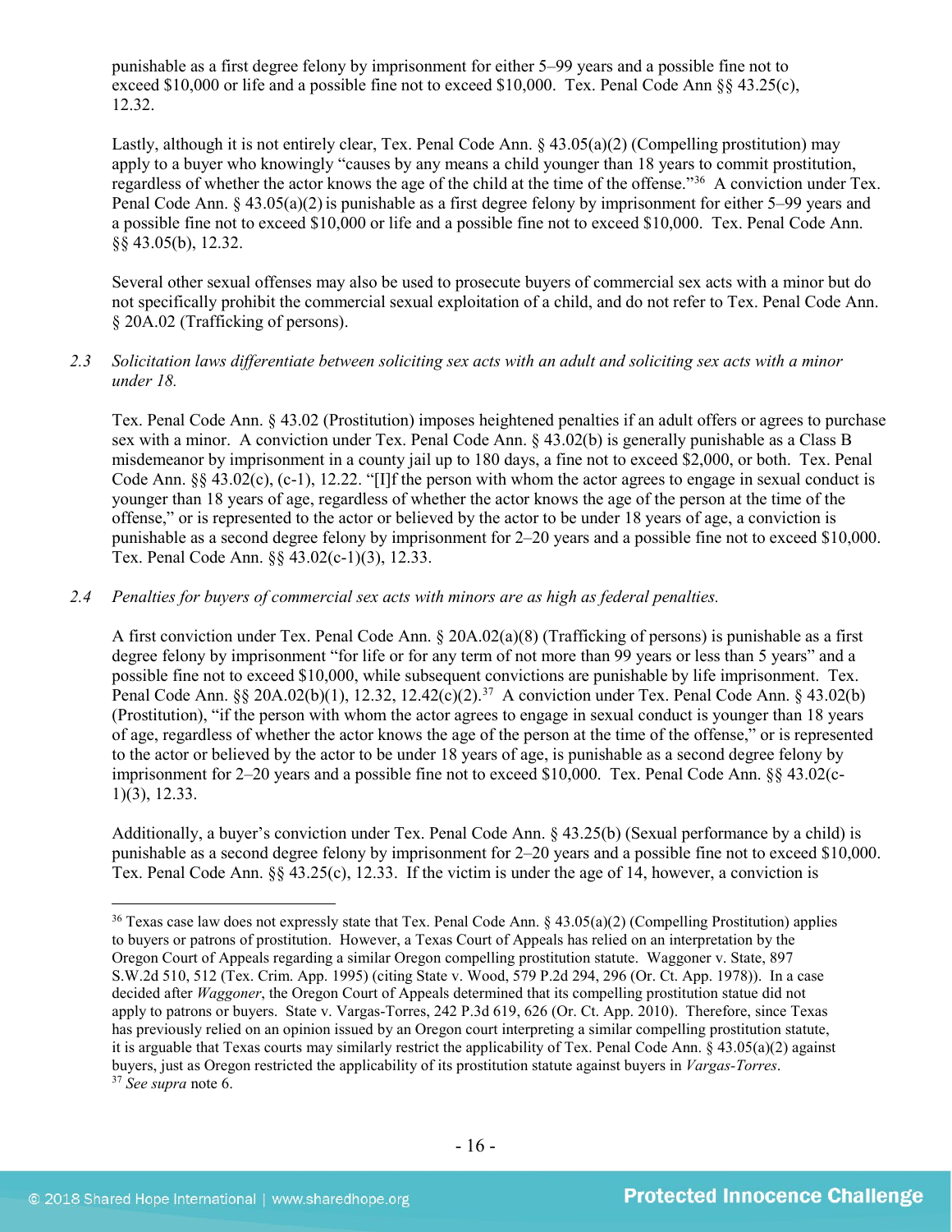punishable as a first degree felony by imprisonment for either 5–99 years and a possible fine not to exceed $10,000 or life and a possible fine not to exceed $10,000. Tex. Penal Code Ann §§ 43.25(c), 12.32.

Lastly, although it is not entirely clear, Tex. Penal Code Ann. § 43.05(a)(2) (Compelling prostitution) may apply to a buyer who knowingly "causes by any means a child younger than 18 years to commit prostitution, regardless of whether the actor knows the age of the child at the time of the offense."[36] A conviction under Tex. Penal Code Ann. § 43.05(a)(2) is punishable as a first degree felony by imprisonment for either 5–99 years and a possible fine not to exceed $10,000 or life and a possible fine not to exceed $10,000. Tex. Penal Code Ann. §§ 43.05(b), 12.32.

Several other sexual offenses may also be used to prosecute buyers of commercial sex acts with a minor but do not specifically prohibit the commercial sexual exploitation of a child, and do not refer to Tex. Penal Code Ann. § 20A.02 (Trafficking of persons).

2.3 *Solicitation laws differentiate between soliciting sex acts with an adult and soliciting sex acts with a minor under 18.*

Tex. Penal Code Ann. § 43.02 (Prostitution) imposes heightened penalties if an adult offers or agrees to purchase sex with a minor. A conviction under Tex. Penal Code Ann. § 43.02(b) is generally punishable as a Class B misdemeanor by imprisonment in a county jail up to 180 days, a fine not to exceed $2,000, or both. Tex. Penal Code Ann. §§ 43.02(c), (c-1), 12.22. "[I]f the person with whom the actor agrees to engage in sexual conduct is younger than 18 years of age, regardless of whether the actor knows the age of the person at the time of the offense," or is represented to the actor or believed by the actor to be under 18 years of age, a conviction is punishable as a second degree felony by imprisonment for 2–20 years and a possible fine not to exceed $10,000. Tex. Penal Code Ann. §§ 43.02(c-1)(3), 12.33.

2.4 *Penalties for buyers of commercial sex acts with minors are as high as federal penalties.*

A first conviction under Tex. Penal Code Ann. § 20A.02(a)(8) (Trafficking of persons) is punishable as a first degree felony by imprisonment "for life or for any term of not more than 99 years or less than 5 years" and a possible fine not to exceed $10,000, while subsequent convictions are punishable by life imprisonment. Tex. Penal Code Ann. §§ 20A.02(b)(1), 12.32, 12.42(c)(2).[37] A conviction under Tex. Penal Code Ann. § 43.02(b) (Prostitution), "if the person with whom the actor agrees to engage in sexual conduct is younger than 18 years of age, regardless of whether the actor knows the age of the person at the time of the offense," or is represented to the actor or believed by the actor to be under 18 years of age, is punishable as a second degree felony by imprisonment for 2–20 years and a possible fine not to exceed $10,000. Tex. Penal Code Ann. §§ 43.02(c-1)(3), 12.33.

Additionally, a buyer's conviction under Tex. Penal Code Ann. § 43.25(b) (Sexual performance by a child) is punishable as a second degree felony by imprisonment for 2–20 years and a possible fine not to exceed $10,000. Tex. Penal Code Ann. §§ 43.25(c), 12.33. If the victim is under the age of 14, however, a conviction is

---

[36] Texas case law does not expressly state that Tex. Penal Code Ann. § 43.05(a)(2) (Compelling Prostitution) applies to buyers or patrons of prostitution. However, a Texas Court of Appeals has relied on an interpretation by the Oregon Court of Appeals regarding a similar Oregon compelling prostitution statute. Waggoner v. State, 897 S.W.2d 510, 512 (Tex. Crim. App. 1995) (citing State v. Wood, 579 P.2d 294, 296 (Or. Ct. App. 1978)). In a case decided after *Waggoner*, the Oregon Court of Appeals determined that its compelling prostitution statue did not apply to patrons or buyers. State v. Vargas-Torres, 242 P.3d 619, 626 (Or. Ct. App. 2010). Therefore, since Texas has previously relied on an opinion issued by an Oregon court interpreting a similar compelling prostitution statute, it is arguable that Texas courts may similarly restrict the applicability of Tex. Penal Code Ann. § 43.05(a)(2) against buyers, just as Oregon restricted the applicability of its prostitution statute against buyers in *Vargas-Torres*.

[37] *See supra* note 6.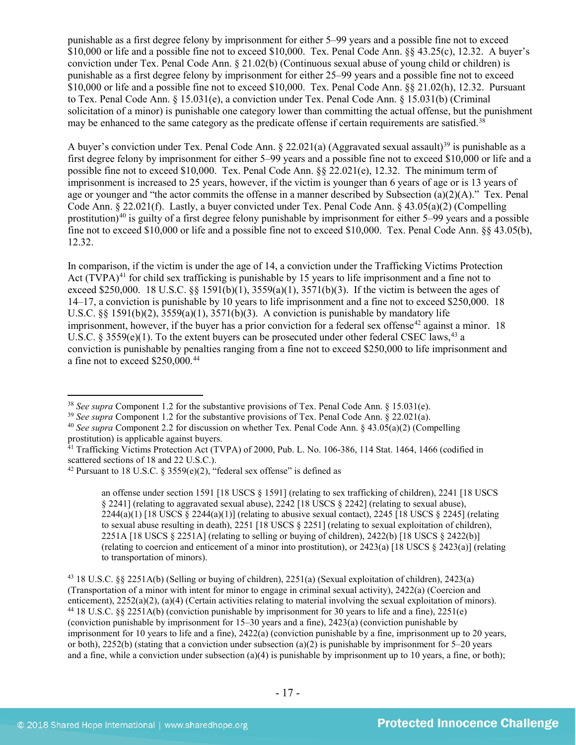punishable as a first degree felony by imprisonment for either 5–99 years and a possible fine not to exceed $10,000 or life and a possible fine not to exceed $10,000. Tex. Penal Code Ann. §§ 43.25(c), 12.32. A buyer's conviction under Tex. Penal Code Ann. § 21.02(b) (Continuous sexual abuse of young child or children) is punishable as a first degree felony by imprisonment for either 25–99 years and a possible fine not to exceed $10,000 or life and a possible fine not to exceed $10,000. Tex. Penal Code Ann. §§ 21.02(h), 12.32. Pursuant to Tex. Penal Code Ann. § 15.031(e), a conviction under Tex. Penal Code Ann. § 15.031(b) (Criminal solicitation of a minor) is punishable one category lower than committing the actual offense, but the punishment may be enhanced to the same category as the predicate offense if certain requirements are satisfied.[38]

A buyer's conviction under Tex. Penal Code Ann. § 22.021(a) (Aggravated sexual assault)[39] is punishable as a first degree felony by imprisonment for either 5–99 years and a possible fine not to exceed $10,000 or life and a possible fine not to exceed $10,000. Tex. Penal Code Ann. §§ 22.021(e), 12.32. The minimum term of imprisonment is increased to 25 years, however, if the victim is younger than 6 years of age or is 13 years of age or younger and "the actor commits the offense in a manner described by Subsection (a)(2)(A)." Tex. Penal Code Ann. § 22.021(f). Lastly, a buyer convicted under Tex. Penal Code Ann. § 43.05(a)(2) (Compelling prostitution)[40] is guilty of a first degree felony punishable by imprisonment for either 5–99 years and a possible fine not to exceed $10,000 or life and a possible fine not to exceed $10,000. Tex. Penal Code Ann. §§ 43.05(b), 12.32.

In comparison, if the victim is under the age of 14, a conviction under the Trafficking Victims Protection Act (TVPA)[41] for child sex trafficking is punishable by 15 years to life imprisonment and a fine not to exceed $250,000. 18 U.S.C. §§ 1591(b)(1), 3559(a)(1), 3571(b)(3). If the victim is between the ages of 14–17, a conviction is punishable by 10 years to life imprisonment and a fine not to exceed $250,000. 18 U.S.C. §§ 1591(b)(2), 3559(a)(1), 3571(b)(3). A conviction is punishable by mandatory life imprisonment, however, if the buyer has a prior conviction for a federal sex offense[42] against a minor. 18 U.S.C. § 3559(e)(1). To the extent buyers can be prosecuted under other federal CSEC laws,[43] a conviction is punishable by penalties ranging from a fine not to exceed $250,000 to life imprisonment and a fine not to exceed $250,000.[44]

---

[38] *See supra* Component 1.2 for the substantive provisions of Tex. Penal Code Ann. § 15.031(e).

[39] *See supra* Component 1.2 for the substantive provisions of Tex. Penal Code Ann. § 22.021(a).

[40] *See supra* Component 2.2 for discussion on whether Tex. Penal Code Ann. § 43.05(a)(2) (Compelling prostitution) is applicable against buyers.

[41] Trafficking Victims Protection Act (TVPA) of 2000, Pub. L. No. 106-386, 114 Stat. 1464, 1466 (codified in scattered sections of 18 and 22 U.S.C.).

[42] Pursuant to 18 U.S.C. § 3559(e)(2), "federal sex offense" is defined as

> an offense under section 1591 [18 USCS § 1591] (relating to sex trafficking of children), 2241 [18 USCS § 2241] (relating to aggravated sexual abuse), 2242 [18 USCS § 2242] (relating to sexual abuse), 2244(a)(1) [18 USCS § 2244(a)(1)] (relating to abusive sexual contact), 2245 [18 USCS § 2245] (relating to sexual abuse resulting in death), 2251 [18 USCS § 2251] (relating to sexual exploitation of children), 2251A [18 USCS § 2251A] (relating to selling or buying of children), 2422(b) [18 USCS § 2422(b)] (relating to coercion and enticement of a minor into prostitution), or 2423(a) [18 USCS § 2423(a)] (relating to transportation of minors).

[43] 18 U.S.C. §§ 2251A(b) (Selling or buying of children), 2251(a) (Sexual exploitation of children), 2423(a) (Transportation of a minor with intent for minor to engage in criminal sexual activity), 2422(a) (Coercion and enticement), 2252(a)(2), (a)(4) (Certain activities relating to material involving the sexual exploitation of minors).

[44] 18 U.S.C. §§ 2251A(b) (conviction punishable by imprisonment for 30 years to life and a fine), 2251(e) (conviction punishable by imprisonment for 15–30 years and a fine), 2423(a) (conviction punishable by imprisonment for 10 years to life and a fine), 2422(a) (conviction punishable by a fine, imprisonment up to 20 years, or both), 2252(b) (stating that a conviction under subsection (a)(2) is punishable by imprisonment for 5–20 years and a fine, while a conviction under subsection (a)(4) is punishable by imprisonment up to 10 years, a fine, or both);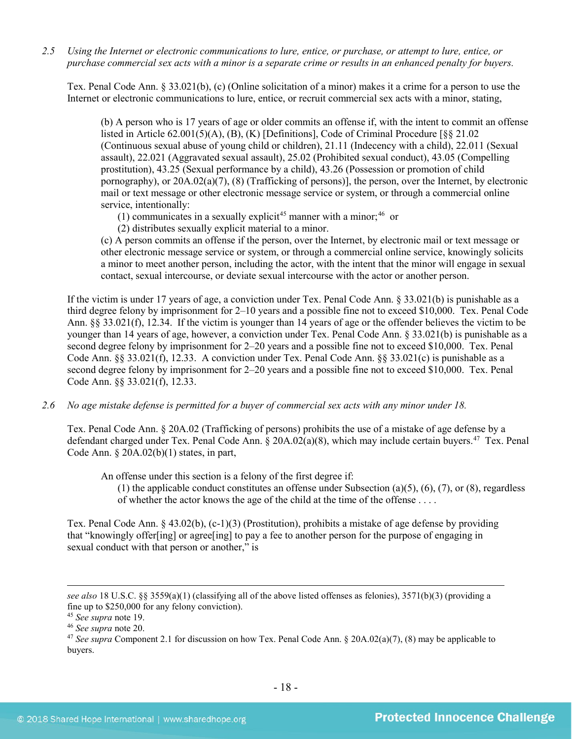*2.5 Using the Internet or electronic communications to lure, entice, or purchase, or attempt to lure, entice, or purchase commercial sex acts with a minor is a separate crime or results in an enhanced penalty for buyers.*

Tex. Penal Code Ann. § 33.021(b), (c) (Online solicitation of a minor) makes it a crime for a person to use the Internet or electronic communications to lure, entice, or recruit commercial sex acts with a minor, stating,

> (b) A person who is 17 years of age or older commits an offense if, with the intent to commit an offense listed in Article 62.001(5)(A), (B), (K) [Definitions], Code of Criminal Procedure [§§ 21.02 (Continuous sexual abuse of young child or children), 21.11 (Indecency with a child), 22.011 (Sexual assault), 22.021 (Aggravated sexual assault), 25.02 (Prohibited sexual conduct), 43.05 (Compelling prostitution), 43.25 (Sexual performance by a child), 43.26 (Possession or promotion of child pornography), or 20A.02(a)(7), (8) (Trafficking of persons)], the person, over the Internet, by electronic mail or text message or other electronic message service or system, or through a commercial online service, intentionally:
>
> (1) communicates in a sexually explicit[45] manner with a minor;[46] or
>
> (2) distributes sexually explicit material to a minor.
>
> (c) A person commits an offense if the person, over the Internet, by electronic mail or text message or other electronic message service or system, or through a commercial online service, knowingly solicits a minor to meet another person, including the actor, with the intent that the minor will engage in sexual contact, sexual intercourse, or deviate sexual intercourse with the actor or another person.

If the victim is under 17 years of age, a conviction under Tex. Penal Code Ann. § 33.021(b) is punishable as a third degree felony by imprisonment for 2–10 years and a possible fine not to exceed $10,000. Tex. Penal Code Ann. §§ 33.021(f), 12.34. If the victim is younger than 14 years of age or the offender believes the victim to be younger than 14 years of age, however, a conviction under Tex. Penal Code Ann. § 33.021(b) is punishable as a second degree felony by imprisonment for 2–20 years and a possible fine not to exceed $10,000. Tex. Penal Code Ann. §§ 33.021(f), 12.33. A conviction under Tex. Penal Code Ann. §§ 33.021(c) is punishable as a second degree felony by imprisonment for 2–20 years and a possible fine not to exceed $10,000. Tex. Penal Code Ann. §§ 33.021(f), 12.33.

*2.6 No age mistake defense is permitted for a buyer of commercial sex acts with any minor under 18.*

Tex. Penal Code Ann. § 20A.02 (Trafficking of persons) prohibits the use of a mistake of age defense by a defendant charged under Tex. Penal Code Ann. § 20A.02(a)(8), which may include certain buyers.[47] Tex. Penal Code Ann. § 20A.02(b)(1) states, in part,

> An offense under this section is a felony of the first degree if:
>
> (1) the applicable conduct constitutes an offense under Subsection (a)(5), (6), (7), or (8), regardless of whether the actor knows the age of the child at the time of the offense . . . .

Tex. Penal Code Ann. § 43.02(b), (c-1)(3) (Prostitution), prohibits a mistake of age defense by providing that "knowingly offer[ing] or agree[ing] to pay a fee to another person for the purpose of engaging in sexual conduct with that person or another," is

---

*see also* 18 U.S.C. §§ 3559(a)(1) (classifying all of the above listed offenses as felonies), 3571(b)(3) (providing a fine up to $250,000 for any felony conviction).

[45] *See supra* note 19.

[46] *See supra* note 20.

[47] *See supra* Component 2.1 for discussion on how Tex. Penal Code Ann. § 20A.02(a)(7), (8) may be applicable to buyers.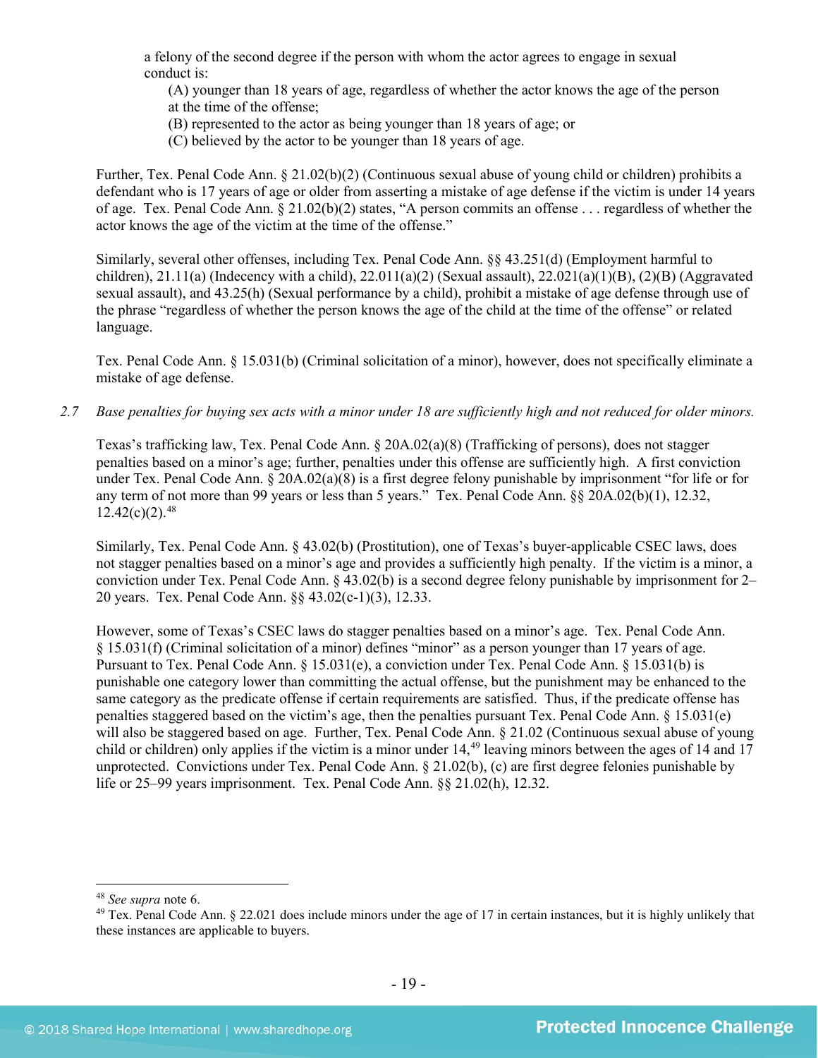a felony of the second degree if the person with whom the actor agrees to engage in sexual conduct is:

(A) younger than 18 years of age, regardless of whether the actor knows the age of the person at the time of the offense;
(B) represented to the actor as being younger than 18 years of age; or
(C) believed by the actor to be younger than 18 years of age.

Further, Tex. Penal Code Ann. § 21.02(b)(2) (Continuous sexual abuse of young child or children) prohibits a defendant who is 17 years of age or older from asserting a mistake of age defense if the victim is under 14 years of age. Tex. Penal Code Ann. § 21.02(b)(2) states, "A person commits an offense . . . regardless of whether the actor knows the age of the victim at the time of the offense."

Similarly, several other offenses, including Tex. Penal Code Ann. §§ 43.251(d) (Employment harmful to children), 21.11(a) (Indecency with a child), 22.011(a)(2) (Sexual assault), 22.021(a)(1)(B), (2)(B) (Aggravated sexual assault), and 43.25(h) (Sexual performance by a child), prohibit a mistake of age defense through use of the phrase "regardless of whether the person knows the age of the child at the time of the offense" or related language.

Tex. Penal Code Ann. § 15.031(b) (Criminal solicitation of a minor), however, does not specifically eliminate a mistake of age defense.

*2.7 Base penalties for buying sex acts with a minor under 18 are sufficiently high and not reduced for older minors.*

Texas's trafficking law, Tex. Penal Code Ann. § 20A.02(a)(8) (Trafficking of persons), does not stagger penalties based on a minor's age; further, penalties under this offense are sufficiently high. A first conviction under Tex. Penal Code Ann. § 20A.02(a)(8) is a first degree felony punishable by imprisonment "for life or for any term of not more than 99 years or less than 5 years." Tex. Penal Code Ann. §§ 20A.02(b)(1), 12.32, 12.42(c)(2).[48]

Similarly, Tex. Penal Code Ann. § 43.02(b) (Prostitution), one of Texas's buyer-applicable CSEC laws, does not stagger penalties based on a minor's age and provides a sufficiently high penalty. If the victim is a minor, a conviction under Tex. Penal Code Ann. § 43.02(b) is a second degree felony punishable by imprisonment for 2–20 years. Tex. Penal Code Ann. §§ 43.02(c-1)(3), 12.33.

However, some of Texas's CSEC laws do stagger penalties based on a minor's age. Tex. Penal Code Ann. § 15.031(f) (Criminal solicitation of a minor) defines "minor" as a person younger than 17 years of age. Pursuant to Tex. Penal Code Ann. § 15.031(e), a conviction under Tex. Penal Code Ann. § 15.031(b) is punishable one category lower than committing the actual offense, but the punishment may be enhanced to the same category as the predicate offense if certain requirements are satisfied. Thus, if the predicate offense has penalties staggered based on the victim's age, then the penalties pursuant Tex. Penal Code Ann. § 15.031(e) will also be staggered based on age. Further, Tex. Penal Code Ann. § 21.02 (Continuous sexual abuse of young child or children) only applies if the victim is a minor under 14,[49] leaving minors between the ages of 14 and 17 unprotected. Convictions under Tex. Penal Code Ann. § 21.02(b), (c) are first degree felonies punishable by life or 25–99 years imprisonment. Tex. Penal Code Ann. §§ 21.02(h), 12.32.

---

[48] *See supra* note 6.

[49] Tex. Penal Code Ann. § 22.021 does include minors under the age of 17 in certain instances, but it is highly unlikely that these instances are applicable to buyers.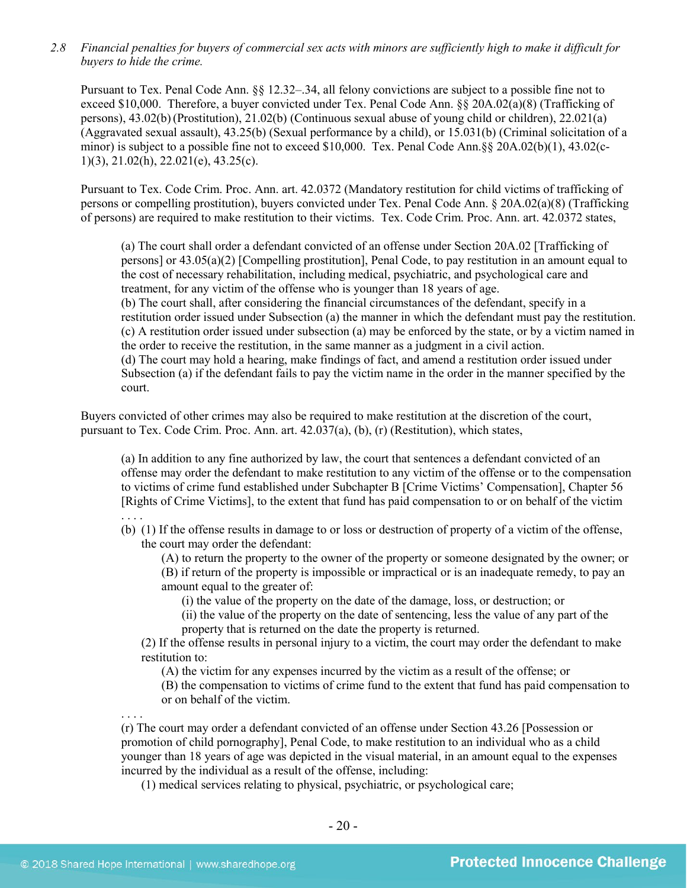2.8 *Financial penalties for buyers of commercial sex acts with minors are sufficiently high to make it difficult for buyers to hide the crime.*

Pursuant to Tex. Penal Code Ann. §§ 12.32–.34, all felony convictions are subject to a possible fine not to exceed $10,000. Therefore, a buyer convicted under Tex. Penal Code Ann. §§ 20A.02(a)(8) (Trafficking of persons), 43.02(b) (Prostitution), 21.02(b) (Continuous sexual abuse of young child or children), 22.021(a) (Aggravated sexual assault), 43.25(b) (Sexual performance by a child), or 15.031(b) (Criminal solicitation of a minor) is subject to a possible fine not to exceed $10,000. Tex. Penal Code Ann.§§ 20A.02(b)(1), 43.02(c-1)(3), 21.02(h), 22.021(e), 43.25(c).

Pursuant to Tex. Code Crim. Proc. Ann. art. 42.0372 (Mandatory restitution for child victims of trafficking of persons or compelling prostitution), buyers convicted under Tex. Penal Code Ann. § 20A.02(a)(8) (Trafficking of persons) are required to make restitution to their victims. Tex. Code Crim. Proc. Ann. art. 42.0372 states,

> (a) The court shall order a defendant convicted of an offense under Section 20A.02 [Trafficking of persons] or 43.05(a)(2) [Compelling prostitution], Penal Code, to pay restitution in an amount equal to the cost of necessary rehabilitation, including medical, psychiatric, and psychological care and treatment, for any victim of the offense who is younger than 18 years of age.
> (b) The court shall, after considering the financial circumstances of the defendant, specify in a restitution order issued under Subsection (a) the manner in which the defendant must pay the restitution.
> (c) A restitution order issued under subsection (a) may be enforced by the state, or by a victim named in the order to receive the restitution, in the same manner as a judgment in a civil action.
> (d) The court may hold a hearing, make findings of fact, and amend a restitution order issued under Subsection (a) if the defendant fails to pay the victim name in the order in the manner specified by the court.

Buyers convicted of other crimes may also be required to make restitution at the discretion of the court, pursuant to Tex. Code Crim. Proc. Ann. art. 42.037(a), (b), (r) (Restitution), which states,

> (a) In addition to any fine authorized by law, the court that sentences a defendant convicted of an offense may order the defendant to make restitution to any victim of the offense or to the compensation to victims of crime fund established under Subchapter B [Crime Victims' Compensation], Chapter 56 [Rights of Crime Victims], to the extent that fund has paid compensation to or on behalf of the victim . . . .
> (b) (1) If the offense results in damage to or loss or destruction of property of a victim of the offense, the court may order the defendant:
>
> (A) to return the property to the owner of the property or someone designated by the owner; or
> (B) if return of the property is impossible or impractical or is an inadequate remedy, to pay an amount equal to the greater of:
>
> (i) the value of the property on the date of the damage, loss, or destruction; or
> (ii) the value of the property on the date of sentencing, less the value of any part of the property that is returned on the date the property is returned.
>
> (2) If the offense results in personal injury to a victim, the court may order the defendant to make restitution to:
>
> (A) the victim for any expenses incurred by the victim as a result of the offense; or
> (B) the compensation to victims of crime fund to the extent that fund has paid compensation to or on behalf of the victim.
>
> . . . .
> (r) The court may order a defendant convicted of an offense under Section 43.26 [Possession or promotion of child pornography], Penal Code, to make restitution to an individual who as a child younger than 18 years of age was depicted in the visual material, in an amount equal to the expenses incurred by the individual as a result of the offense, including:
>
> (1) medical services relating to physical, psychiatric, or psychological care;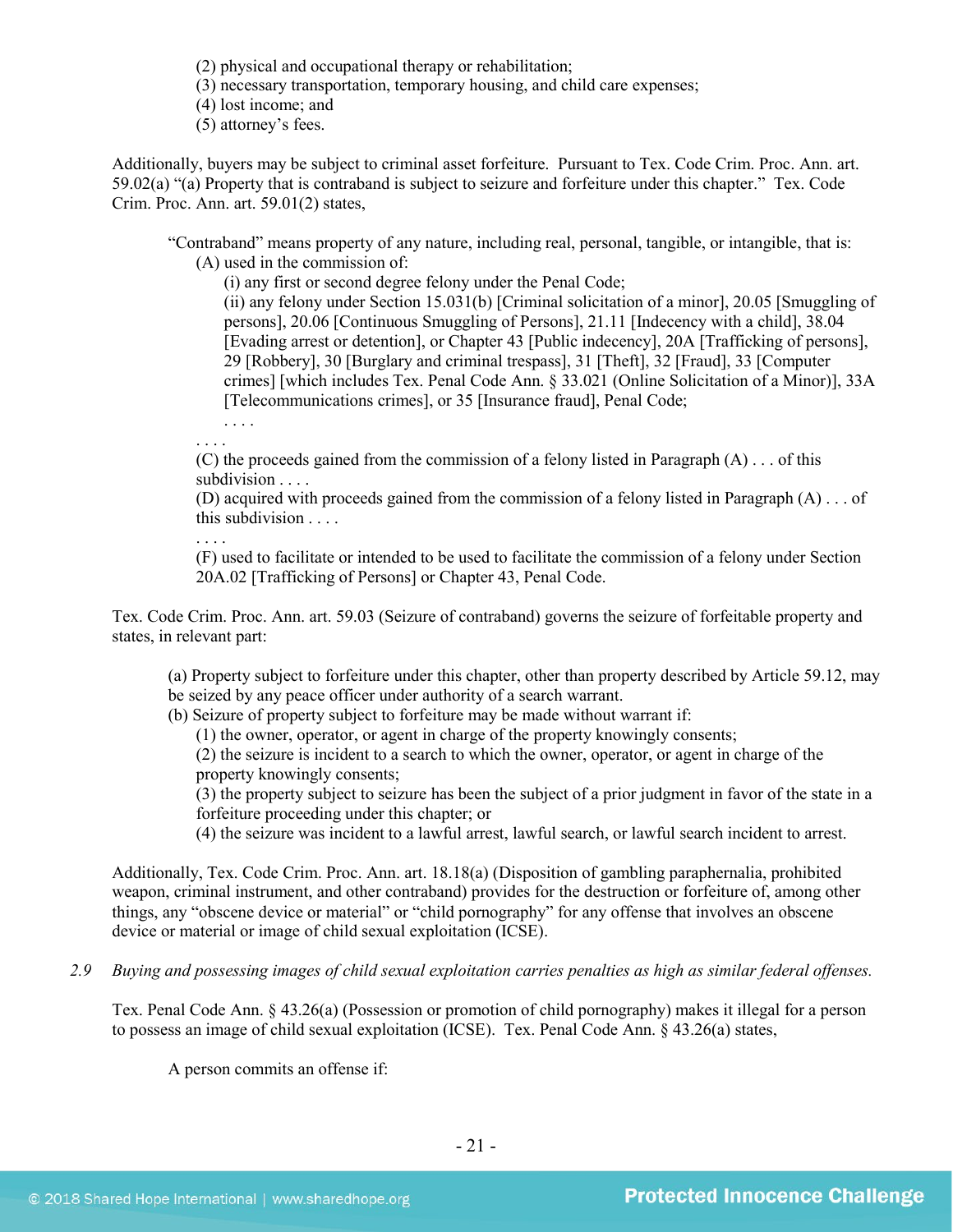(2) physical and occupational therapy or rehabilitation;
(3) necessary transportation, temporary housing, and child care expenses;
(4) lost income; and
(5) attorney's fees.

Additionally, buyers may be subject to criminal asset forfeiture. Pursuant to Tex. Code Crim. Proc. Ann. art. 59.02(a) "(a) Property that is contraband is subject to seizure and forfeiture under this chapter." Tex. Code Crim. Proc. Ann. art. 59.01(2) states,

> "Contraband" means property of any nature, including real, personal, tangible, or intangible, that is:
> (A) used in the commission of:
> (i) any first or second degree felony under the Penal Code;
> (ii) any felony under Section 15.031(b) [Criminal solicitation of a minor], 20.05 [Smuggling of persons], 20.06 [Continuous Smuggling of Persons], 21.11 [Indecency with a child], 38.04 [Evading arrest or detention], or Chapter 43 [Public indecency], 20A [Trafficking of persons], 29 [Robbery], 30 [Burglary and criminal trespass], 31 [Theft], 32 [Fraud], 33 [Computer crimes] [which includes Tex. Penal Code Ann. § 33.021 (Online Solicitation of a Minor)], 33A [Telecommunications crimes], or 35 [Insurance fraud], Penal Code;
> . . . .
> . . . .
> (C) the proceeds gained from the commission of a felony listed in Paragraph (A) . . . of this subdivision . . . .
> (D) acquired with proceeds gained from the commission of a felony listed in Paragraph (A) . . . of this subdivision . . . .
> . . . .
> (F) used to facilitate or intended to be used to facilitate the commission of a felony under Section 20A.02 [Trafficking of Persons] or Chapter 43, Penal Code.

Tex. Code Crim. Proc. Ann. art. 59.03 (Seizure of contraband) governs the seizure of forfeitable property and states, in relevant part:

> (a) Property subject to forfeiture under this chapter, other than property described by Article 59.12, may be seized by any peace officer under authority of a search warrant.
> (b) Seizure of property subject to forfeiture may be made without warrant if:
> (1) the owner, operator, or agent in charge of the property knowingly consents;
> (2) the seizure is incident to a search to which the owner, operator, or agent in charge of the property knowingly consents;
> (3) the property subject to seizure has been the subject of a prior judgment in favor of the state in a forfeiture proceeding under this chapter; or
> (4) the seizure was incident to a lawful arrest, lawful search, or lawful search incident to arrest.

Additionally, Tex. Code Crim. Proc. Ann. art. 18.18(a) (Disposition of gambling paraphernalia, prohibited weapon, criminal instrument, and other contraband) provides for the destruction or forfeiture of, among other things, any "obscene device or material" or "child pornography" for any offense that involves an obscene device or material or image of child sexual exploitation (ICSE).

*2.9 Buying and possessing images of child sexual exploitation carries penalties as high as similar federal offenses.*

Tex. Penal Code Ann. § 43.26(a) (Possession or promotion of child pornography) makes it illegal for a person to possess an image of child sexual exploitation (ICSE). Tex. Penal Code Ann. § 43.26(a) states,

> A person commits an offense if: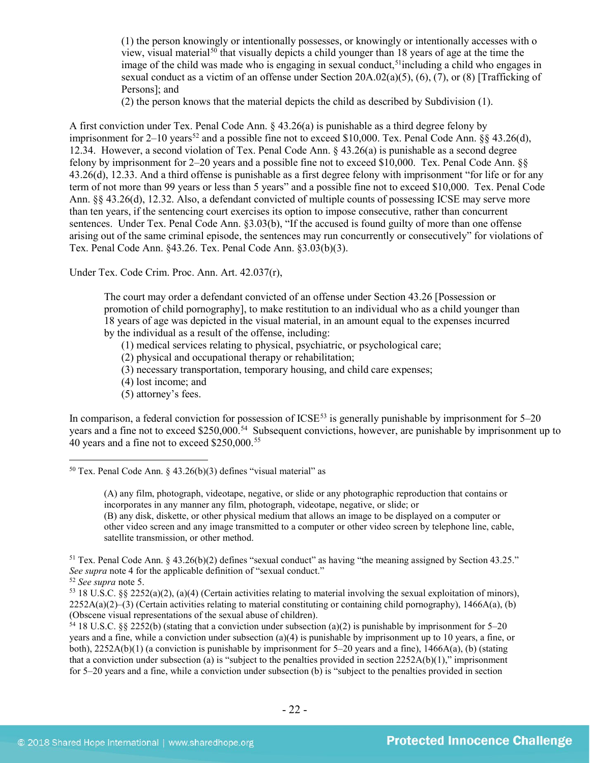(1) the person knowingly or intentionally possesses, or knowingly or intentionally accesses with o view, visual material[50] that visually depicts a child younger than 18 years of age at the time the image of the child was made who is engaging in sexual conduct,[51]including a child who engages in sexual conduct as a victim of an offense under Section 20A.02(a)(5), (6), (7), or (8) [Trafficking of Persons]; and

(2) the person knows that the material depicts the child as described by Subdivision (1).

A first conviction under Tex. Penal Code Ann. § 43.26(a) is punishable as a third degree felony by imprisonment for 2–10 years[52] and a possible fine not to exceed $10,000. Tex. Penal Code Ann. §§ 43.26(d), 12.34. However, a second violation of Tex. Penal Code Ann. § 43.26(a) is punishable as a second degree felony by imprisonment for 2–20 years and a possible fine not to exceed $10,000. Tex. Penal Code Ann. §§ 43.26(d), 12.33. And a third offense is punishable as a first degree felony with imprisonment "for life or for any term of not more than 99 years or less than 5 years" and a possible fine not to exceed $10,000. Tex. Penal Code Ann. §§ 43.26(d), 12.32. Also, a defendant convicted of multiple counts of possessing ICSE may serve more than ten years, if the sentencing court exercises its option to impose consecutive, rather than concurrent sentences. Under Tex. Penal Code Ann. §3.03(b), "If the accused is found guilty of more than one offense arising out of the same criminal episode, the sentences may run concurrently or consecutively" for violations of Tex. Penal Code Ann. §43.26. Tex. Penal Code Ann. §3.03(b)(3).

Under Tex. Code Crim. Proc. Ann. Art. 42.037(r),

> The court may order a defendant convicted of an offense under Section 43.26 [Possession or promotion of child pornography], to make restitution to an individual who as a child younger than 18 years of age was depicted in the visual material, in an amount equal to the expenses incurred by the individual as a result of the offense, including:
> (1) medical services relating to physical, psychiatric, or psychological care;
> (2) physical and occupational therapy or rehabilitation;
> (3) necessary transportation, temporary housing, and child care expenses;
> (4) lost income; and
> (5) attorney's fees.

In comparison, a federal conviction for possession of ICSE[53] is generally punishable by imprisonment for 5–20 years and a fine not to exceed $250,000.[54] Subsequent convictions, however, are punishable by imprisonment up to 40 years and a fine not to exceed $250,000.[55]

---

[50] Tex. Penal Code Ann. § 43.26(b)(3) defines "visual material" as

> (A) any film, photograph, videotape, negative, or slide or any photographic reproduction that contains or incorporates in any manner any film, photograph, videotape, negative, or slide; or
> (B) any disk, diskette, or other physical medium that allows an image to be displayed on a computer or other video screen and any image transmitted to a computer or other video screen by telephone line, cable, satellite transmission, or other method.

[51] Tex. Penal Code Ann. § 43.26(b)(2) defines "sexual conduct" as having "the meaning assigned by Section 43.25." *See supra* note 4 for the applicable definition of "sexual conduct."

[52] *See supra* note 5.

[53] 18 U.S.C. §§ 2252(a)(2), (a)(4) (Certain activities relating to material involving the sexual exploitation of minors), 2252A(a)(2)–(3) (Certain activities relating to material constituting or containing child pornography), 1466A(a), (b) (Obscene visual representations of the sexual abuse of children).

[54] 18 U.S.C. §§ 2252(b) (stating that a conviction under subsection (a)(2) is punishable by imprisonment for 5–20 years and a fine, while a conviction under subsection (a)(4) is punishable by imprisonment up to 10 years, a fine, or both), 2252A(b)(1) (a conviction is punishable by imprisonment for 5–20 years and a fine), 1466A(a), (b) (stating that a conviction under subsection (a) is "subject to the penalties provided in section 2252A(b)(1)," imprisonment for 5–20 years and a fine, while a conviction under subsection (b) is "subject to the penalties provided in section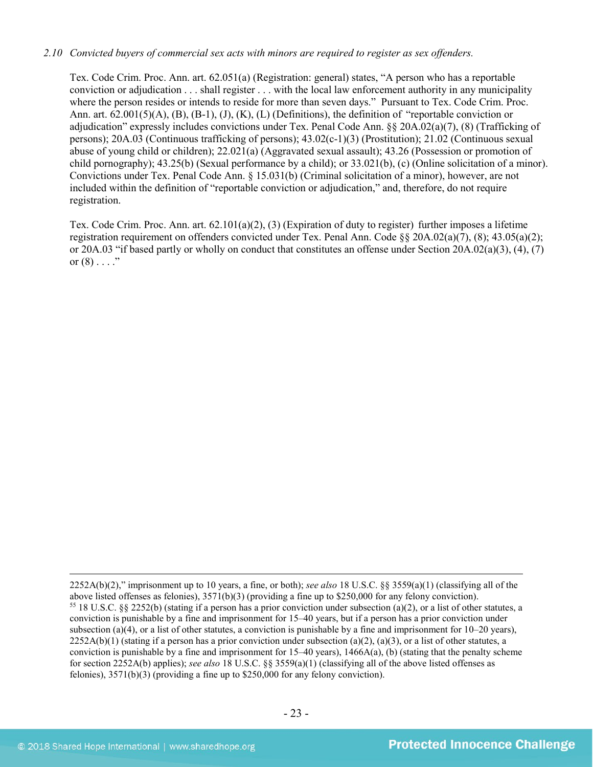*2.10 Convicted buyers of commercial sex acts with minors are required to register as sex offenders.*

Tex. Code Crim. Proc. Ann. art. 62.051(a) (Registration: general) states, "A person who has a reportable conviction or adjudication . . . shall register . . . with the local law enforcement authority in any municipality where the person resides or intends to reside for more than seven days." Pursuant to Tex. Code Crim. Proc. Ann. art. 62.001(5)(A), (B), (B-1), (J), (K), (L) (Definitions), the definition of "reportable conviction or adjudication" expressly includes convictions under Tex. Penal Code Ann. §§ 20A.02(a)(7), (8) (Trafficking of persons); 20A.03 (Continuous trafficking of persons); 43.02(c-1)(3) (Prostitution); 21.02 (Continuous sexual abuse of young child or children); 22.021(a) (Aggravated sexual assault); 43.26 (Possession or promotion of child pornography); 43.25(b) (Sexual performance by a child); or 33.021(b), (c) (Online solicitation of a minor). Convictions under Tex. Penal Code Ann. § 15.031(b) (Criminal solicitation of a minor), however, are not included within the definition of "reportable conviction or adjudication," and, therefore, do not require registration.

Tex. Code Crim. Proc. Ann. art. 62.101(a)(2), (3) (Expiration of duty to register) further imposes a lifetime registration requirement on offenders convicted under Tex. Penal Ann. Code §§ 20A.02(a)(7), (8); 43.05(a)(2); or 20A.03 "if based partly or wholly on conduct that constitutes an offense under Section 20A.02(a)(3), (4), (7) or (8) . . . ."

---

2252A(b)(2)," imprisonment up to 10 years, a fine, or both); *see also* 18 U.S.C. §§ 3559(a)(1) (classifying all of the above listed offenses as felonies), 3571(b)(3) (providing a fine up to $250,000 for any felony conviction).

[55] 18 U.S.C. §§ 2252(b) (stating if a person has a prior conviction under subsection (a)(2), or a list of other statutes, a conviction is punishable by a fine and imprisonment for 15–40 years, but if a person has a prior conviction under subsection (a)(4), or a list of other statutes, a conviction is punishable by a fine and imprisonment for 10–20 years), 2252A(b)(1) (stating if a person has a prior conviction under subsection (a)(2), (a)(3), or a list of other statutes, a conviction is punishable by a fine and imprisonment for 15–40 years), 1466A(a), (b) (stating that the penalty scheme for section 2252A(b) applies); *see also* 18 U.S.C. §§ 3559(a)(1) (classifying all of the above listed offenses as felonies), 3571(b)(3) (providing a fine up to $250,000 for any felony conviction).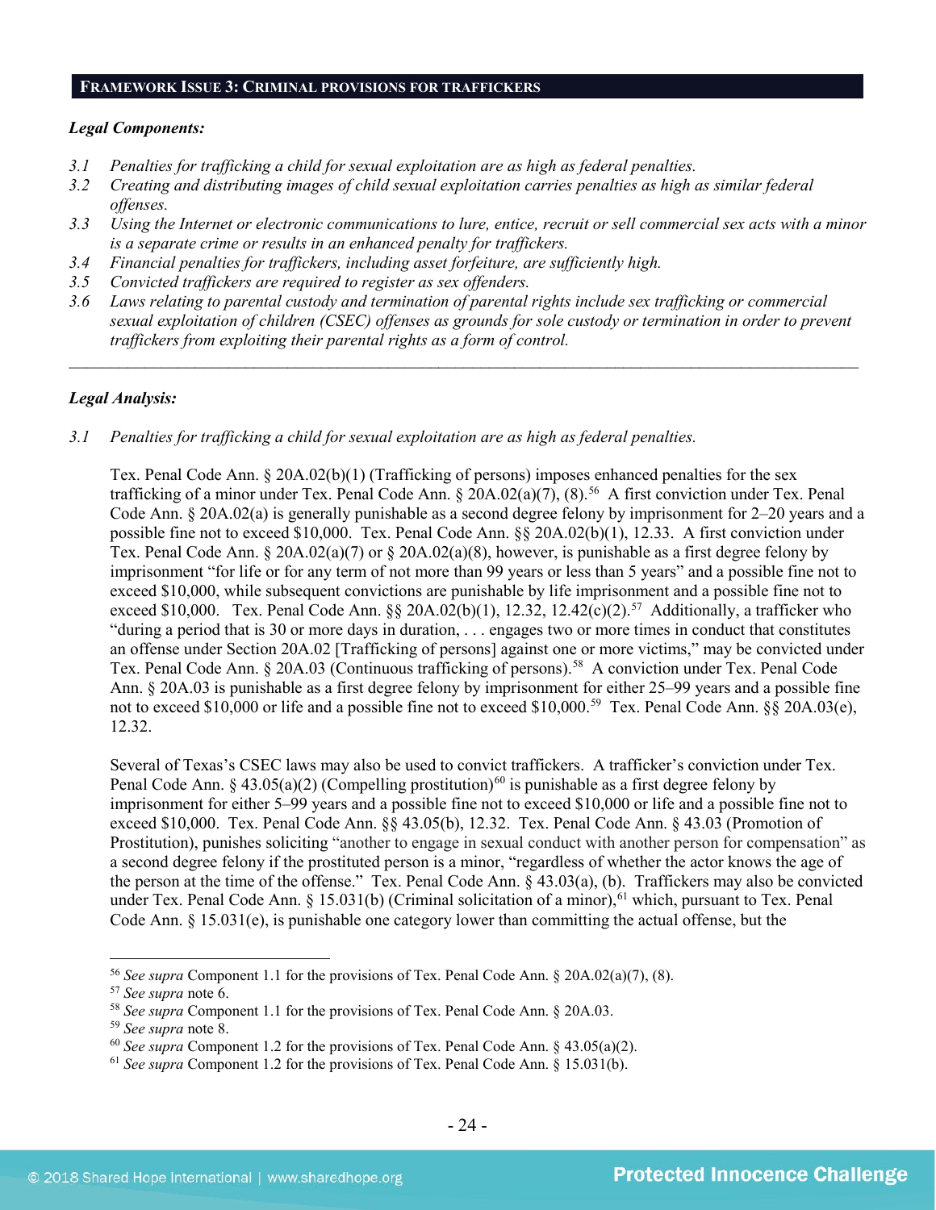## FRAMEWORK ISSUE 3: CRIMINAL PROVISIONS FOR TRAFFICKERS

***Legal Components:***

*3.1 Penalties for trafficking a child for sexual exploitation are as high as federal penalties.*
*3.2 Creating and distributing images of child sexual exploitation carries penalties as high as similar federal offenses.*
*3.3 Using the Internet or electronic communications to lure, entice, recruit or sell commercial sex acts with a minor is a separate crime or results in an enhanced penalty for traffickers.*
*3.4 Financial penalties for traffickers, including asset forfeiture, are sufficiently high.*
*3.5 Convicted traffickers are required to register as sex offenders.*
*3.6 Laws relating to parental custody and termination of parental rights include sex trafficking or commercial sexual exploitation of children (CSEC) offenses as grounds for sole custody or termination in order to prevent traffickers from exploiting their parental rights as a form of control.*

---

***Legal Analysis:***

*3.1 Penalties for trafficking a child for sexual exploitation are as high as federal penalties.*

Tex. Penal Code Ann. § 20A.02(b)(1) (Trafficking of persons) imposes enhanced penalties for the sex trafficking of a minor under Tex. Penal Code Ann. § 20A.02(a)(7), (8).[56] A first conviction under Tex. Penal Code Ann. § 20A.02(a) is generally punishable as a second degree felony by imprisonment for 2–20 years and a possible fine not to exceed $10,000. Tex. Penal Code Ann. §§ 20A.02(b)(1), 12.33. A first conviction under Tex. Penal Code Ann. § 20A.02(a)(7) or § 20A.02(a)(8), however, is punishable as a first degree felony by imprisonment "for life or for any term of not more than 99 years or less than 5 years" and a possible fine not to exceed $10,000, while subsequent convictions are punishable by life imprisonment and a possible fine not to exceed $10,000. Tex. Penal Code Ann. §§ 20A.02(b)(1), 12.32, 12.42(c)(2).[57] Additionally, a trafficker who "during a period that is 30 or more days in duration, . . . engages two or more times in conduct that constitutes an offense under Section 20A.02 [Trafficking of persons] against one or more victims," may be convicted under Tex. Penal Code Ann. § 20A.03 (Continuous trafficking of persons).[58] A conviction under Tex. Penal Code Ann. § 20A.03 is punishable as a first degree felony by imprisonment for either 25–99 years and a possible fine not to exceed $10,000 or life and a possible fine not to exceed $10,000.[59] Tex. Penal Code Ann. §§ 20A.03(e), 12.32.

Several of Texas's CSEC laws may also be used to convict traffickers. A trafficker's conviction under Tex. Penal Code Ann. § 43.05(a)(2) (Compelling prostitution)[60] is punishable as a first degree felony by imprisonment for either 5–99 years and a possible fine not to exceed $10,000 or life and a possible fine not to exceed $10,000. Tex. Penal Code Ann. §§ 43.05(b), 12.32. Tex. Penal Code Ann. § 43.03 (Promotion of Prostitution), punishes soliciting "another to engage in sexual conduct with another person for compensation" as a second degree felony if the prostituted person is a minor, "regardless of whether the actor knows the age of the person at the time of the offense." Tex. Penal Code Ann. § 43.03(a), (b). Traffickers may also be convicted under Tex. Penal Code Ann. § 15.031(b) (Criminal solicitation of a minor),[61] which, pursuant to Tex. Penal Code Ann. § 15.031(e), is punishable one category lower than committing the actual offense, but the

---

[56] *See supra* Component 1.1 for the provisions of Tex. Penal Code Ann. § 20A.02(a)(7), (8).
[57] *See supra* note 6.
[58] *See supra* Component 1.1 for the provisions of Tex. Penal Code Ann. § 20A.03.
[59] *See supra* note 8.
[60] *See supra* Component 1.2 for the provisions of Tex. Penal Code Ann. § 43.05(a)(2).
[61] *See supra* Component 1.2 for the provisions of Tex. Penal Code Ann. § 15.031(b).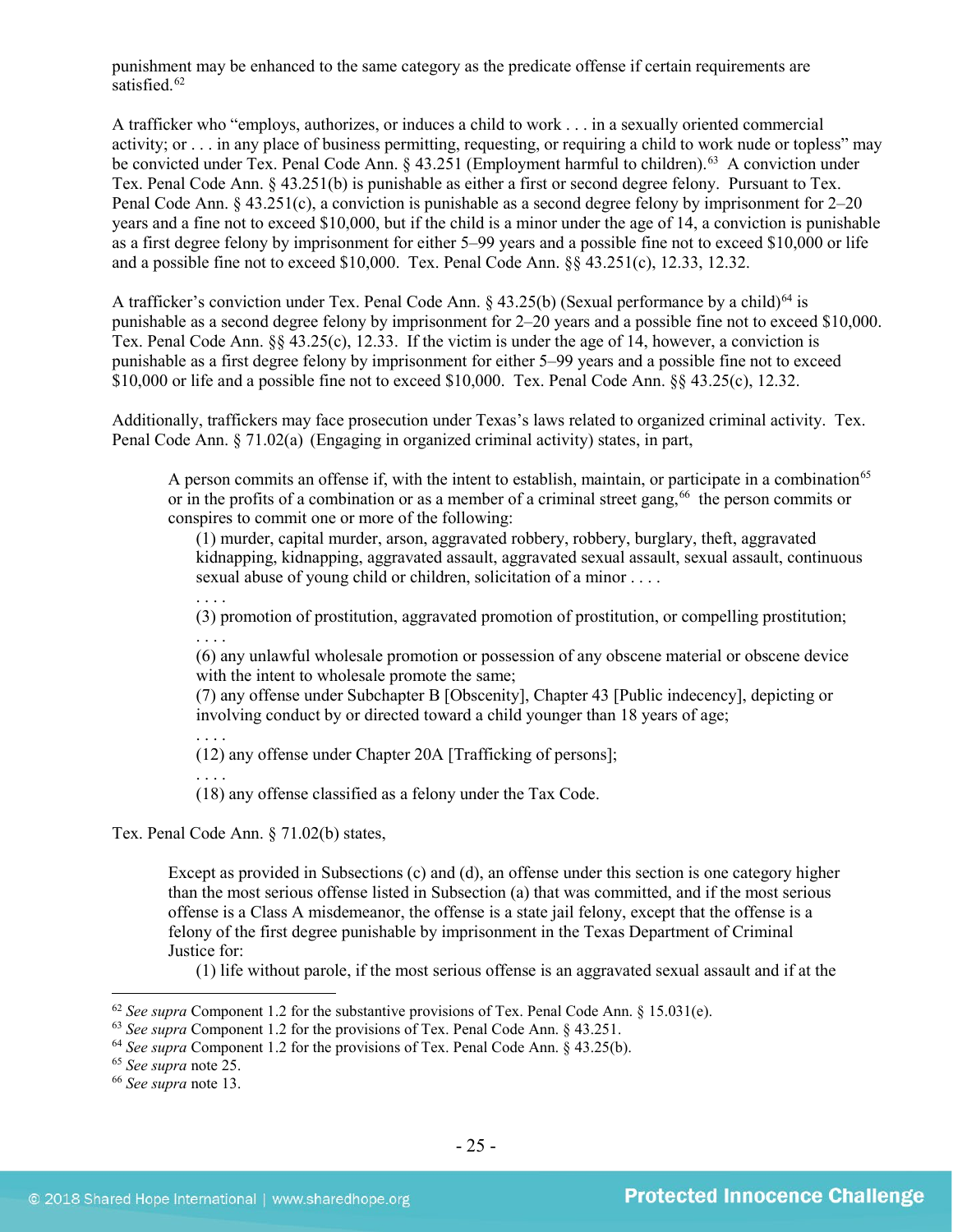punishment may be enhanced to the same category as the predicate offense if certain requirements are satisfied.[62]

A trafficker who "employs, authorizes, or induces a child to work . . . in a sexually oriented commercial activity; or . . . in any place of business permitting, requesting, or requiring a child to work nude or topless" may be convicted under Tex. Penal Code Ann. § 43.251 (Employment harmful to children).[63] A conviction under Tex. Penal Code Ann. § 43.251(b) is punishable as either a first or second degree felony. Pursuant to Tex. Penal Code Ann. § 43.251(c), a conviction is punishable as a second degree felony by imprisonment for 2–20 years and a fine not to exceed $10,000, but if the child is a minor under the age of 14, a conviction is punishable as a first degree felony by imprisonment for either 5–99 years and a possible fine not to exceed $10,000 or life and a possible fine not to exceed $10,000. Tex. Penal Code Ann. §§ 43.251(c), 12.33, 12.32.

A trafficker's conviction under Tex. Penal Code Ann. § 43.25(b) (Sexual performance by a child)[64] is punishable as a second degree felony by imprisonment for 2–20 years and a possible fine not to exceed $10,000. Tex. Penal Code Ann. §§ 43.25(c), 12.33. If the victim is under the age of 14, however, a conviction is punishable as a first degree felony by imprisonment for either 5–99 years and a possible fine not to exceed $10,000 or life and a possible fine not to exceed $10,000. Tex. Penal Code Ann. §§ 43.25(c), 12.32.

Additionally, traffickers may face prosecution under Texas's laws related to organized criminal activity. Tex. Penal Code Ann. § 71.02(a) (Engaging in organized criminal activity) states, in part,

> A person commits an offense if, with the intent to establish, maintain, or participate in a combination[65] or in the profits of a combination or as a member of a criminal street gang,[66] the person commits or conspires to commit one or more of the following:
>
> (1) murder, capital murder, arson, aggravated robbery, robbery, burglary, theft, aggravated kidnapping, kidnapping, aggravated assault, aggravated sexual assault, sexual assault, continuous sexual abuse of young child or children, solicitation of a minor . . . .
>
> . . . .
>
> (3) promotion of prostitution, aggravated promotion of prostitution, or compelling prostitution;
>
> . . . .
>
> (6) any unlawful wholesale promotion or possession of any obscene material or obscene device with the intent to wholesale promote the same;
>
> (7) any offense under Subchapter B [Obscenity], Chapter 43 [Public indecency], depicting or involving conduct by or directed toward a child younger than 18 years of age;
>
> . . . .
>
> (12) any offense under Chapter 20A [Trafficking of persons];
>
> . . . .
>
> (18) any offense classified as a felony under the Tax Code.

Tex. Penal Code Ann. § 71.02(b) states,

> Except as provided in Subsections (c) and (d), an offense under this section is one category higher than the most serious offense listed in Subsection (a) that was committed, and if the most serious offense is a Class A misdemeanor, the offense is a state jail felony, except that the offense is a felony of the first degree punishable by imprisonment in the Texas Department of Criminal Justice for:
>
> (1) life without parole, if the most serious offense is an aggravated sexual assault and if at the

---

[62] *See supra* Component 1.2 for the substantive provisions of Tex. Penal Code Ann. § 15.031(e).

[63] *See supra* Component 1.2 for the provisions of Tex. Penal Code Ann. § 43.251.

[64] *See supra* Component 1.2 for the provisions of Tex. Penal Code Ann. § 43.25(b).

[65] *See supra* note 25.

[66] *See supra* note 13.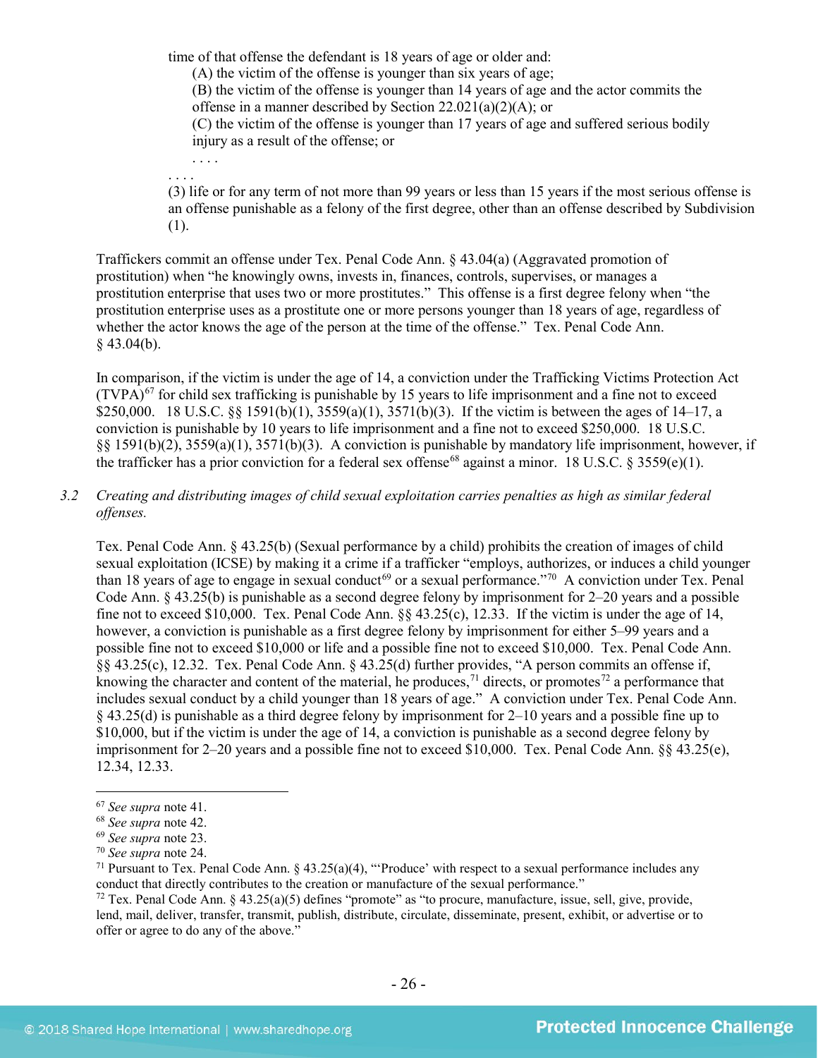time of that offense the defendant is 18 years of age or older and:

(A) the victim of the offense is younger than six years of age;

(B) the victim of the offense is younger than 14 years of age and the actor commits the offense in a manner described by Section 22.021(a)(2)(A); or

(C) the victim of the offense is younger than 17 years of age and suffered serious bodily injury as a result of the offense; or

. . . .

. . . .

(3) life or for any term of not more than 99 years or less than 15 years if the most serious offense is an offense punishable as a felony of the first degree, other than an offense described by Subdivision (1).

Traffickers commit an offense under Tex. Penal Code Ann. § 43.04(a) (Aggravated promotion of prostitution) when "he knowingly owns, invests in, finances, controls, supervises, or manages a prostitution enterprise that uses two or more prostitutes." This offense is a first degree felony when "the prostitution enterprise uses as a prostitute one or more persons younger than 18 years of age, regardless of whether the actor knows the age of the person at the time of the offense." Tex. Penal Code Ann. § 43.04(b).

In comparison, if the victim is under the age of 14, a conviction under the Trafficking Victims Protection Act (TVPA)[67] for child sex trafficking is punishable by 15 years to life imprisonment and a fine not to exceed $250,000. 18 U.S.C. §§ 1591(b)(1), 3559(a)(1), 3571(b)(3). If the victim is between the ages of 14–17, a conviction is punishable by 10 years to life imprisonment and a fine not to exceed $250,000. 18 U.S.C. §§ 1591(b)(2), 3559(a)(1), 3571(b)(3). A conviction is punishable by mandatory life imprisonment, however, if the trafficker has a prior conviction for a federal sex offense[68] against a minor. 18 U.S.C. § 3559(e)(1).

3.2 *Creating and distributing images of child sexual exploitation carries penalties as high as similar federal offenses.*

Tex. Penal Code Ann. § 43.25(b) (Sexual performance by a child) prohibits the creation of images of child sexual exploitation (ICSE) by making it a crime if a trafficker "employs, authorizes, or induces a child younger than 18 years of age to engage in sexual conduct[69] or a sexual performance."[70] A conviction under Tex. Penal Code Ann. § 43.25(b) is punishable as a second degree felony by imprisonment for 2–20 years and a possible fine not to exceed $10,000. Tex. Penal Code Ann. §§ 43.25(c), 12.33. If the victim is under the age of 14, however, a conviction is punishable as a first degree felony by imprisonment for either 5–99 years and a possible fine not to exceed $10,000 or life and a possible fine not to exceed $10,000. Tex. Penal Code Ann. §§ 43.25(c), 12.32. Tex. Penal Code Ann. § 43.25(d) further provides, "A person commits an offense if, knowing the character and content of the material, he produces,[71] directs, or promotes[72] a performance that includes sexual conduct by a child younger than 18 years of age." A conviction under Tex. Penal Code Ann. § 43.25(d) is punishable as a third degree felony by imprisonment for 2–10 years and a possible fine up to $10,000, but if the victim is under the age of 14, a conviction is punishable as a second degree felony by imprisonment for 2–20 years and a possible fine not to exceed $10,000. Tex. Penal Code Ann. §§ 43.25(e), 12.34, 12.33.

---

[67] *See supra* note 41.

[68] *See supra* note 42.

[69] *See supra* note 23.

[70] *See supra* note 24.

[71] Pursuant to Tex. Penal Code Ann. § 43.25(a)(4), "'Produce' with respect to a sexual performance includes any conduct that directly contributes to the creation or manufacture of the sexual performance."

[72] Tex. Penal Code Ann. § 43.25(a)(5) defines "promote" as "to procure, manufacture, issue, sell, give, provide, lend, mail, deliver, transfer, transmit, publish, distribute, circulate, disseminate, present, exhibit, or advertise or to offer or agree to do any of the above."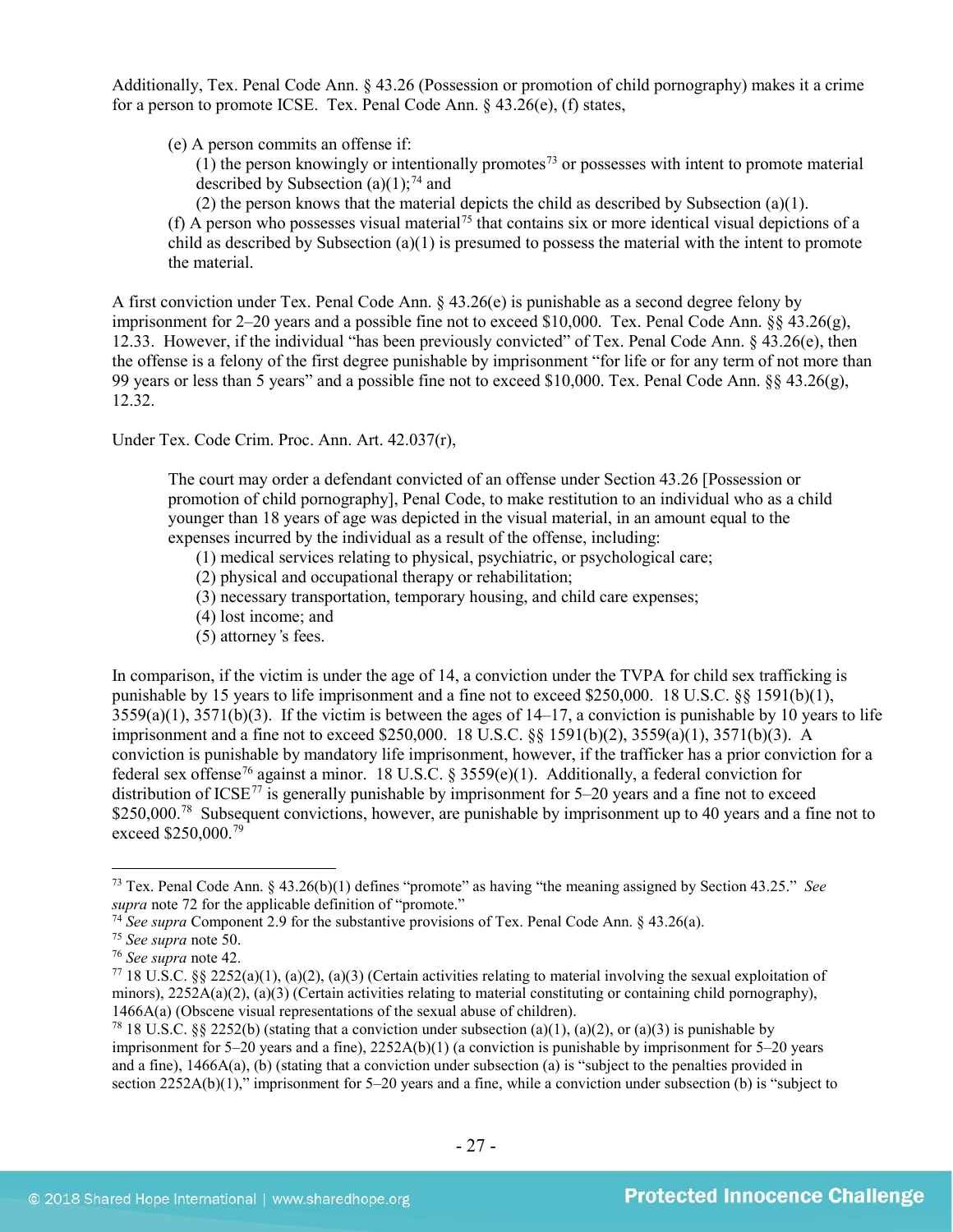Additionally, Tex. Penal Code Ann. § 43.26 (Possession or promotion of child pornography) makes it a crime for a person to promote ICSE. Tex. Penal Code Ann. § 43.26(e), (f) states,

> (e) A person commits an offense if:
> (1) the person knowingly or intentionally promotes[73] or possesses with intent to promote material described by Subsection (a)(1);[74] and
> (2) the person knows that the material depicts the child as described by Subsection (a)(1).
> (f) A person who possesses visual material[75] that contains six or more identical visual depictions of a child as described by Subsection (a)(1) is presumed to possess the material with the intent to promote the material.

A first conviction under Tex. Penal Code Ann. § 43.26(e) is punishable as a second degree felony by imprisonment for 2–20 years and a possible fine not to exceed $10,000. Tex. Penal Code Ann. §§ 43.26(g), 12.33. However, if the individual "has been previously convicted" of Tex. Penal Code Ann. § 43.26(e), then the offense is a felony of the first degree punishable by imprisonment "for life or for any term of not more than 99 years or less than 5 years" and a possible fine not to exceed $10,000. Tex. Penal Code Ann. §§ 43.26(g), 12.32.

Under Tex. Code Crim. Proc. Ann. Art. 42.037(r),

> The court may order a defendant convicted of an offense under Section 43.26 [Possession or promotion of child pornography], Penal Code, to make restitution to an individual who as a child younger than 18 years of age was depicted in the visual material, in an amount equal to the expenses incurred by the individual as a result of the offense, including:
> (1) medical services relating to physical, psychiatric, or psychological care;
> (2) physical and occupational therapy or rehabilitation;
> (3) necessary transportation, temporary housing, and child care expenses;
> (4) lost income; and
> (5) attorney's fees.

In comparison, if the victim is under the age of 14, a conviction under the TVPA for child sex trafficking is punishable by 15 years to life imprisonment and a fine not to exceed $250,000. 18 U.S.C. §§ 1591(b)(1), 3559(a)(1), 3571(b)(3). If the victim is between the ages of 14–17, a conviction is punishable by 10 years to life imprisonment and a fine not to exceed $250,000. 18 U.S.C. §§ 1591(b)(2), 3559(a)(1), 3571(b)(3). A conviction is punishable by mandatory life imprisonment, however, if the trafficker has a prior conviction for a federal sex offense[76] against a minor. 18 U.S.C. § 3559(e)(1). Additionally, a federal conviction for distribution of ICSE[77] is generally punishable by imprisonment for 5–20 years and a fine not to exceed $250,000.[78] Subsequent convictions, however, are punishable by imprisonment up to 40 years and a fine not to exceed $250,000.[79]

---

[73] Tex. Penal Code Ann. § 43.26(b)(1) defines "promote" as having "the meaning assigned by Section 43.25." *See supra* note 72 for the applicable definition of "promote."

[74] *See supra* Component 2.9 for the substantive provisions of Tex. Penal Code Ann. § 43.26(a).

[75] *See supra* note 50.

[76] *See supra* note 42.

[77] 18 U.S.C. §§ 2252(a)(1), (a)(2), (a)(3) (Certain activities relating to material involving the sexual exploitation of minors), 2252A(a)(2), (a)(3) (Certain activities relating to material constituting or containing child pornography), 1466A(a) (Obscene visual representations of the sexual abuse of children).

[78] 18 U.S.C. §§ 2252(b) (stating that a conviction under subsection (a)(1), (a)(2), or (a)(3) is punishable by imprisonment for 5–20 years and a fine), 2252A(b)(1) (a conviction is punishable by imprisonment for 5–20 years and a fine), 1466A(a), (b) (stating that a conviction under subsection (a) is "subject to the penalties provided in section 2252A(b)(1)," imprisonment for 5–20 years and a fine, while a conviction under subsection (b) is "subject to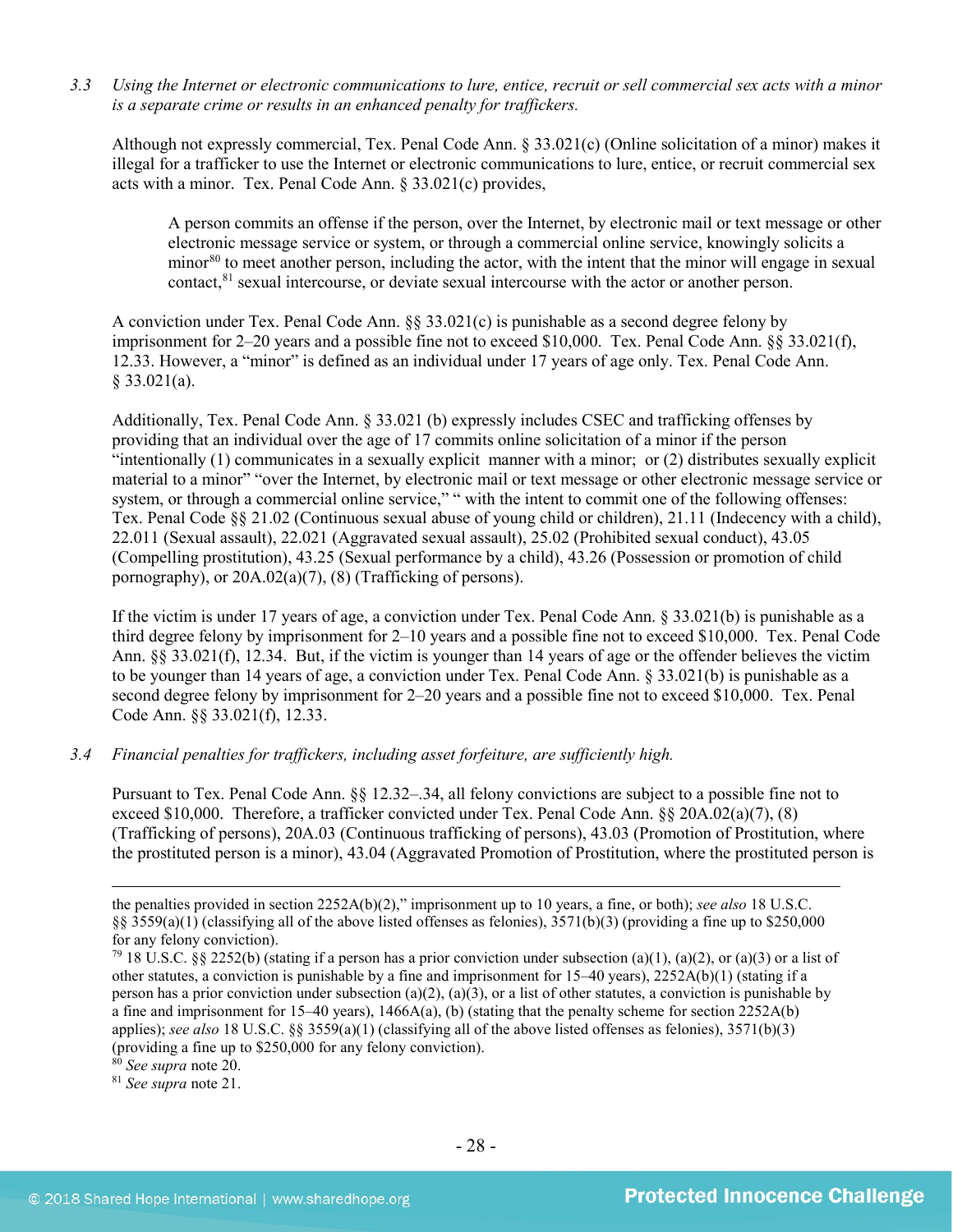*3.3 Using the Internet or electronic communications to lure, entice, recruit or sell commercial sex acts with a minor is a separate crime or results in an enhanced penalty for traffickers.*

Although not expressly commercial, Tex. Penal Code Ann. § 33.021(c) (Online solicitation of a minor) makes it illegal for a trafficker to use the Internet or electronic communications to lure, entice, or recruit commercial sex acts with a minor. Tex. Penal Code Ann. § 33.021(c) provides,

> A person commits an offense if the person, over the Internet, by electronic mail or text message or other electronic message service or system, or through a commercial online service, knowingly solicits a minor[80] to meet another person, including the actor, with the intent that the minor will engage in sexual contact,[81] sexual intercourse, or deviate sexual intercourse with the actor or another person.

A conviction under Tex. Penal Code Ann. §§ 33.021(c) is punishable as a second degree felony by imprisonment for 2–20 years and a possible fine not to exceed $10,000. Tex. Penal Code Ann. §§ 33.021(f), 12.33. However, a "minor" is defined as an individual under 17 years of age only. Tex. Penal Code Ann. § 33.021(a).

Additionally, Tex. Penal Code Ann. § 33.021 (b) expressly includes CSEC and trafficking offenses by providing that an individual over the age of 17 commits online solicitation of a minor if the person "intentionally (1) communicates in a sexually explicit manner with a minor; or (2) distributes sexually explicit material to a minor" "over the Internet, by electronic mail or text message or other electronic message service or system, or through a commercial online service," " with the intent to commit one of the following offenses: Tex. Penal Code §§ 21.02 (Continuous sexual abuse of young child or children), 21.11 (Indecency with a child), 22.011 (Sexual assault), 22.021 (Aggravated sexual assault), 25.02 (Prohibited sexual conduct), 43.05 (Compelling prostitution), 43.25 (Sexual performance by a child), 43.26 (Possession or promotion of child pornography), or 20A.02(a)(7), (8) (Trafficking of persons).

If the victim is under 17 years of age, a conviction under Tex. Penal Code Ann. § 33.021(b) is punishable as a third degree felony by imprisonment for 2–10 years and a possible fine not to exceed $10,000. Tex. Penal Code Ann. §§ 33.021(f), 12.34. But, if the victim is younger than 14 years of age or the offender believes the victim to be younger than 14 years of age, a conviction under Tex. Penal Code Ann. § 33.021(b) is punishable as a second degree felony by imprisonment for 2–20 years and a possible fine not to exceed $10,000. Tex. Penal Code Ann. §§ 33.021(f), 12.33.

*3.4 Financial penalties for traffickers, including asset forfeiture, are sufficiently high.*

Pursuant to Tex. Penal Code Ann. §§ 12.32–.34, all felony convictions are subject to a possible fine not to exceed $10,000. Therefore, a trafficker convicted under Tex. Penal Code Ann. §§ 20A.02(a)(7), (8) (Trafficking of persons), 20A.03 (Continuous trafficking of persons), 43.03 (Promotion of Prostitution, where the prostituted person is a minor), 43.04 (Aggravated Promotion of Prostitution, where the prostituted person is

---

the penalties provided in section 2252A(b)(2)," imprisonment up to 10 years, a fine, or both); *see also* 18 U.S.C. §§ 3559(a)(1) (classifying all of the above listed offenses as felonies), 3571(b)(3) (providing a fine up to $250,000 for any felony conviction).

[79] 18 U.S.C. §§ 2252(b) (stating if a person has a prior conviction under subsection (a)(1), (a)(2), or (a)(3) or a list of other statutes, a conviction is punishable by a fine and imprisonment for 15–40 years), 2252A(b)(1) (stating if a person has a prior conviction under subsection (a)(2), (a)(3), or a list of other statutes, a conviction is punishable by a fine and imprisonment for 15–40 years), 1466A(a), (b) (stating that the penalty scheme for section 2252A(b) applies); *see also* 18 U.S.C. §§ 3559(a)(1) (classifying all of the above listed offenses as felonies), 3571(b)(3) (providing a fine up to $250,000 for any felony conviction).

[80] *See supra* note 20.

[81] *See supra* note 21.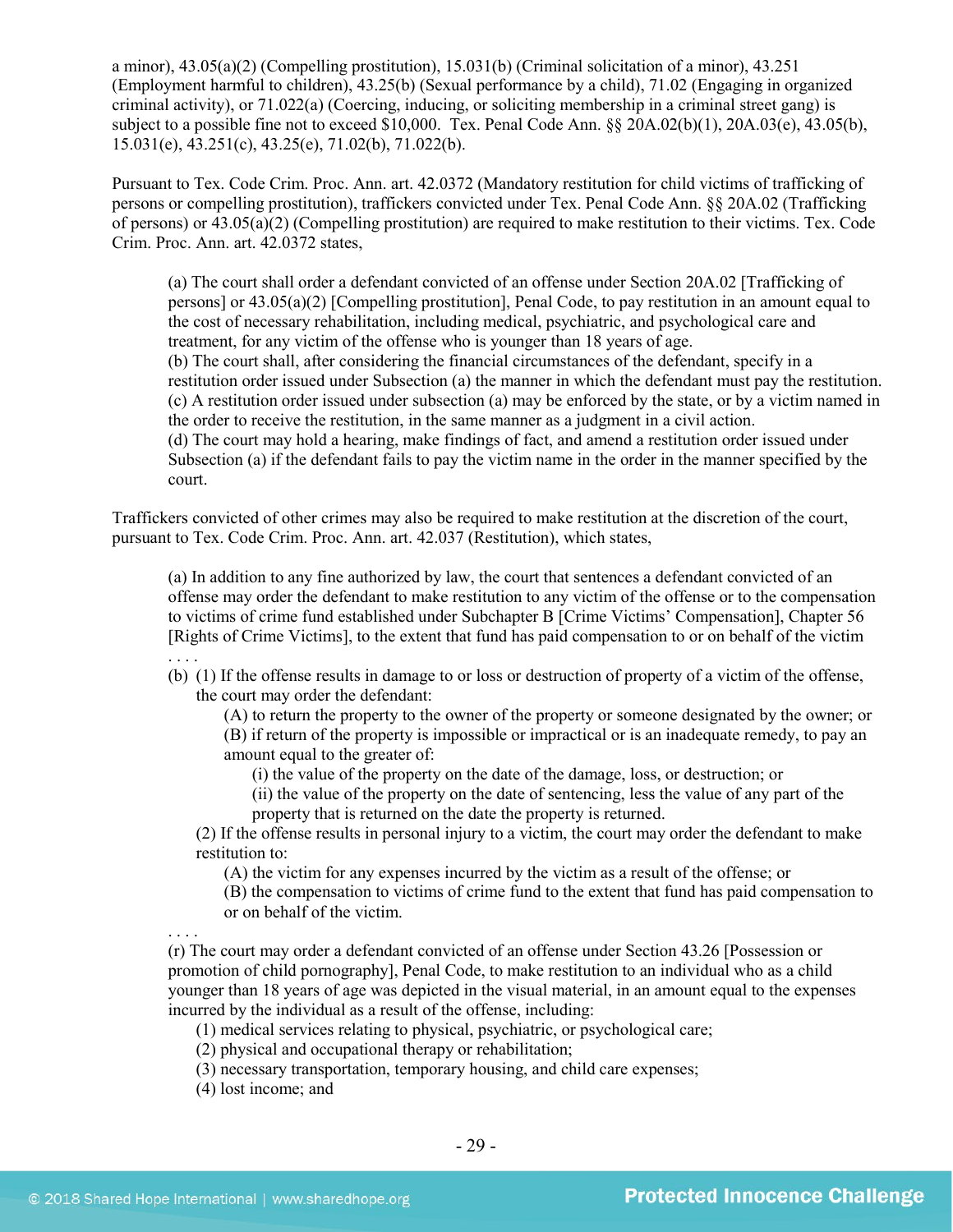a minor), 43.05(a)(2) (Compelling prostitution), 15.031(b) (Criminal solicitation of a minor), 43.251 (Employment harmful to children), 43.25(b) (Sexual performance by a child), 71.02 (Engaging in organized criminal activity), or 71.022(a) (Coercing, inducing, or soliciting membership in a criminal street gang) is subject to a possible fine not to exceed $10,000. Tex. Penal Code Ann. §§ 20A.02(b)(1), 20A.03(e), 43.05(b), 15.031(e), 43.251(c), 43.25(e), 71.02(b), 71.022(b).

Pursuant to Tex. Code Crim. Proc. Ann. art. 42.0372 (Mandatory restitution for child victims of trafficking of persons or compelling prostitution), traffickers convicted under Tex. Penal Code Ann. §§ 20A.02 (Trafficking of persons) or 43.05(a)(2) (Compelling prostitution) are required to make restitution to their victims. Tex. Code Crim. Proc. Ann. art. 42.0372 states,

> (a) The court shall order a defendant convicted of an offense under Section 20A.02 [Trafficking of persons] or 43.05(a)(2) [Compelling prostitution], Penal Code, to pay restitution in an amount equal to the cost of necessary rehabilitation, including medical, psychiatric, and psychological care and treatment, for any victim of the offense who is younger than 18 years of age.
> (b) The court shall, after considering the financial circumstances of the defendant, specify in a restitution order issued under Subsection (a) the manner in which the defendant must pay the restitution.
> (c) A restitution order issued under subsection (a) may be enforced by the state, or by a victim named in the order to receive the restitution, in the same manner as a judgment in a civil action.
> (d) The court may hold a hearing, make findings of fact, and amend a restitution order issued under Subsection (a) if the defendant fails to pay the victim name in the order in the manner specified by the court.

Traffickers convicted of other crimes may also be required to make restitution at the discretion of the court, pursuant to Tex. Code Crim. Proc. Ann. art. 42.037 (Restitution), which states,

> (a) In addition to any fine authorized by law, the court that sentences a defendant convicted of an offense may order the defendant to make restitution to any victim of the offense or to the compensation to victims of crime fund established under Subchapter B [Crime Victims' Compensation], Chapter 56 [Rights of Crime Victims], to the extent that fund has paid compensation to or on behalf of the victim . . . .
> (b) (1) If the offense results in damage to or loss or destruction of property of a victim of the offense, the court may order the defendant:
> (A) to return the property to the owner of the property or someone designated by the owner; or
> (B) if return of the property is impossible or impractical or is an inadequate remedy, to pay an amount equal to the greater of:
> (i) the value of the property on the date of the damage, loss, or destruction; or
> (ii) the value of the property on the date of sentencing, less the value of any part of the property that is returned on the date the property is returned.
> (2) If the offense results in personal injury to a victim, the court may order the defendant to make restitution to:
> (A) the victim for any expenses incurred by the victim as a result of the offense; or
> (B) the compensation to victims of crime fund to the extent that fund has paid compensation to or on behalf of the victim.
> . . . .
> (r) The court may order a defendant convicted of an offense under Section 43.26 [Possession or promotion of child pornography], Penal Code, to make restitution to an individual who as a child younger than 18 years of age was depicted in the visual material, in an amount equal to the expenses incurred by the individual as a result of the offense, including:
> (1) medical services relating to physical, psychiatric, or psychological care;
> (2) physical and occupational therapy or rehabilitation;
> (3) necessary transportation, temporary housing, and child care expenses;
> (4) lost income; and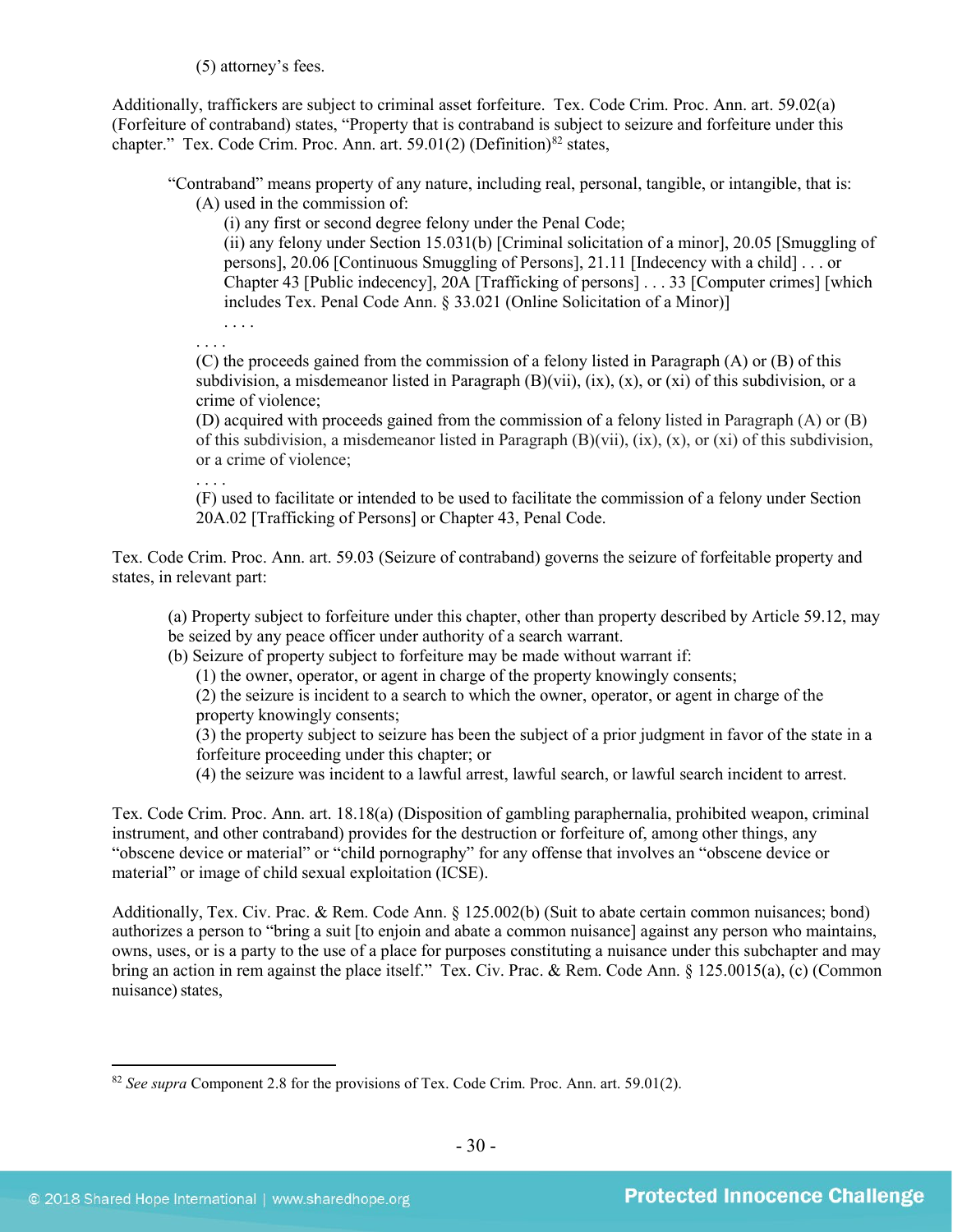(5) attorney's fees.

Additionally, traffickers are subject to criminal asset forfeiture. Tex. Code Crim. Proc. Ann. art. 59.02(a) (Forfeiture of contraband) states, "Property that is contraband is subject to seizure and forfeiture under this chapter." Tex. Code Crim. Proc. Ann. art. 59.01(2) (Definition)[82] states,

> "Contraband" means property of any nature, including real, personal, tangible, or intangible, that is:
>
> (A) used in the commission of:
>
> (i) any first or second degree felony under the Penal Code;
>
> (ii) any felony under Section 15.031(b) [Criminal solicitation of a minor], 20.05 [Smuggling of persons], 20.06 [Continuous Smuggling of Persons], 21.11 [Indecency with a child] . . . or Chapter 43 [Public indecency], 20A [Trafficking of persons] . . . 33 [Computer crimes] [which includes Tex. Penal Code Ann. § 33.021 (Online Solicitation of a Minor)]
>
> . . . .
>
> . . . .
>
> (C) the proceeds gained from the commission of a felony listed in Paragraph (A) or (B) of this subdivision, a misdemeanor listed in Paragraph (B)(vii), (ix), (x), or (xi) of this subdivision, or a crime of violence;
>
> (D) acquired with proceeds gained from the commission of a felony listed in Paragraph (A) or (B) of this subdivision, a misdemeanor listed in Paragraph (B)(vii), (ix), (x), or (xi) of this subdivision, or a crime of violence;
>
> . . . .
>
> (F) used to facilitate or intended to be used to facilitate the commission of a felony under Section 20A.02 [Trafficking of Persons] or Chapter 43, Penal Code.

Tex. Code Crim. Proc. Ann. art. 59.03 (Seizure of contraband) governs the seizure of forfeitable property and states, in relevant part:

> (a) Property subject to forfeiture under this chapter, other than property described by Article 59.12, may be seized by any peace officer under authority of a search warrant.
>
> (b) Seizure of property subject to forfeiture may be made without warrant if:
>
> (1) the owner, operator, or agent in charge of the property knowingly consents;
>
> (2) the seizure is incident to a search to which the owner, operator, or agent in charge of the property knowingly consents;
>
> (3) the property subject to seizure has been the subject of a prior judgment in favor of the state in a forfeiture proceeding under this chapter; or
>
> (4) the seizure was incident to a lawful arrest, lawful search, or lawful search incident to arrest.

Tex. Code Crim. Proc. Ann. art. 18.18(a) (Disposition of gambling paraphernalia, prohibited weapon, criminal instrument, and other contraband) provides for the destruction or forfeiture of, among other things, any "obscene device or material" or "child pornography" for any offense that involves an "obscene device or material" or image of child sexual exploitation (ICSE).

Additionally, Tex. Civ. Prac. & Rem. Code Ann. § 125.002(b) (Suit to abate certain common nuisances; bond) authorizes a person to "bring a suit [to enjoin and abate a common nuisance] against any person who maintains, owns, uses, or is a party to the use of a place for purposes constituting a nuisance under this subchapter and may bring an action in rem against the place itself." Tex. Civ. Prac. & Rem. Code Ann. § 125.0015(a), (c) (Common nuisance) states,

---

[82] *See supra* Component 2.8 for the provisions of Tex. Code Crim. Proc. Ann. art. 59.01(2).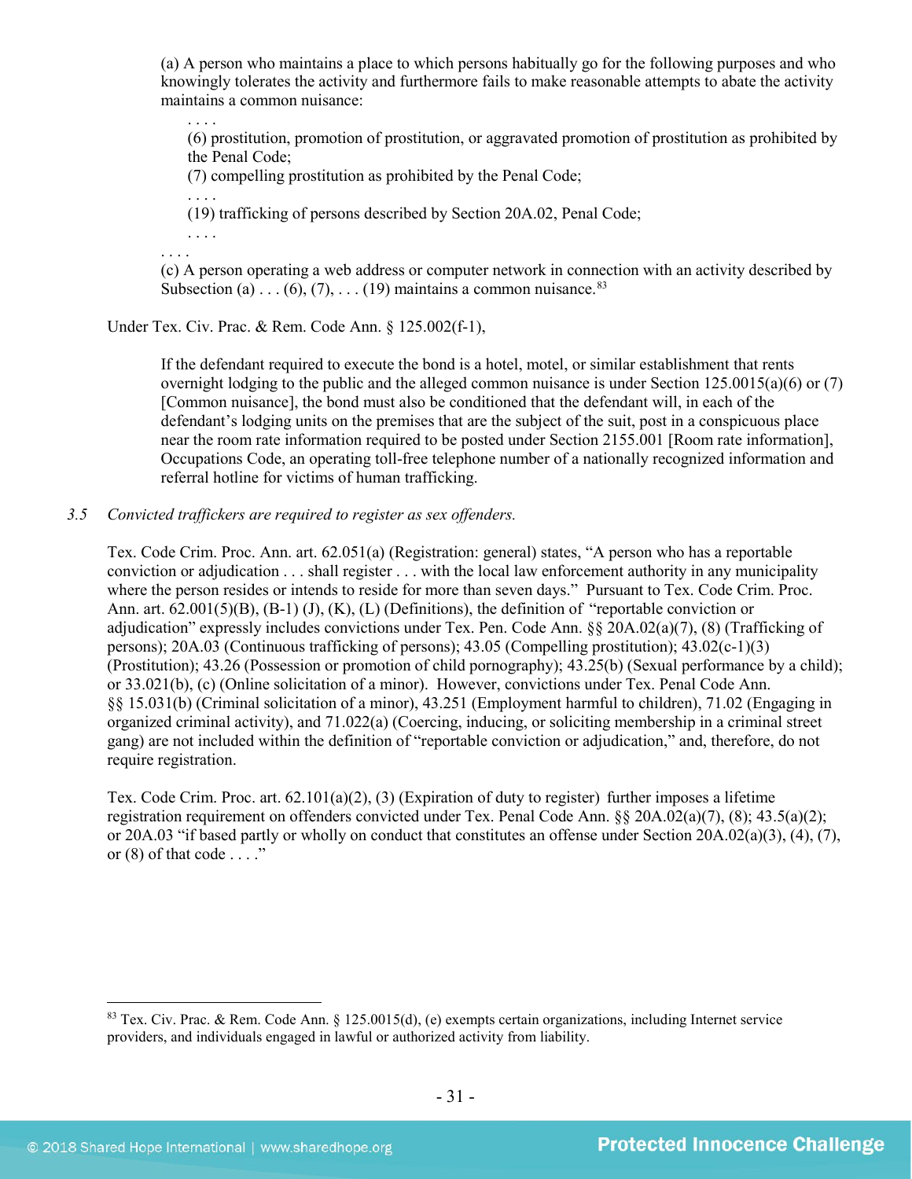> (a) A person who maintains a place to which persons habitually go for the following purposes and who knowingly tolerates the activity and furthermore fails to make reasonable attempts to abate the activity maintains a common nuisance:
>
> > . . . .
> > (6) prostitution, promotion of prostitution, or aggravated promotion of prostitution as prohibited by the Penal Code;
> > (7) compelling prostitution as prohibited by the Penal Code;
> > . . . .
> > (19) trafficking of persons described by Section 20A.02, Penal Code;
> > . . . .
>
> . . . .
> (c) A person operating a web address or computer network in connection with an activity described by Subsection (a) . . . (6), (7), . . . (19) maintains a common nuisance.[83]

Under Tex. Civ. Prac. & Rem. Code Ann. § 125.002(f-1),

> If the defendant required to execute the bond is a hotel, motel, or similar establishment that rents overnight lodging to the public and the alleged common nuisance is under Section 125.0015(a)(6) or (7) [Common nuisance], the bond must also be conditioned that the defendant will, in each of the defendant's lodging units on the premises that are the subject of the suit, post in a conspicuous place near the room rate information required to be posted under Section 2155.001 [Room rate information], Occupations Code, an operating toll-free telephone number of a nationally recognized information and referral hotline for victims of human trafficking.

3.5 *Convicted traffickers are required to register as sex offenders.*

Tex. Code Crim. Proc. Ann. art. 62.051(a) (Registration: general) states, "A person who has a reportable conviction or adjudication . . . shall register . . . with the local law enforcement authority in any municipality where the person resides or intends to reside for more than seven days." Pursuant to Tex. Code Crim. Proc. Ann. art. 62.001(5)(B), (B-1) (J), (K), (L) (Definitions), the definition of "reportable conviction or adjudication" expressly includes convictions under Tex. Pen. Code Ann. §§ 20A.02(a)(7), (8) (Trafficking of persons); 20A.03 (Continuous trafficking of persons); 43.05 (Compelling prostitution); 43.02(c-1)(3) (Prostitution); 43.26 (Possession or promotion of child pornography); 43.25(b) (Sexual performance by a child); or 33.021(b), (c) (Online solicitation of a minor). However, convictions under Tex. Penal Code Ann. §§ 15.031(b) (Criminal solicitation of a minor), 43.251 (Employment harmful to children), 71.02 (Engaging in organized criminal activity), and 71.022(a) (Coercing, inducing, or soliciting membership in a criminal street gang) are not included within the definition of "reportable conviction or adjudication," and, therefore, do not require registration.

Tex. Code Crim. Proc. art. 62.101(a)(2), (3) (Expiration of duty to register) further imposes a lifetime registration requirement on offenders convicted under Tex. Penal Code Ann. §§ 20A.02(a)(7), (8); 43.5(a)(2); or 20A.03 "if based partly or wholly on conduct that constitutes an offense under Section 20A.02(a)(3), (4), (7), or (8) of that code . . . ."

---

[83] Tex. Civ. Prac. & Rem. Code Ann. § 125.0015(d), (e) exempts certain organizations, including Internet service providers, and individuals engaged in lawful or authorized activity from liability.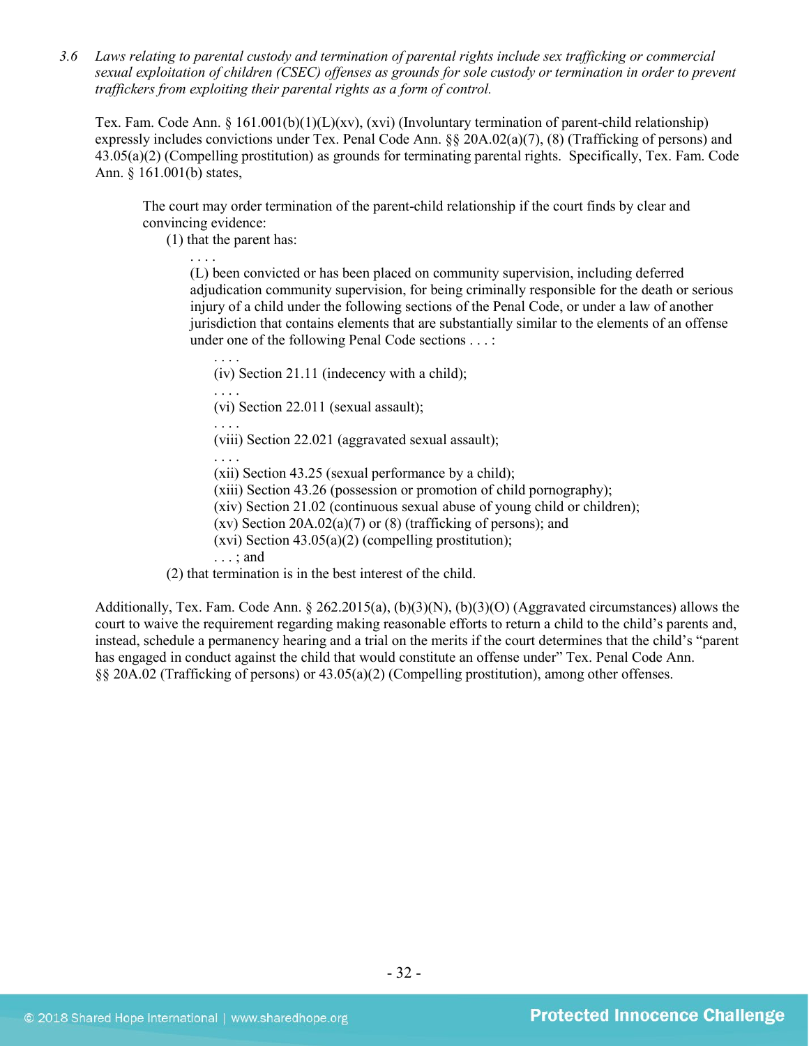3.6 *Laws relating to parental custody and termination of parental rights include sex trafficking or commercial sexual exploitation of children (CSEC) offenses as grounds for sole custody or termination in order to prevent traffickers from exploiting their parental rights as a form of control.*

Tex. Fam. Code Ann. § 161.001(b)(1)(L)(xv), (xvi) (Involuntary termination of parent-child relationship) expressly includes convictions under Tex. Penal Code Ann. §§ 20A.02(a)(7), (8) (Trafficking of persons) and 43.05(a)(2) (Compelling prostitution) as grounds for terminating parental rights. Specifically, Tex. Fam. Code Ann. § 161.001(b) states,

> The court may order termination of the parent-child relationship if the court finds by clear and convincing evidence:
>
> (1) that the parent has:
>
> . . . .
>
> (L) been convicted or has been placed on community supervision, including deferred adjudication community supervision, for being criminally responsible for the death or serious injury of a child under the following sections of the Penal Code, or under a law of another jurisdiction that contains elements that are substantially similar to the elements of an offense under one of the following Penal Code sections . . . :
>
> . . . .
>
> (iv) Section 21.11 (indecency with a child);
>
> . . . .
>
> (vi) Section 22.011 (sexual assault);
>
> . . . .
>
> (viii) Section 22.021 (aggravated sexual assault);
>
> . . . .
>
> (xii) Section 43.25 (sexual performance by a child);
>
> (xiii) Section 43.26 (possession or promotion of child pornography);
>
> (xiv) Section 21.02 (continuous sexual abuse of young child or children);
>
> (xv) Section 20A.02(a)(7) or (8) (trafficking of persons); and
>
> (xvi) Section 43.05(a)(2) (compelling prostitution);
>
> . . . ; and
>
> (2) that termination is in the best interest of the child.

Additionally, Tex. Fam. Code Ann. § 262.2015(a), (b)(3)(N), (b)(3)(O) (Aggravated circumstances) allows the court to waive the requirement regarding making reasonable efforts to return a child to the child's parents and, instead, schedule a permanency hearing and a trial on the merits if the court determines that the child's "parent has engaged in conduct against the child that would constitute an offense under" Tex. Penal Code Ann. §§ 20A.02 (Trafficking of persons) or 43.05(a)(2) (Compelling prostitution), among other offenses.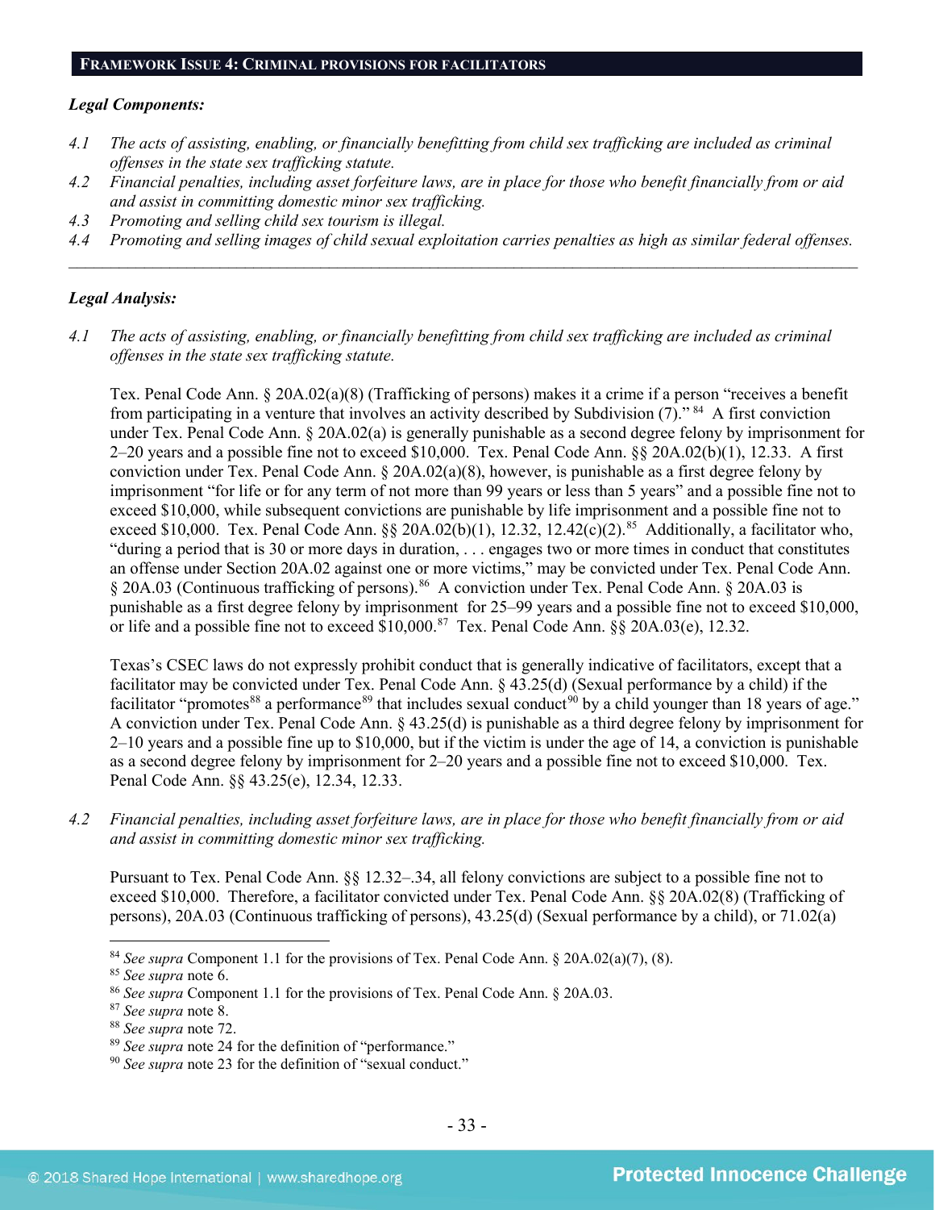## FRAMEWORK ISSUE 4: CRIMINAL PROVISIONS FOR FACILITATORS

***Legal Components:***

*4.1 The acts of assisting, enabling, or financially benefitting from child sex trafficking are included as criminal offenses in the state sex trafficking statute.*

*4.2 Financial penalties, including asset forfeiture laws, are in place for those who benefit financially from or aid and assist in committing domestic minor sex trafficking.*

*4.3 Promoting and selling child sex tourism is illegal.*

*4.4 Promoting and selling images of child sexual exploitation carries penalties as high as similar federal offenses.*

---

***Legal Analysis:***

*4.1 The acts of assisting, enabling, or financially benefitting from child sex trafficking are included as criminal offenses in the state sex trafficking statute.*

Tex. Penal Code Ann. § 20A.02(a)(8) (Trafficking of persons) makes it a crime if a person "receives a benefit from participating in a venture that involves an activity described by Subdivision (7)."[84] A first conviction under Tex. Penal Code Ann. § 20A.02(a) is generally punishable as a second degree felony by imprisonment for 2–20 years and a possible fine not to exceed $10,000. Tex. Penal Code Ann. §§ 20A.02(b)(1), 12.33. A first conviction under Tex. Penal Code Ann. § 20A.02(a)(8), however, is punishable as a first degree felony by imprisonment "for life or for any term of not more than 99 years or less than 5 years" and a possible fine not to exceed $10,000, while subsequent convictions are punishable by life imprisonment and a possible fine not to exceed $10,000. Tex. Penal Code Ann. §§ 20A.02(b)(1), 12.32, 12.42(c)(2).[85] Additionally, a facilitator who, "during a period that is 30 or more days in duration, . . . engages two or more times in conduct that constitutes an offense under Section 20A.02 against one or more victims," may be convicted under Tex. Penal Code Ann. § 20A.03 (Continuous trafficking of persons).[86] A conviction under Tex. Penal Code Ann. § 20A.03 is punishable as a first degree felony by imprisonment for 25–99 years and a possible fine not to exceed $10,000, or life and a possible fine not to exceed $10,000.[87] Tex. Penal Code Ann. §§ 20A.03(e), 12.32.

Texas's CSEC laws do not expressly prohibit conduct that is generally indicative of facilitators, except that a facilitator may be convicted under Tex. Penal Code Ann. § 43.25(d) (Sexual performance by a child) if the facilitator "promotes[88] a performance[89] that includes sexual conduct[90] by a child younger than 18 years of age." A conviction under Tex. Penal Code Ann. § 43.25(d) is punishable as a third degree felony by imprisonment for 2–10 years and a possible fine up to $10,000, but if the victim is under the age of 14, a conviction is punishable as a second degree felony by imprisonment for 2–20 years and a possible fine not to exceed $10,000. Tex. Penal Code Ann. §§ 43.25(e), 12.34, 12.33.

*4.2 Financial penalties, including asset forfeiture laws, are in place for those who benefit financially from or aid and assist in committing domestic minor sex trafficking.*

Pursuant to Tex. Penal Code Ann. §§ 12.32–.34, all felony convictions are subject to a possible fine not to exceed $10,000. Therefore, a facilitator convicted under Tex. Penal Code Ann. §§ 20A.02(8) (Trafficking of persons), 20A.03 (Continuous trafficking of persons), 43.25(d) (Sexual performance by a child), or 71.02(a)

---

[84] *See supra* Component 1.1 for the provisions of Tex. Penal Code Ann. § 20A.02(a)(7), (8).

[85] *See supra* note 6.

[86] *See supra* Component 1.1 for the provisions of Tex. Penal Code Ann. § 20A.03.

[87] *See supra* note 8.

[88] *See supra* note 72.

[89] *See supra* note 24 for the definition of "performance."

[90] *See supra* note 23 for the definition of "sexual conduct."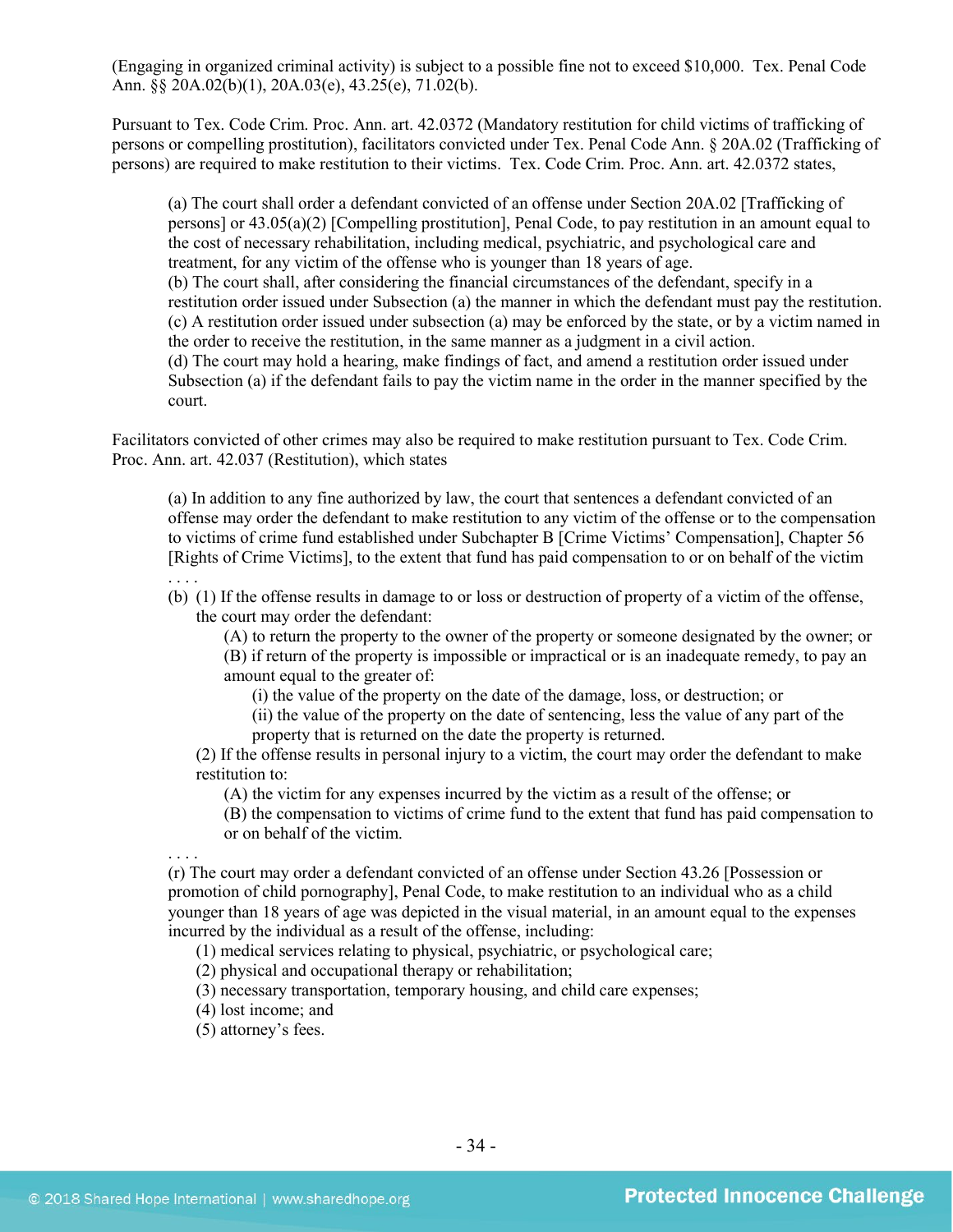(Engaging in organized criminal activity) is subject to a possible fine not to exceed $10,000. Tex. Penal Code Ann. §§ 20A.02(b)(1), 20A.03(e), 43.25(e), 71.02(b).

Pursuant to Tex. Code Crim. Proc. Ann. art. 42.0372 (Mandatory restitution for child victims of trafficking of persons or compelling prostitution), facilitators convicted under Tex. Penal Code Ann. § 20A.02 (Trafficking of persons) are required to make restitution to their victims. Tex. Code Crim. Proc. Ann. art. 42.0372 states,

> (a) The court shall order a defendant convicted of an offense under Section 20A.02 [Trafficking of persons] or 43.05(a)(2) [Compelling prostitution], Penal Code, to pay restitution in an amount equal to the cost of necessary rehabilitation, including medical, psychiatric, and psychological care and treatment, for any victim of the offense who is younger than 18 years of age.
> (b) The court shall, after considering the financial circumstances of the defendant, specify in a restitution order issued under Subsection (a) the manner in which the defendant must pay the restitution.
> (c) A restitution order issued under subsection (a) may be enforced by the state, or by a victim named in the order to receive the restitution, in the same manner as a judgment in a civil action.
> (d) The court may hold a hearing, make findings of fact, and amend a restitution order issued under Subsection (a) if the defendant fails to pay the victim name in the order in the manner specified by the court.

Facilitators convicted of other crimes may also be required to make restitution pursuant to Tex. Code Crim. Proc. Ann. art. 42.037 (Restitution), which states

> (a) In addition to any fine authorized by law, the court that sentences a defendant convicted of an offense may order the defendant to make restitution to any victim of the offense or to the compensation to victims of crime fund established under Subchapter B [Crime Victims' Compensation], Chapter 56 [Rights of Crime Victims], to the extent that fund has paid compensation to or on behalf of the victim . . . .
> (b) (1) If the offense results in damage to or loss or destruction of property of a victim of the offense, the court may order the defendant:
>
> (A) to return the property to the owner of the property or someone designated by the owner; or
> (B) if return of the property is impossible or impractical or is an inadequate remedy, to pay an amount equal to the greater of:
>
> (i) the value of the property on the date of the damage, loss, or destruction; or
> (ii) the value of the property on the date of sentencing, less the value of any part of the property that is returned on the date the property is returned.
>
> (2) If the offense results in personal injury to a victim, the court may order the defendant to make restitution to:
>
> (A) the victim for any expenses incurred by the victim as a result of the offense; or
> (B) the compensation to victims of crime fund to the extent that fund has paid compensation to or on behalf of the victim.
>
> . . . .
> (r) The court may order a defendant convicted of an offense under Section 43.26 [Possession or promotion of child pornography], Penal Code, to make restitution to an individual who as a child younger than 18 years of age was depicted in the visual material, in an amount equal to the expenses incurred by the individual as a result of the offense, including:
>
> (1) medical services relating to physical, psychiatric, or psychological care;
> (2) physical and occupational therapy or rehabilitation;
> (3) necessary transportation, temporary housing, and child care expenses;
> (4) lost income; and
> (5) attorney's fees.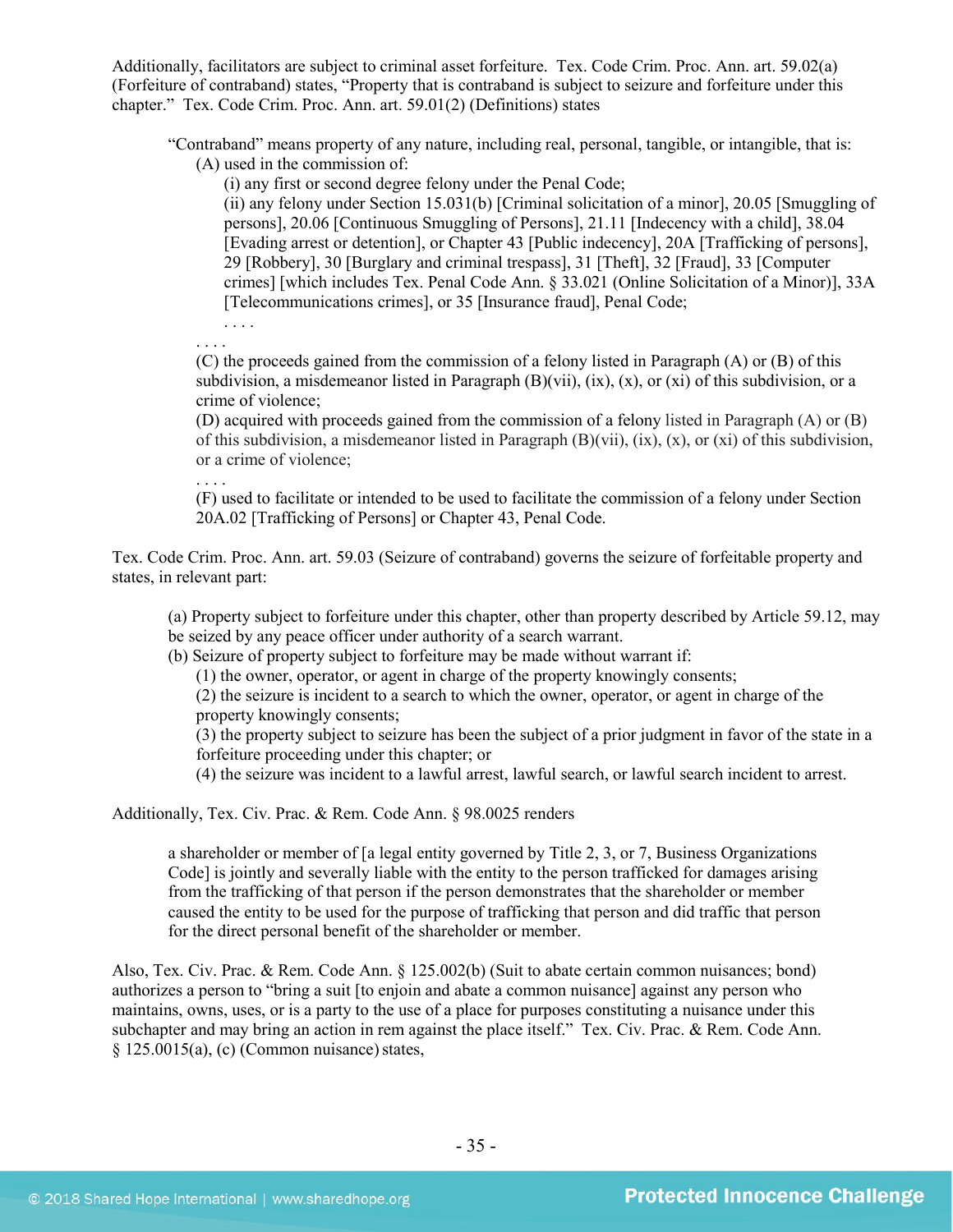Additionally, facilitators are subject to criminal asset forfeiture. Tex. Code Crim. Proc. Ann. art. 59.02(a) (Forfeiture of contraband) states, "Property that is contraband is subject to seizure and forfeiture under this chapter." Tex. Code Crim. Proc. Ann. art. 59.01(2) (Definitions) states

> "Contraband" means property of any nature, including real, personal, tangible, or intangible, that is:
>
> (A) used in the commission of:
>
> (i) any first or second degree felony under the Penal Code;
>
> (ii) any felony under Section 15.031(b) [Criminal solicitation of a minor], 20.05 [Smuggling of persons], 20.06 [Continuous Smuggling of Persons], 21.11 [Indecency with a child], 38.04 [Evading arrest or detention], or Chapter 43 [Public indecency], 20A [Trafficking of persons], 29 [Robbery], 30 [Burglary and criminal trespass], 31 [Theft], 32 [Fraud], 33 [Computer crimes] [which includes Tex. Penal Code Ann. § 33.021 (Online Solicitation of a Minor)], 33A [Telecommunications crimes], or 35 [Insurance fraud], Penal Code;
>
> . . . .
>
> . . . .
>
> (C) the proceeds gained from the commission of a felony listed in Paragraph (A) or (B) of this subdivision, a misdemeanor listed in Paragraph (B)(vii), (ix), (x), or (xi) of this subdivision, or a crime of violence;
>
> (D) acquired with proceeds gained from the commission of a felony listed in Paragraph (A) or (B) of this subdivision, a misdemeanor listed in Paragraph (B)(vii), (ix), (x), or (xi) of this subdivision, or a crime of violence;
>
> . . . .
>
> (F) used to facilitate or intended to be used to facilitate the commission of a felony under Section 20A.02 [Trafficking of Persons] or Chapter 43, Penal Code.

Tex. Code Crim. Proc. Ann. art. 59.03 (Seizure of contraband) governs the seizure of forfeitable property and states, in relevant part:

> (a) Property subject to forfeiture under this chapter, other than property described by Article 59.12, may be seized by any peace officer under authority of a search warrant.
>
> (b) Seizure of property subject to forfeiture may be made without warrant if:
>
> (1) the owner, operator, or agent in charge of the property knowingly consents;
>
> (2) the seizure is incident to a search to which the owner, operator, or agent in charge of the property knowingly consents;
>
> (3) the property subject to seizure has been the subject of a prior judgment in favor of the state in a forfeiture proceeding under this chapter; or
>
> (4) the seizure was incident to a lawful arrest, lawful search, or lawful search incident to arrest.

Additionally, Tex. Civ. Prac. & Rem. Code Ann. § 98.0025 renders

> a shareholder or member of [a legal entity governed by Title 2, 3, or 7, Business Organizations Code] is jointly and severally liable with the entity to the person trafficked for damages arising from the trafficking of that person if the person demonstrates that the shareholder or member caused the entity to be used for the purpose of trafficking that person and did traffic that person for the direct personal benefit of the shareholder or member.

Also, Tex. Civ. Prac. & Rem. Code Ann. § 125.002(b) (Suit to abate certain common nuisances; bond) authorizes a person to "bring a suit [to enjoin and abate a common nuisance] against any person who maintains, owns, uses, or is a party to the use of a place for purposes constituting a nuisance under this subchapter and may bring an action in rem against the place itself." Tex. Civ. Prac. & Rem. Code Ann. § 125.0015(a), (c) (Common nuisance) states,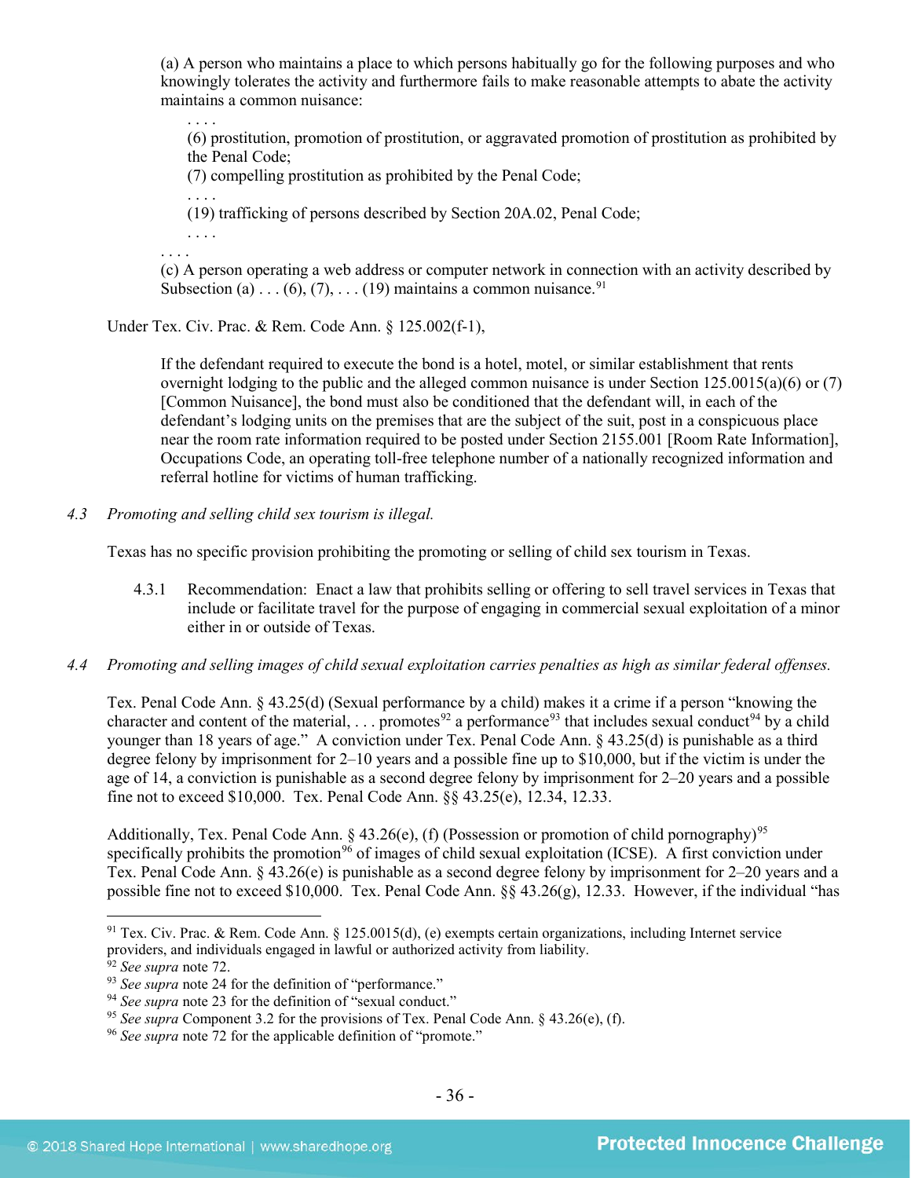> (a) A person who maintains a place to which persons habitually go for the following purposes and who knowingly tolerates the activity and furthermore fails to make reasonable attempts to abate the activity maintains a common nuisance:
>
> . . . .
>
> (6) prostitution, promotion of prostitution, or aggravated promotion of prostitution as prohibited by the Penal Code;
>
> (7) compelling prostitution as prohibited by the Penal Code;
>
> . . . .
>
> (19) trafficking of persons described by Section 20A.02, Penal Code;
>
> . . . .
>
> . . . .
>
> (c) A person operating a web address or computer network in connection with an activity described by Subsection (a) . . . (6), (7), . . . (19) maintains a common nuisance.[91]

Under Tex. Civ. Prac. & Rem. Code Ann. § 125.002(f-1),

> If the defendant required to execute the bond is a hotel, motel, or similar establishment that rents overnight lodging to the public and the alleged common nuisance is under Section 125.0015(a)(6) or (7) [Common Nuisance], the bond must also be conditioned that the defendant will, in each of the defendant's lodging units on the premises that are the subject of the suit, post in a conspicuous place near the room rate information required to be posted under Section 2155.001 [Room Rate Information], Occupations Code, an operating toll-free telephone number of a nationally recognized information and referral hotline for victims of human trafficking.

*4.3 Promoting and selling child sex tourism is illegal.*

Texas has no specific provision prohibiting the promoting or selling of child sex tourism in Texas.

4.3.1 Recommendation: Enact a law that prohibits selling or offering to sell travel services in Texas that include or facilitate travel for the purpose of engaging in commercial sexual exploitation of a minor either in or outside of Texas.

*4.4 Promoting and selling images of child sexual exploitation carries penalties as high as similar federal offenses.*

Tex. Penal Code Ann. § 43.25(d) (Sexual performance by a child) makes it a crime if a person "knowing the character and content of the material, . . . promotes[92] a performance[93] that includes sexual conduct[94] by a child younger than 18 years of age." A conviction under Tex. Penal Code Ann. § 43.25(d) is punishable as a third degree felony by imprisonment for 2–10 years and a possible fine up to $10,000, but if the victim is under the age of 14, a conviction is punishable as a second degree felony by imprisonment for 2–20 years and a possible fine not to exceed $10,000. Tex. Penal Code Ann. §§ 43.25(e), 12.34, 12.33.

Additionally, Tex. Penal Code Ann. § 43.26(e), (f) (Possession or promotion of child pornography)[95] specifically prohibits the promotion[96] of images of child sexual exploitation (ICSE). A first conviction under Tex. Penal Code Ann. § 43.26(e) is punishable as a second degree felony by imprisonment for 2–20 years and a possible fine not to exceed $10,000. Tex. Penal Code Ann. §§ 43.26(g), 12.33. However, if the individual "has

---

[91] Tex. Civ. Prac. & Rem. Code Ann. § 125.0015(d), (e) exempts certain organizations, including Internet service providers, and individuals engaged in lawful or authorized activity from liability.

[92] *See supra* note 72.

[93] *See supra* note 24 for the definition of "performance."

[94] *See supra* note 23 for the definition of "sexual conduct."

[95] *See supra* Component 3.2 for the provisions of Tex. Penal Code Ann. § 43.26(e), (f).

[96] *See supra* note 72 for the applicable definition of "promote."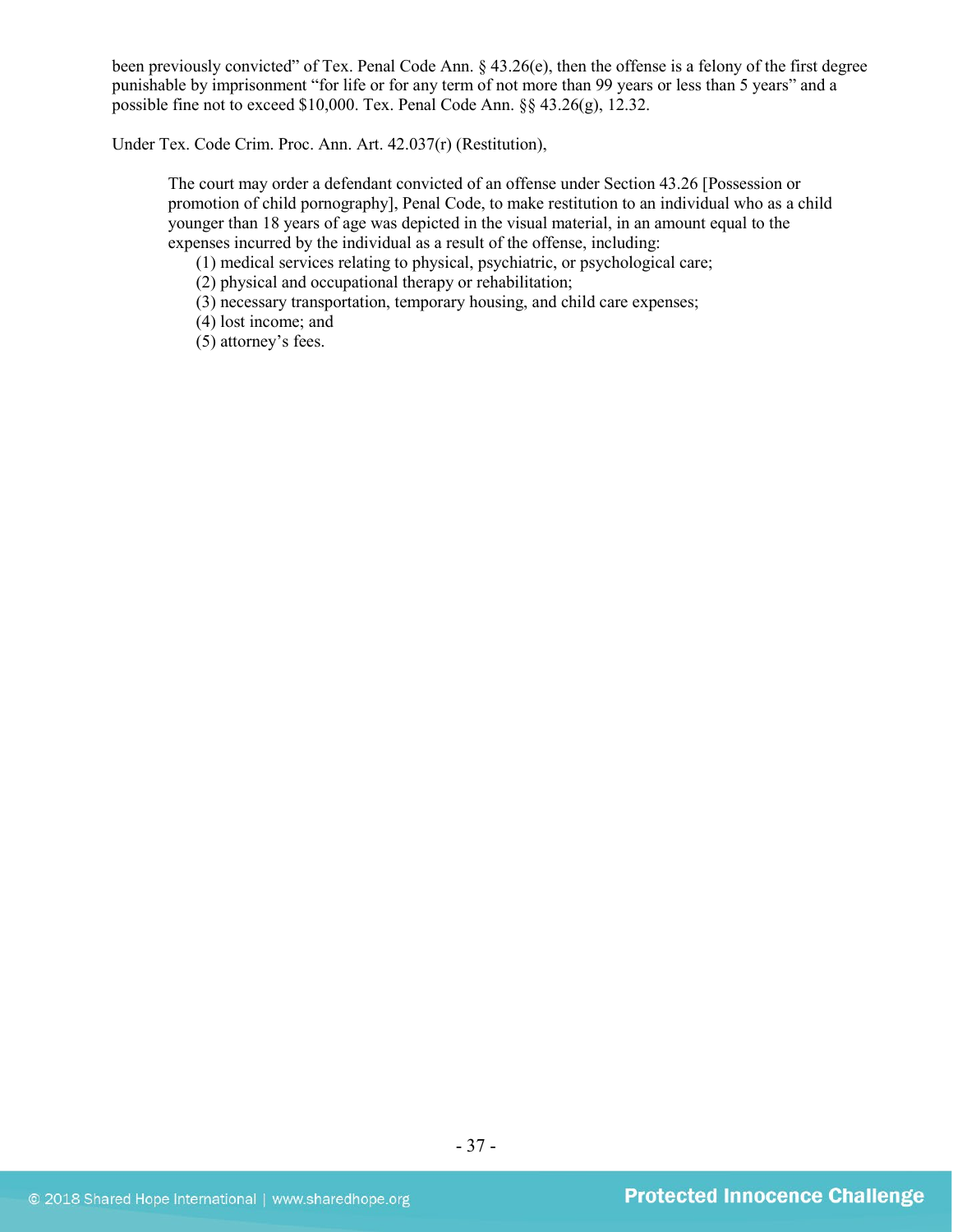been previously convicted" of Tex. Penal Code Ann. § 43.26(e), then the offense is a felony of the first degree punishable by imprisonment "for life or for any term of not more than 99 years or less than 5 years" and a possible fine not to exceed $10,000. Tex. Penal Code Ann. §§ 43.26(g), 12.32.

Under Tex. Code Crim. Proc. Ann. Art. 42.037(r) (Restitution),

> The court may order a defendant convicted of an offense under Section 43.26 [Possession or promotion of child pornography], Penal Code, to make restitution to an individual who as a child younger than 18 years of age was depicted in the visual material, in an amount equal to the expenses incurred by the individual as a result of the offense, including:
> (1) medical services relating to physical, psychiatric, or psychological care;
> (2) physical and occupational therapy or rehabilitation;
> (3) necessary transportation, temporary housing, and child care expenses;
> (4) lost income; and
> (5) attorney's fees.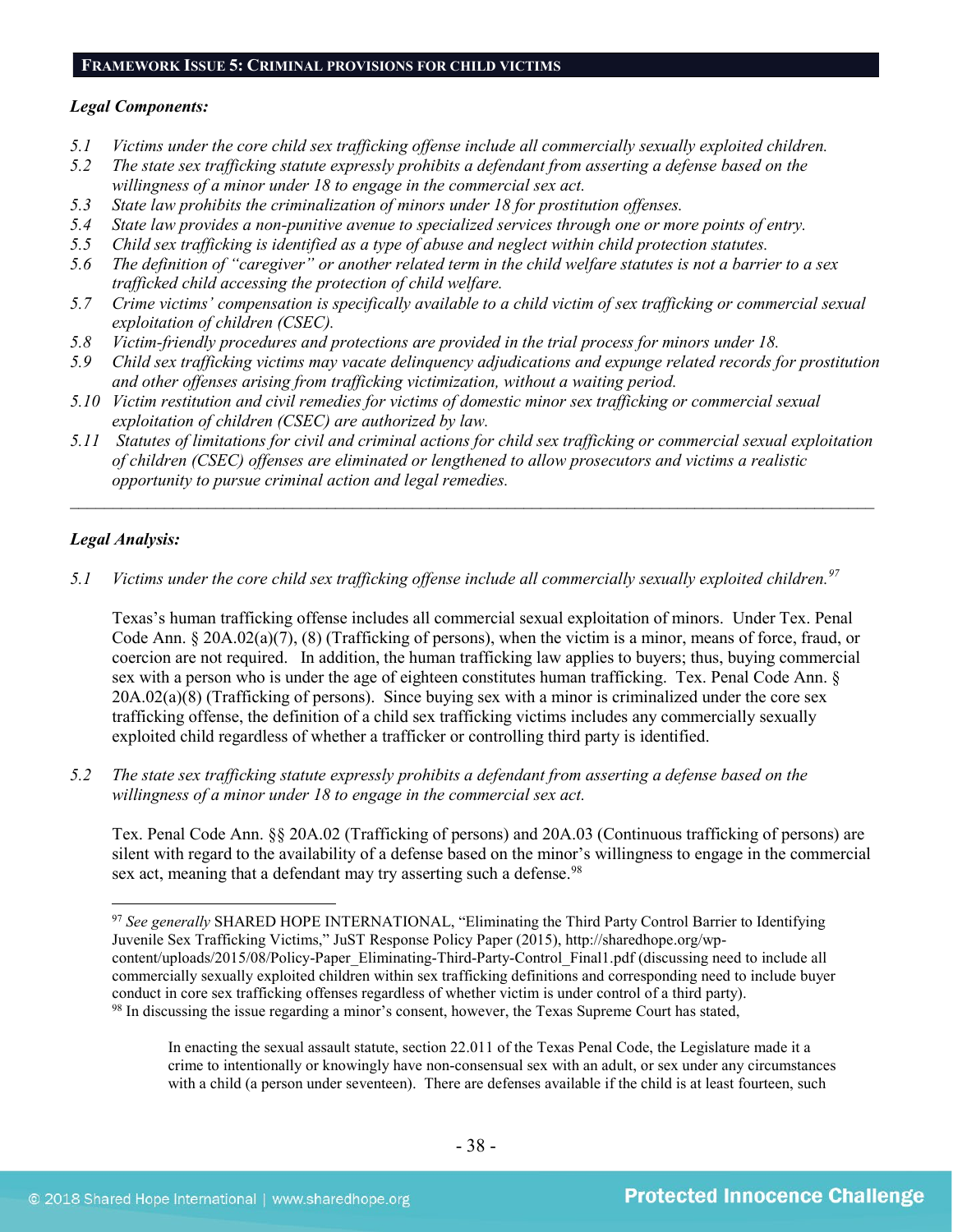## FRAMEWORK ISSUE 5: CRIMINAL PROVISIONS FOR CHILD VICTIMS

***Legal Components:***

*5.1 Victims under the core child sex trafficking offense include all commercially sexually exploited children.*
*5.2 The state sex trafficking statute expressly prohibits a defendant from asserting a defense based on the willingness of a minor under 18 to engage in the commercial sex act.*
*5.3 State law prohibits the criminalization of minors under 18 for prostitution offenses.*
*5.4 State law provides a non-punitive avenue to specialized services through one or more points of entry.*
*5.5 Child sex trafficking is identified as a type of abuse and neglect within child protection statutes.*
*5.6 The definition of "caregiver" or another related term in the child welfare statutes is not a barrier to a sex trafficked child accessing the protection of child welfare.*
*5.7 Crime victims' compensation is specifically available to a child victim of sex trafficking or commercial sexual exploitation of children (CSEC).*
*5.8 Victim-friendly procedures and protections are provided in the trial process for minors under 18.*
*5.9 Child sex trafficking victims may vacate delinquency adjudications and expunge related records for prostitution and other offenses arising from trafficking victimization, without a waiting period.*
*5.10 Victim restitution and civil remedies for victims of domestic minor sex trafficking or commercial sexual exploitation of children (CSEC) are authorized by law.*
*5.11 Statutes of limitations for civil and criminal actions for child sex trafficking or commercial sexual exploitation of children (CSEC) offenses are eliminated or lengthened to allow prosecutors and victims a realistic opportunity to pursue criminal action and legal remedies.*

---

***Legal Analysis:***

*5.1 Victims under the core child sex trafficking offense include all commercially sexually exploited children.*[97]

Texas's human trafficking offense includes all commercial sexual exploitation of minors. Under Tex. Penal Code Ann. § 20A.02(a)(7), (8) (Trafficking of persons), when the victim is a minor, means of force, fraud, or coercion are not required. In addition, the human trafficking law applies to buyers; thus, buying commercial sex with a person who is under the age of eighteen constitutes human trafficking. Tex. Penal Code Ann. § 20A.02(a)(8) (Trafficking of persons). Since buying sex with a minor is criminalized under the core sex trafficking offense, the definition of a child sex trafficking victims includes any commercially sexually exploited child regardless of whether a trafficker or controlling third party is identified.

*5.2 The state sex trafficking statute expressly prohibits a defendant from asserting a defense based on the willingness of a minor under 18 to engage in the commercial sex act.*

Tex. Penal Code Ann. §§ 20A.02 (Trafficking of persons) and 20A.03 (Continuous trafficking of persons) are silent with regard to the availability of a defense based on the minor's willingness to engage in the commercial sex act, meaning that a defendant may try asserting such a defense.[98]

---

[97] *See generally* SHARED HOPE INTERNATIONAL, "Eliminating the Third Party Control Barrier to Identifying Juvenile Sex Trafficking Victims," JuST Response Policy Paper (2015), http://sharedhope.org/wp-content/uploads/2015/08/Policy-Paper_Eliminating-Third-Party-Control_Final1.pdf (discussing need to include all commercially sexually exploited children within sex trafficking definitions and corresponding need to include buyer conduct in core sex trafficking offenses regardless of whether victim is under control of a third party).

[98] In discussing the issue regarding a minor's consent, however, the Texas Supreme Court has stated,

> In enacting the sexual assault statute, section 22.011 of the Texas Penal Code, the Legislature made it a crime to intentionally or knowingly have non-consensual sex with an adult, or sex under any circumstances with a child (a person under seventeen). There are defenses available if the child is at least fourteen, such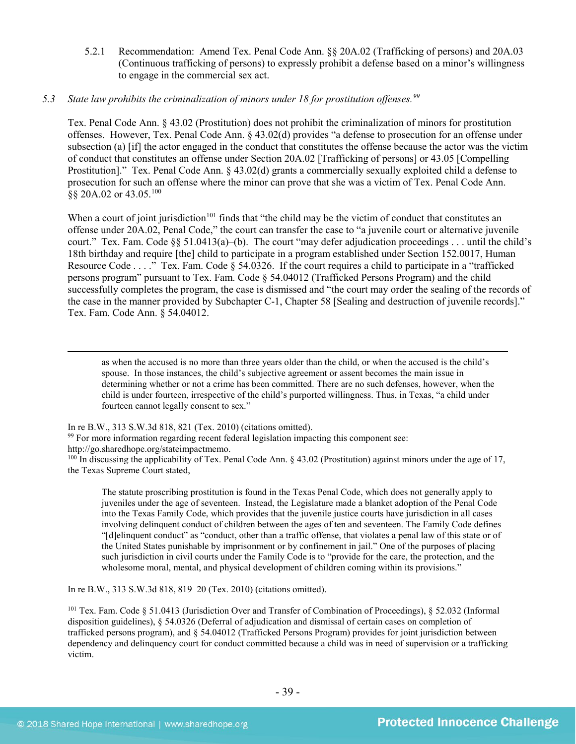5.2.1 Recommendation: Amend Tex. Penal Code Ann. §§ 20A.02 (Trafficking of persons) and 20A.03 (Continuous trafficking of persons) to expressly prohibit a defense based on a minor's willingness to engage in the commercial sex act.

*5.3 State law prohibits the criminalization of minors under 18 for prostitution offenses.*[99]

Tex. Penal Code Ann. § 43.02 (Prostitution) does not prohibit the criminalization of minors for prostitution offenses. However, Tex. Penal Code Ann. § 43.02(d) provides "a defense to prosecution for an offense under subsection (a) [if] the actor engaged in the conduct that constitutes the offense because the actor was the victim of conduct that constitutes an offense under Section 20A.02 [Trafficking of persons] or 43.05 [Compelling Prostitution]." Tex. Penal Code Ann. § 43.02(d) grants a commercially sexually exploited child a defense to prosecution for such an offense where the minor can prove that she was a victim of Tex. Penal Code Ann. §§ 20A.02 or 43.05.[100]

When a court of joint jurisdiction[101] finds that "the child may be the victim of conduct that constitutes an offense under 20A.02, Penal Code," the court can transfer the case to "a juvenile court or alternative juvenile court." Tex. Fam. Code §§ 51.0413(a)–(b). The court "may defer adjudication proceedings . . . until the child's 18th birthday and require [the] child to participate in a program established under Section 152.0017, Human Resource Code . . . ." Tex. Fam. Code § 54.0326. If the court requires a child to participate in a "trafficked persons program" pursuant to Tex. Fam. Code § 54.04012 (Trafficked Persons Program) and the child successfully completes the program, the case is dismissed and "the court may order the sealing of the records of the case in the manner provided by Subchapter C-1, Chapter 58 [Sealing and destruction of juvenile records]." Tex. Fam. Code Ann. § 54.04012.

---

> as when the accused is no more than three years older than the child, or when the accused is the child's spouse. In those instances, the child's subjective agreement or assent becomes the main issue in determining whether or not a crime has been committed. There are no such defenses, however, when the child is under fourteen, irrespective of the child's purported willingness. Thus, in Texas, "a child under fourteen cannot legally consent to sex."

In re B.W., 313 S.W.3d 818, 821 (Tex. 2010) (citations omitted).

[99] For more information regarding recent federal legislation impacting this component see: http://go.sharedhope.org/stateimpactmemo.

[100] In discussing the applicability of Tex. Penal Code Ann. § 43.02 (Prostitution) against minors under the age of 17, the Texas Supreme Court stated,

> The statute proscribing prostitution is found in the Texas Penal Code, which does not generally apply to juveniles under the age of seventeen. Instead, the Legislature made a blanket adoption of the Penal Code into the Texas Family Code, which provides that the juvenile justice courts have jurisdiction in all cases involving delinquent conduct of children between the ages of ten and seventeen. The Family Code defines "[d]elinquent conduct" as "conduct, other than a traffic offense, that violates a penal law of this state or of the United States punishable by imprisonment or by confinement in jail." One of the purposes of placing such jurisdiction in civil courts under the Family Code is to "provide for the care, the protection, and the wholesome moral, mental, and physical development of children coming within its provisions."

In re B.W., 313 S.W.3d 818, 819–20 (Tex. 2010) (citations omitted).

[101] Tex. Fam. Code § 51.0413 (Jurisdiction Over and Transfer of Combination of Proceedings), § 52.032 (Informal disposition guidelines), § 54.0326 (Deferral of adjudication and dismissal of certain cases on completion of trafficked persons program), and § 54.04012 (Trafficked Persons Program) provides for joint jurisdiction between dependency and delinquency court for conduct committed because a child was in need of supervision or a trafficking victim.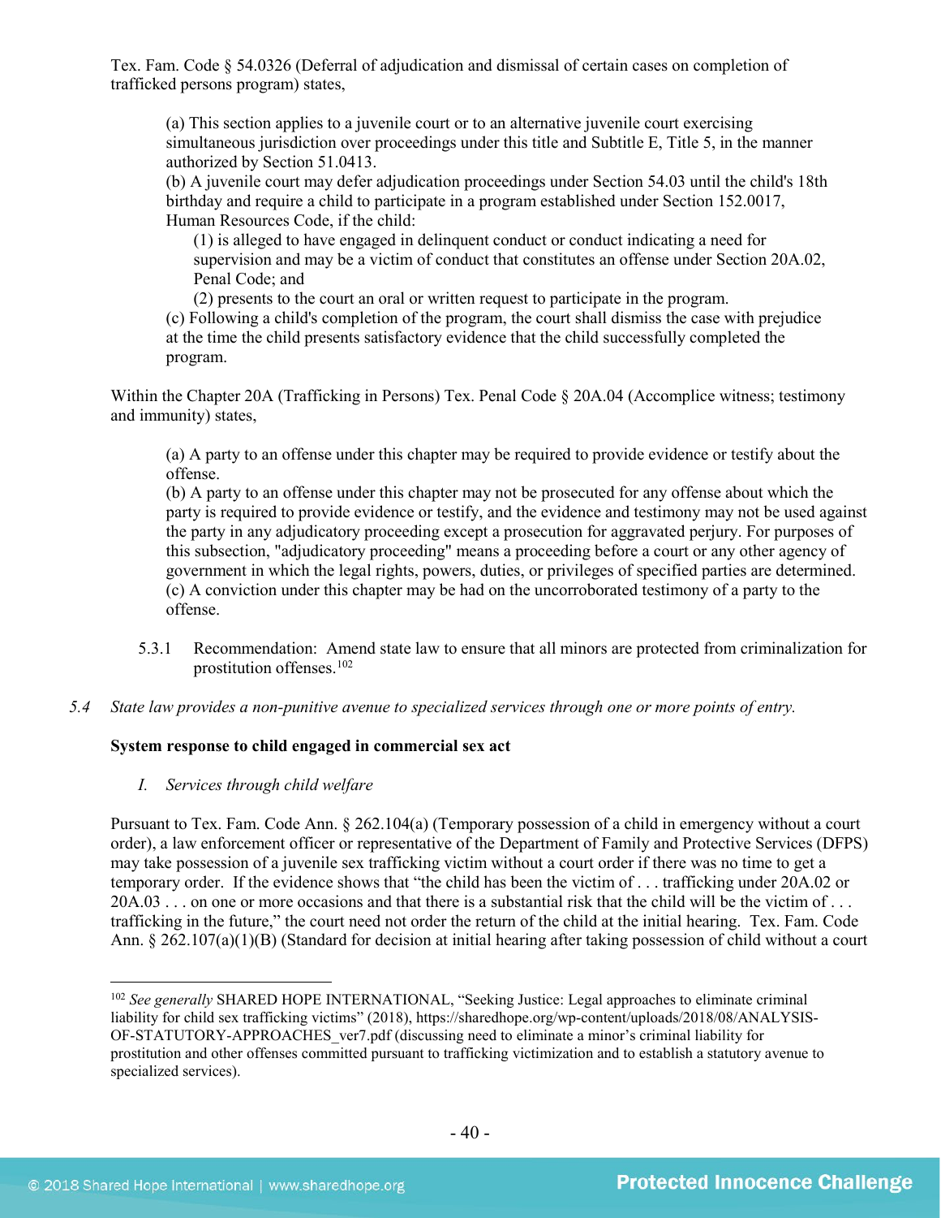Tex. Fam. Code § 54.0326 (Deferral of adjudication and dismissal of certain cases on completion of trafficked persons program) states,

> (a) This section applies to a juvenile court or to an alternative juvenile court exercising simultaneous jurisdiction over proceedings under this title and Subtitle E, Title 5, in the manner authorized by Section 51.0413.
> (b) A juvenile court may defer adjudication proceedings under Section 54.03 until the child's 18th birthday and require a child to participate in a program established under Section 152.0017, Human Resources Code, if the child:
>> (1) is alleged to have engaged in delinquent conduct or conduct indicating a need for supervision and may be a victim of conduct that constitutes an offense under Section 20A.02, Penal Code; and
>> (2) presents to the court an oral or written request to participate in the program.
>
> (c) Following a child's completion of the program, the court shall dismiss the case with prejudice at the time the child presents satisfactory evidence that the child successfully completed the program.

Within the Chapter 20A (Trafficking in Persons) Tex. Penal Code § 20A.04 (Accomplice witness; testimony and immunity) states,

> (a) A party to an offense under this chapter may be required to provide evidence or testify about the offense.
> (b) A party to an offense under this chapter may not be prosecuted for any offense about which the party is required to provide evidence or testify, and the evidence and testimony may not be used against the party in any adjudicatory proceeding except a prosecution for aggravated perjury. For purposes of this subsection, "adjudicatory proceeding" means a proceeding before a court or any other agency of government in which the legal rights, powers, duties, or privileges of specified parties are determined.
> (c) A conviction under this chapter may be had on the uncorroborated testimony of a party to the offense.

5.3.1 Recommendation: Amend state law to ensure that all minors are protected from criminalization for prostitution offenses.[102]

*5.4 State law provides a non-punitive avenue to specialized services through one or more points of entry.*

**System response to child engaged in commercial sex act**

*I. Services through child welfare*

Pursuant to Tex. Fam. Code Ann. § 262.104(a) (Temporary possession of a child in emergency without a court order), a law enforcement officer or representative of the Department of Family and Protective Services (DFPS) may take possession of a juvenile sex trafficking victim without a court order if there was no time to get a temporary order. If the evidence shows that "the child has been the victim of . . . trafficking under 20A.02 or 20A.03 . . . on one or more occasions and that there is a substantial risk that the child will be the victim of . . . trafficking in the future," the court need not order the return of the child at the initial hearing. Tex. Fam. Code Ann. § 262.107(a)(1)(B) (Standard for decision at initial hearing after taking possession of child without a court

[102] *See generally* SHARED HOPE INTERNATIONAL, "Seeking Justice: Legal approaches to eliminate criminal liability for child sex trafficking victims" (2018), https://sharedhope.org/wp-content/uploads/2018/08/ANALYSIS-OF-STATUTORY-APPROACHES_ver7.pdf (discussing need to eliminate a minor's criminal liability for prostitution and other offenses committed pursuant to trafficking victimization and to establish a statutory avenue to specialized services).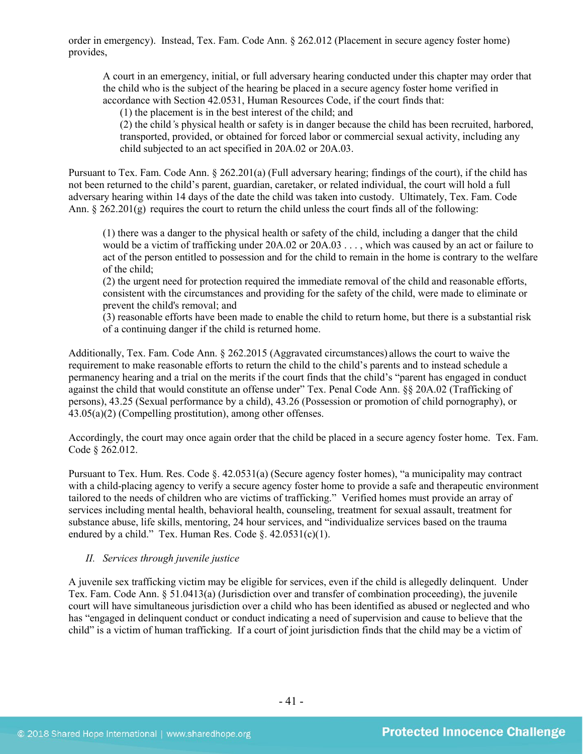order in emergency). Instead, Tex. Fam. Code Ann. § 262.012 (Placement in secure agency foster home) provides,

> A court in an emergency, initial, or full adversary hearing conducted under this chapter may order that the child who is the subject of the hearing be placed in a secure agency foster home verified in accordance with Section 42.0531, Human Resources Code, if the court finds that:
> (1) the placement is in the best interest of the child; and
> (2) the child's physical health or safety is in danger because the child has been recruited, harbored, transported, provided, or obtained for forced labor or commercial sexual activity, including any child subjected to an act specified in 20A.02 or 20A.03.

Pursuant to Tex. Fam. Code Ann. § 262.201(a) (Full adversary hearing; findings of the court), if the child has not been returned to the child's parent, guardian, caretaker, or related individual, the court will hold a full adversary hearing within 14 days of the date the child was taken into custody. Ultimately, Tex. Fam. Code Ann. § 262.201(g) requires the court to return the child unless the court finds all of the following:

> (1) there was a danger to the physical health or safety of the child, including a danger that the child would be a victim of trafficking under 20A.02 or 20A.03 . . . , which was caused by an act or failure to act of the person entitled to possession and for the child to remain in the home is contrary to the welfare of the child;
> (2) the urgent need for protection required the immediate removal of the child and reasonable efforts, consistent with the circumstances and providing for the safety of the child, were made to eliminate or prevent the child's removal; and
> (3) reasonable efforts have been made to enable the child to return home, but there is a substantial risk of a continuing danger if the child is returned home.

Additionally, Tex. Fam. Code Ann. § 262.2015 (Aggravated circumstances) allows the court to waive the requirement to make reasonable efforts to return the child to the child's parents and to instead schedule a permanency hearing and a trial on the merits if the court finds that the child's "parent has engaged in conduct against the child that would constitute an offense under" Tex. Penal Code Ann. §§ 20A.02 (Trafficking of persons), 43.25 (Sexual performance by a child), 43.26 (Possession or promotion of child pornography), or 43.05(a)(2) (Compelling prostitution), among other offenses.

Accordingly, the court may once again order that the child be placed in a secure agency foster home. Tex. Fam. Code § 262.012.

Pursuant to Tex. Hum. Res. Code §. 42.0531(a) (Secure agency foster homes), "a municipality may contract with a child-placing agency to verify a secure agency foster home to provide a safe and therapeutic environment tailored to the needs of children who are victims of trafficking." Verified homes must provide an array of services including mental health, behavioral health, counseling, treatment for sexual assault, treatment for substance abuse, life skills, mentoring, 24 hour services, and "individualize services based on the trauma endured by a child." Tex. Human Res. Code §. 42.0531(c)(1).

*II. Services through juvenile justice*

A juvenile sex trafficking victim may be eligible for services, even if the child is allegedly delinquent. Under Tex. Fam. Code Ann. § 51.0413(a) (Jurisdiction over and transfer of combination proceeding), the juvenile court will have simultaneous jurisdiction over a child who has been identified as abused or neglected and who has "engaged in delinquent conduct or conduct indicating a need of supervision and cause to believe that the child" is a victim of human trafficking. If a court of joint jurisdiction finds that the child may be a victim of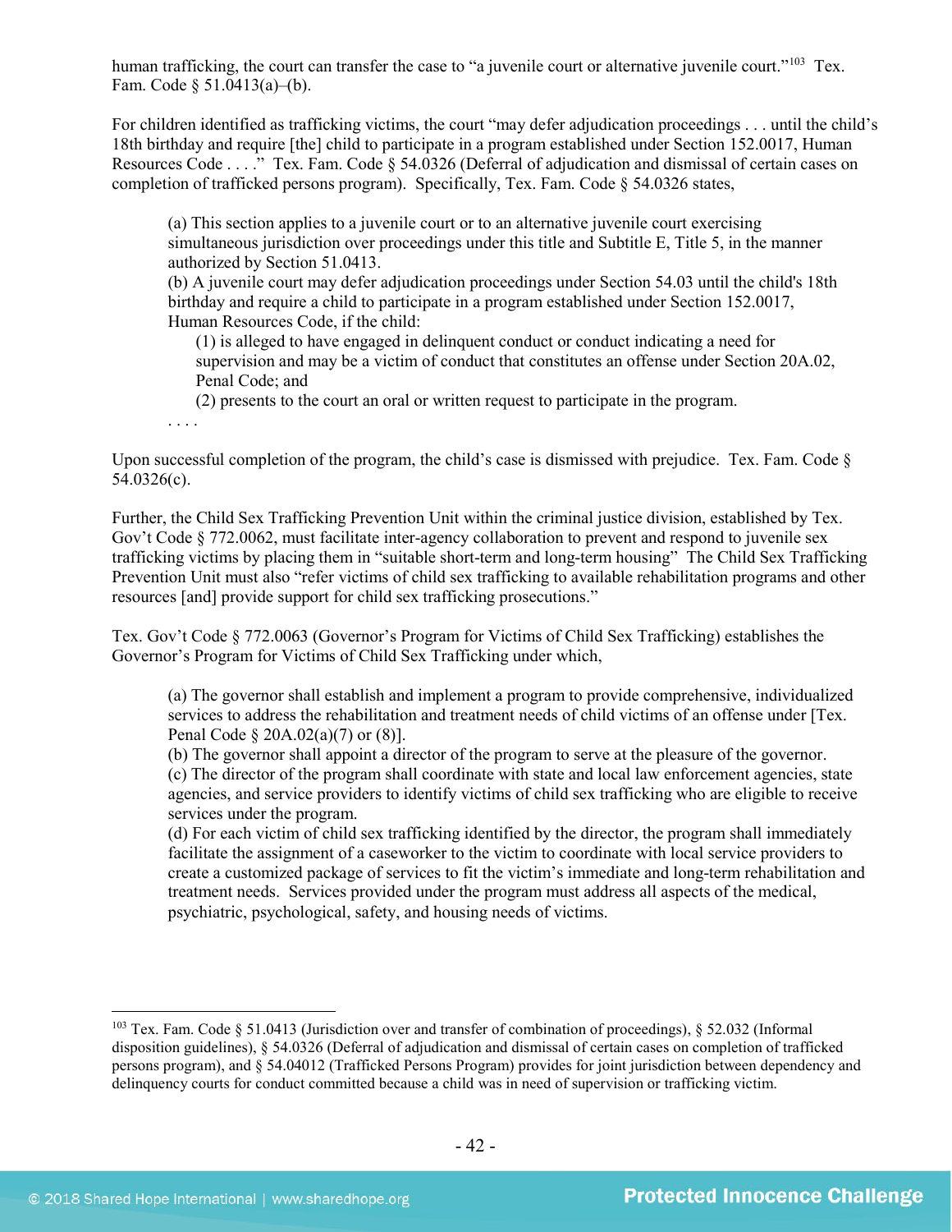human trafficking, the court can transfer the case to "a juvenile court or alternative juvenile court."[103] Tex. Fam. Code § 51.0413(a)–(b).

For children identified as trafficking victims, the court "may defer adjudication proceedings . . . until the child's 18th birthday and require [the] child to participate in a program established under Section 152.0017, Human Resources Code . . . ." Tex. Fam. Code § 54.0326 (Deferral of adjudication and dismissal of certain cases on completion of trafficked persons program). Specifically, Tex. Fam. Code § 54.0326 states,

> (a) This section applies to a juvenile court or to an alternative juvenile court exercising simultaneous jurisdiction over proceedings under this title and Subtitle E, Title 5, in the manner authorized by Section 51.0413.
> (b) A juvenile court may defer adjudication proceedings under Section 54.03 until the child's 18th birthday and require a child to participate in a program established under Section 152.0017, Human Resources Code, if the child:
>
> > (1) is alleged to have engaged in delinquent conduct or conduct indicating a need for supervision and may be a victim of conduct that constitutes an offense under Section 20A.02, Penal Code; and
> > (2) presents to the court an oral or written request to participate in the program.
>
> . . . .

Upon successful completion of the program, the child's case is dismissed with prejudice. Tex. Fam. Code § 54.0326(c).

Further, the Child Sex Trafficking Prevention Unit within the criminal justice division, established by Tex. Gov't Code § 772.0062, must facilitate inter-agency collaboration to prevent and respond to juvenile sex trafficking victims by placing them in "suitable short-term and long-term housing" The Child Sex Trafficking Prevention Unit must also "refer victims of child sex trafficking to available rehabilitation programs and other resources [and] provide support for child sex trafficking prosecutions."

Tex. Gov't Code § 772.0063 (Governor's Program for Victims of Child Sex Trafficking) establishes the Governor's Program for Victims of Child Sex Trafficking under which,

> (a) The governor shall establish and implement a program to provide comprehensive, individualized services to address the rehabilitation and treatment needs of child victims of an offense under [Tex. Penal Code § 20A.02(a)(7) or (8)].
> (b) The governor shall appoint a director of the program to serve at the pleasure of the governor.
> (c) The director of the program shall coordinate with state and local law enforcement agencies, state agencies, and service providers to identify victims of child sex trafficking who are eligible to receive services under the program.
> (d) For each victim of child sex trafficking identified by the director, the program shall immediately facilitate the assignment of a caseworker to the victim to coordinate with local service providers to create a customized package of services to fit the victim's immediate and long-term rehabilitation and treatment needs. Services provided under the program must address all aspects of the medical, psychiatric, psychological, safety, and housing needs of victims.

---

[103] Tex. Fam. Code § 51.0413 (Jurisdiction over and transfer of combination of proceedings), § 52.032 (Informal disposition guidelines), § 54.0326 (Deferral of adjudication and dismissal of certain cases on completion of trafficked persons program), and § 54.04012 (Trafficked Persons Program) provides for joint jurisdiction between dependency and delinquency courts for conduct committed because a child was in need of supervision or trafficking victim.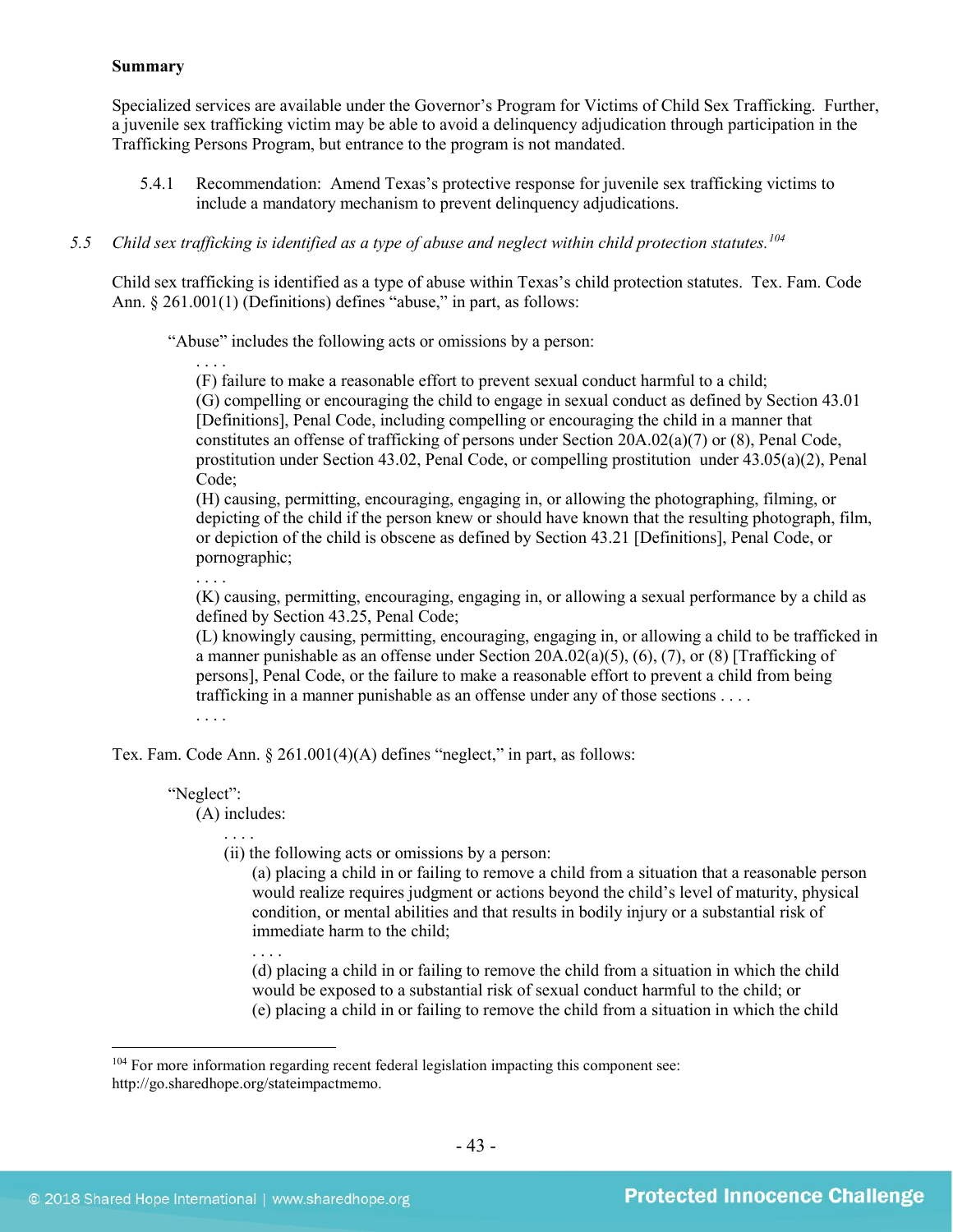**Summary**

Specialized services are available under the Governor's Program for Victims of Child Sex Trafficking. Further, a juvenile sex trafficking victim may be able to avoid a delinquency adjudication through participation in the Trafficking Persons Program, but entrance to the program is not mandated.

5.4.1 Recommendation: Amend Texas's protective response for juvenile sex trafficking victims to include a mandatory mechanism to prevent delinquency adjudications.

*5.5 Child sex trafficking is identified as a type of abuse and neglect within child protection statutes.*[104]

Child sex trafficking is identified as a type of abuse within Texas's child protection statutes. Tex. Fam. Code Ann. § 261.001(1) (Definitions) defines "abuse," in part, as follows:

> "Abuse" includes the following acts or omissions by a person:
>
> . . . .
>
> (F) failure to make a reasonable effort to prevent sexual conduct harmful to a child;
>
> (G) compelling or encouraging the child to engage in sexual conduct as defined by Section 43.01 [Definitions], Penal Code, including compelling or encouraging the child in a manner that constitutes an offense of trafficking of persons under Section 20A.02(a)(7) or (8), Penal Code, prostitution under Section 43.02, Penal Code, or compelling prostitution under 43.05(a)(2), Penal Code;
>
> (H) causing, permitting, encouraging, engaging in, or allowing the photographing, filming, or depicting of the child if the person knew or should have known that the resulting photograph, film, or depiction of the child is obscene as defined by Section 43.21 [Definitions], Penal Code, or pornographic;
>
> . . . .
>
> (K) causing, permitting, encouraging, engaging in, or allowing a sexual performance by a child as defined by Section 43.25, Penal Code;
>
> (L) knowingly causing, permitting, encouraging, engaging in, or allowing a child to be trafficked in a manner punishable as an offense under Section 20A.02(a)(5), (6), (7), or (8) [Trafficking of persons], Penal Code, or the failure to make a reasonable effort to prevent a child from being trafficking in a manner punishable as an offense under any of those sections . . . .
>
> . . . .

Tex. Fam. Code Ann. § 261.001(4)(A) defines "neglect," in part, as follows:

> "Neglect":
>
> (A) includes:
>
> . . . .
>
> (ii) the following acts or omissions by a person:
>
> (a) placing a child in or failing to remove a child from a situation that a reasonable person would realize requires judgment or actions beyond the child's level of maturity, physical condition, or mental abilities and that results in bodily injury or a substantial risk of immediate harm to the child;
>
> . . . .
>
> (d) placing a child in or failing to remove the child from a situation in which the child would be exposed to a substantial risk of sexual conduct harmful to the child; or
>
> (e) placing a child in or failing to remove the child from a situation in which the child

---

[104] For more information regarding recent federal legislation impacting this component see: http://go.sharedhope.org/stateimpactmemo.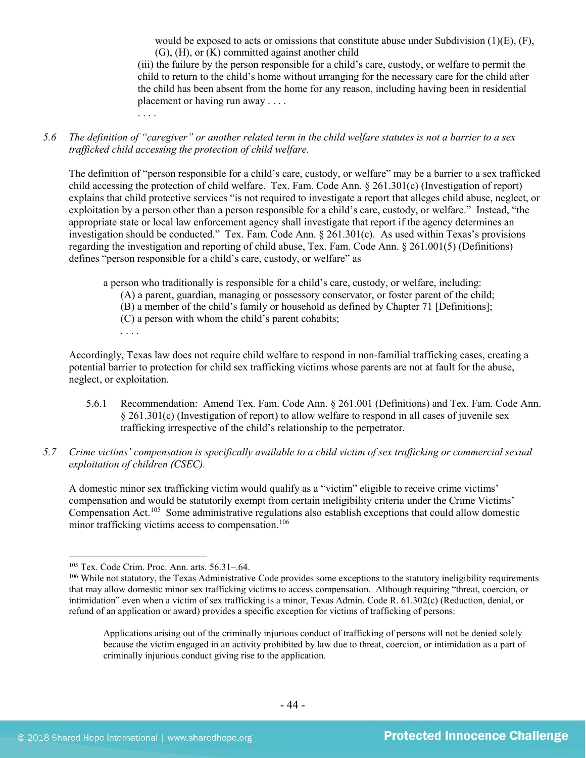would be exposed to acts or omissions that constitute abuse under Subdivision (1)(E), (F), (G), (H), or (K) committed against another child

(iii) the failure by the person responsible for a child's care, custody, or welfare to permit the child to return to the child's home without arranging for the necessary care for the child after the child has been absent from the home for any reason, including having been in residential placement or having run away . . . .

. . . .

5.6 *The definition of "caregiver" or another related term in the child welfare statutes is not a barrier to a sex trafficked child accessing the protection of child welfare.*

The definition of "person responsible for a child's care, custody, or welfare" may be a barrier to a sex trafficked child accessing the protection of child welfare. Tex. Fam. Code Ann. § 261.301(c) (Investigation of report) explains that child protective services "is not required to investigate a report that alleges child abuse, neglect, or exploitation by a person other than a person responsible for a child's care, custody, or welfare." Instead, "the appropriate state or local law enforcement agency shall investigate that report if the agency determines an investigation should be conducted." Tex. Fam. Code Ann. § 261.301(c). As used within Texas's provisions regarding the investigation and reporting of child abuse, Tex. Fam. Code Ann. § 261.001(5) (Definitions) defines "person responsible for a child's care, custody, or welfare" as

> a person who traditionally is responsible for a child's care, custody, or welfare, including:
> (A) a parent, guardian, managing or possessory conservator, or foster parent of the child;
> (B) a member of the child's family or household as defined by Chapter 71 [Definitions];
> (C) a person with whom the child's parent cohabits;
> . . . .

Accordingly, Texas law does not require child welfare to respond in non-familial trafficking cases, creating a potential barrier to protection for child sex trafficking victims whose parents are not at fault for the abuse, neglect, or exploitation.

5.6.1 Recommendation: Amend Tex. Fam. Code Ann. § 261.001 (Definitions) and Tex. Fam. Code Ann. § 261.301(c) (Investigation of report) to allow welfare to respond in all cases of juvenile sex trafficking irrespective of the child's relationship to the perpetrator.

5.7 *Crime victims' compensation is specifically available to a child victim of sex trafficking or commercial sexual exploitation of children (CSEC).*

A domestic minor sex trafficking victim would qualify as a "victim" eligible to receive crime victims' compensation and would be statutorily exempt from certain ineligibility criteria under the Crime Victims' Compensation Act.[105] Some administrative regulations also establish exceptions that could allow domestic minor trafficking victims access to compensation.[106]

---

[105] Tex. Code Crim. Proc. Ann. arts. 56.31–.64.

[106] While not statutory, the Texas Administrative Code provides some exceptions to the statutory ineligibility requirements that may allow domestic minor sex trafficking victims to access compensation. Although requiring "threat, coercion, or intimidation" even when a victim of sex trafficking is a minor, Texas Admin. Code R. 61.302(c) (Reduction, denial, or refund of an application or award) provides a specific exception for victims of trafficking of persons:

> Applications arising out of the criminally injurious conduct of trafficking of persons will not be denied solely because the victim engaged in an activity prohibited by law due to threat, coercion, or intimidation as a part of criminally injurious conduct giving rise to the application.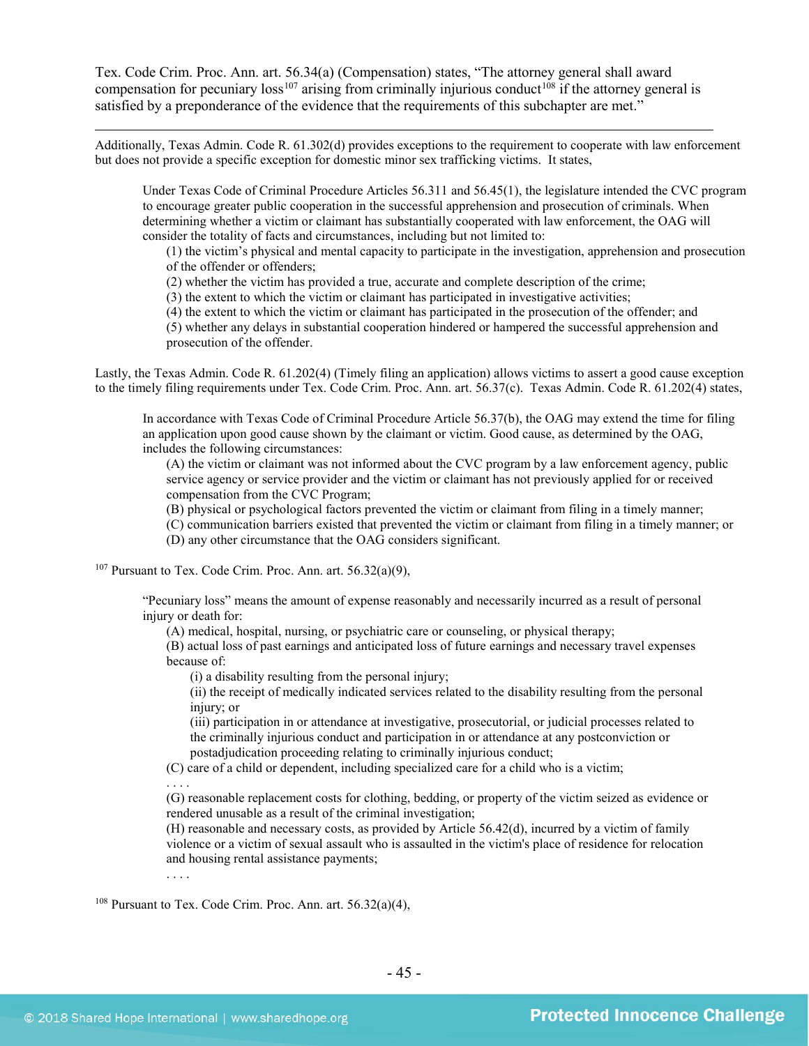Tex. Code Crim. Proc. Ann. art. 56.34(a) (Compensation) states, "The attorney general shall award compensation for pecuniary loss[107] arising from criminally injurious conduct[108] if the attorney general is satisfied by a preponderance of the evidence that the requirements of this subchapter are met."

---

Additionally, Texas Admin. Code R. 61.302(d) provides exceptions to the requirement to cooperate with law enforcement but does not provide a specific exception for domestic minor sex trafficking victims. It states,

> Under Texas Code of Criminal Procedure Articles 56.311 and 56.45(1), the legislature intended the CVC program to encourage greater public cooperation in the successful apprehension and prosecution of criminals. When determining whether a victim or claimant has substantially cooperated with law enforcement, the OAG will consider the totality of facts and circumstances, including but not limited to:
>
> (1) the victim's physical and mental capacity to participate in the investigation, apprehension and prosecution of the offender or offenders;
> (2) whether the victim has provided a true, accurate and complete description of the crime;
> (3) the extent to which the victim or claimant has participated in investigative activities;
> (4) the extent to which the victim or claimant has participated in the prosecution of the offender; and
> (5) whether any delays in substantial cooperation hindered or hampered the successful apprehension and prosecution of the offender.

Lastly, the Texas Admin. Code R. 61.202(4) (Timely filing an application) allows victims to assert a good cause exception to the timely filing requirements under Tex. Code Crim. Proc. Ann. art. 56.37(c). Texas Admin. Code R. 61.202(4) states,

> In accordance with Texas Code of Criminal Procedure Article 56.37(b), the OAG may extend the time for filing an application upon good cause shown by the claimant or victim. Good cause, as determined by the OAG, includes the following circumstances:
>
> (A) the victim or claimant was not informed about the CVC program by a law enforcement agency, public service agency or service provider and the victim or claimant has not previously applied for or received compensation from the CVC Program;
> (B) physical or psychological factors prevented the victim or claimant from filing in a timely manner;
> (C) communication barriers existed that prevented the victim or claimant from filing in a timely manner; or
> (D) any other circumstance that the OAG considers significant.

[107] Pursuant to Tex. Code Crim. Proc. Ann. art. 56.32(a)(9),

> "Pecuniary loss" means the amount of expense reasonably and necessarily incurred as a result of personal injury or death for:
>
> (A) medical, hospital, nursing, or psychiatric care or counseling, or physical therapy;
> (B) actual loss of past earnings and anticipated loss of future earnings and necessary travel expenses because of:
>
> (i) a disability resulting from the personal injury;
> (ii) the receipt of medically indicated services related to the disability resulting from the personal injury; or
> (iii) participation in or attendance at investigative, prosecutorial, or judicial processes related to the criminally injurious conduct and participation in or attendance at any postconviction or postadjudication proceeding relating to criminally injurious conduct;
>
> (C) care of a child or dependent, including specialized care for a child who is a victim;
> . . . .
> (G) reasonable replacement costs for clothing, bedding, or property of the victim seized as evidence or rendered unusable as a result of the criminal investigation;
> (H) reasonable and necessary costs, as provided by Article 56.42(d), incurred by a victim of family violence or a victim of sexual assault who is assaulted in the victim's place of residence for relocation and housing rental assistance payments;
> . . . .

[108] Pursuant to Tex. Code Crim. Proc. Ann. art. 56.32(a)(4),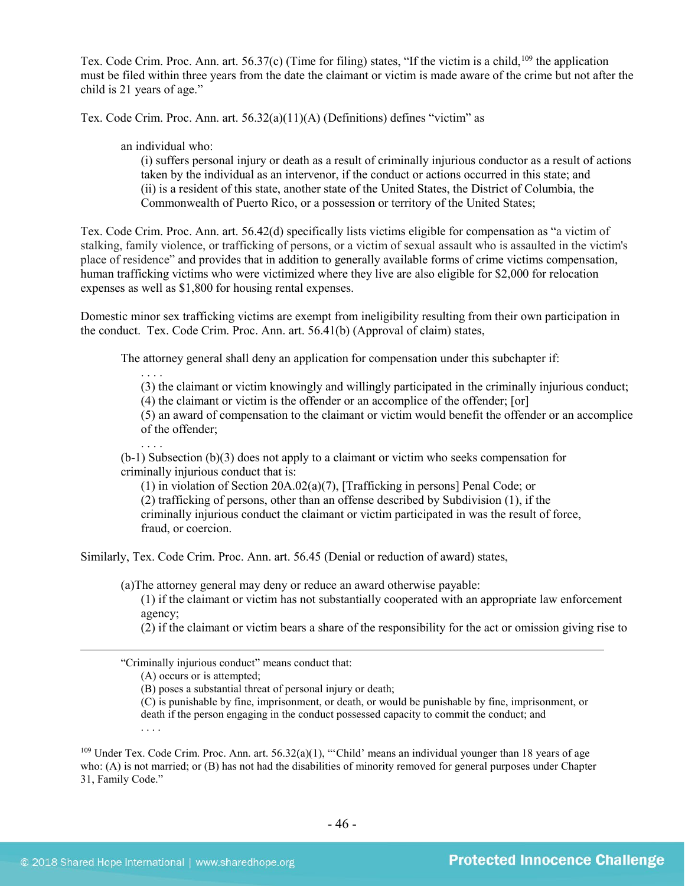Tex. Code Crim. Proc. Ann. art. 56.37(c) (Time for filing) states, "If the victim is a child,[109] the application must be filed within three years from the date the claimant or victim is made aware of the crime but not after the child is 21 years of age."

Tex. Code Crim. Proc. Ann. art. 56.32(a)(11)(A) (Definitions) defines "victim" as

> an individual who:
>
> (i) suffers personal injury or death as a result of criminally injurious conductor as a result of actions taken by the individual as an intervenor, if the conduct or actions occurred in this state; and
>
> (ii) is a resident of this state, another state of the United States, the District of Columbia, the Commonwealth of Puerto Rico, or a possession or territory of the United States;

Tex. Code Crim. Proc. Ann. art. 56.42(d) specifically lists victims eligible for compensation as "a victim of stalking, family violence, or trafficking of persons, or a victim of sexual assault who is assaulted in the victim's place of residence" and provides that in addition to generally available forms of crime victims compensation, human trafficking victims who were victimized where they live are also eligible for $2,000 for relocation expenses as well as $1,800 for housing rental expenses.

Domestic minor sex trafficking victims are exempt from ineligibility resulting from their own participation in the conduct. Tex. Code Crim. Proc. Ann. art. 56.41(b) (Approval of claim) states,

> The attorney general shall deny an application for compensation under this subchapter if:
>
> . . . .
>
> (3) the claimant or victim knowingly and willingly participated in the criminally injurious conduct;
>
> (4) the claimant or victim is the offender or an accomplice of the offender; [or]
>
> (5) an award of compensation to the claimant or victim would benefit the offender or an accomplice of the offender;
>
> . . . .
>
> (b-1) Subsection (b)(3) does not apply to a claimant or victim who seeks compensation for criminally injurious conduct that is:
>
> (1) in violation of Section 20A.02(a)(7), [Trafficking in persons] Penal Code; or
>
> (2) trafficking of persons, other than an offense described by Subdivision (1), if the criminally injurious conduct the claimant or victim participated in was the result of force, fraud, or coercion.

Similarly, Tex. Code Crim. Proc. Ann. art. 56.45 (Denial or reduction of award) states,

> (a)The attorney general may deny or reduce an award otherwise payable:
>
> (1) if the claimant or victim has not substantially cooperated with an appropriate law enforcement agency;
>
> (2) if the claimant or victim bears a share of the responsibility for the act or omission giving rise to

---

> "Criminally injurious conduct" means conduct that:
>
> (A) occurs or is attempted;
>
> (B) poses a substantial threat of personal injury or death;
>
> (C) is punishable by fine, imprisonment, or death, or would be punishable by fine, imprisonment, or death if the person engaging in the conduct possessed capacity to commit the conduct; and
>
> . . . .

[109] Under Tex. Code Crim. Proc. Ann. art. 56.32(a)(1), "'Child' means an individual younger than 18 years of age who: (A) is not married; or (B) has not had the disabilities of minority removed for general purposes under Chapter 31, Family Code."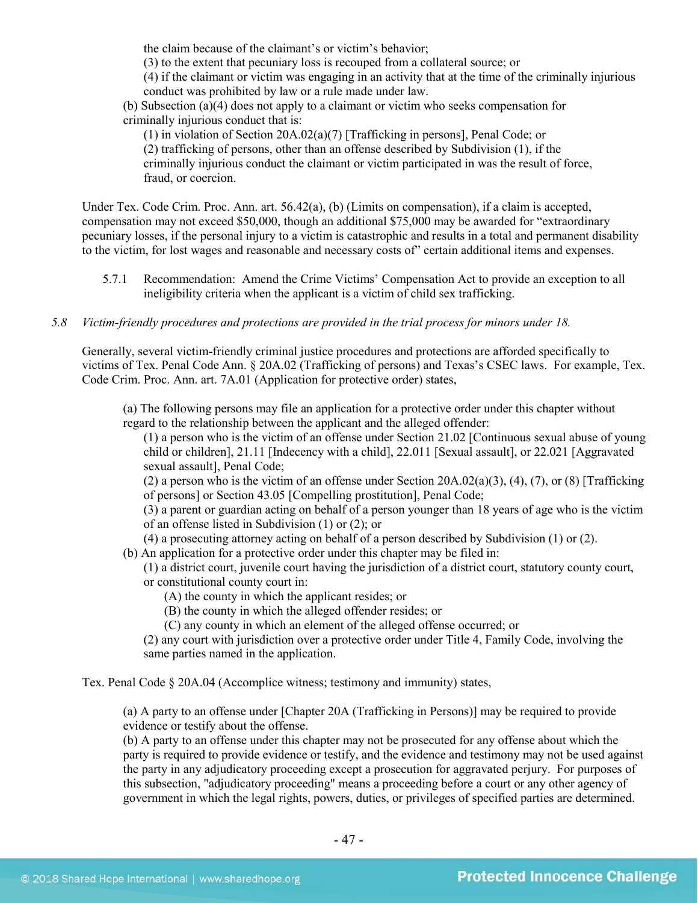the claim because of the claimant's or victim's behavior;

(3) to the extent that pecuniary loss is recouped from a collateral source; or

(4) if the claimant or victim was engaging in an activity that at the time of the criminally injurious conduct was prohibited by law or a rule made under law.

(b) Subsection (a)(4) does not apply to a claimant or victim who seeks compensation for criminally injurious conduct that is:

(1) in violation of Section 20A.02(a)(7) [Trafficking in persons], Penal Code; or

(2) trafficking of persons, other than an offense described by Subdivision (1), if the criminally injurious conduct the claimant or victim participated in was the result of force, fraud, or coercion.

Under Tex. Code Crim. Proc. Ann. art. 56.42(a), (b) (Limits on compensation), if a claim is accepted, compensation may not exceed $50,000, though an additional $75,000 may be awarded for "extraordinary pecuniary losses, if the personal injury to a victim is catastrophic and results in a total and permanent disability to the victim, for lost wages and reasonable and necessary costs of" certain additional items and expenses.

5.7.1 Recommendation: Amend the Crime Victims' Compensation Act to provide an exception to all ineligibility criteria when the applicant is a victim of child sex trafficking.

*5.8 Victim-friendly procedures and protections are provided in the trial process for minors under 18.*

Generally, several victim-friendly criminal justice procedures and protections are afforded specifically to victims of Tex. Penal Code Ann. § 20A.02 (Trafficking of persons) and Texas's CSEC laws. For example, Tex. Code Crim. Proc. Ann. art. 7A.01 (Application for protective order) states,

> (a) The following persons may file an application for a protective order under this chapter without regard to the relationship between the applicant and the alleged offender:
>
> (1) a person who is the victim of an offense under Section 21.02 [Continuous sexual abuse of young child or children], 21.11 [Indecency with a child], 22.011 [Sexual assault], or 22.021 [Aggravated sexual assault], Penal Code;
>
> (2) a person who is the victim of an offense under Section 20A.02(a)(3), (4), (7), or (8) [Trafficking of persons] or Section 43.05 [Compelling prostitution], Penal Code;
>
> (3) a parent or guardian acting on behalf of a person younger than 18 years of age who is the victim of an offense listed in Subdivision (1) or (2); or
>
> (4) a prosecuting attorney acting on behalf of a person described by Subdivision (1) or (2).
>
> (b) An application for a protective order under this chapter may be filed in:
>
> (1) a district court, juvenile court having the jurisdiction of a district court, statutory county court, or constitutional county court in:
>
> (A) the county in which the applicant resides; or
>
> (B) the county in which the alleged offender resides; or
>
> (C) any county in which an element of the alleged offense occurred; or
>
> (2) any court with jurisdiction over a protective order under Title 4, Family Code, involving the same parties named in the application.

Tex. Penal Code § 20A.04 (Accomplice witness; testimony and immunity) states,

> (a) A party to an offense under [Chapter 20A (Trafficking in Persons)] may be required to provide evidence or testify about the offense.
>
> (b) A party to an offense under this chapter may not be prosecuted for any offense about which the party is required to provide evidence or testify, and the evidence and testimony may not be used against the party in any adjudicatory proceeding except a prosecution for aggravated perjury. For purposes of this subsection, "adjudicatory proceeding" means a proceeding before a court or any other agency of government in which the legal rights, powers, duties, or privileges of specified parties are determined.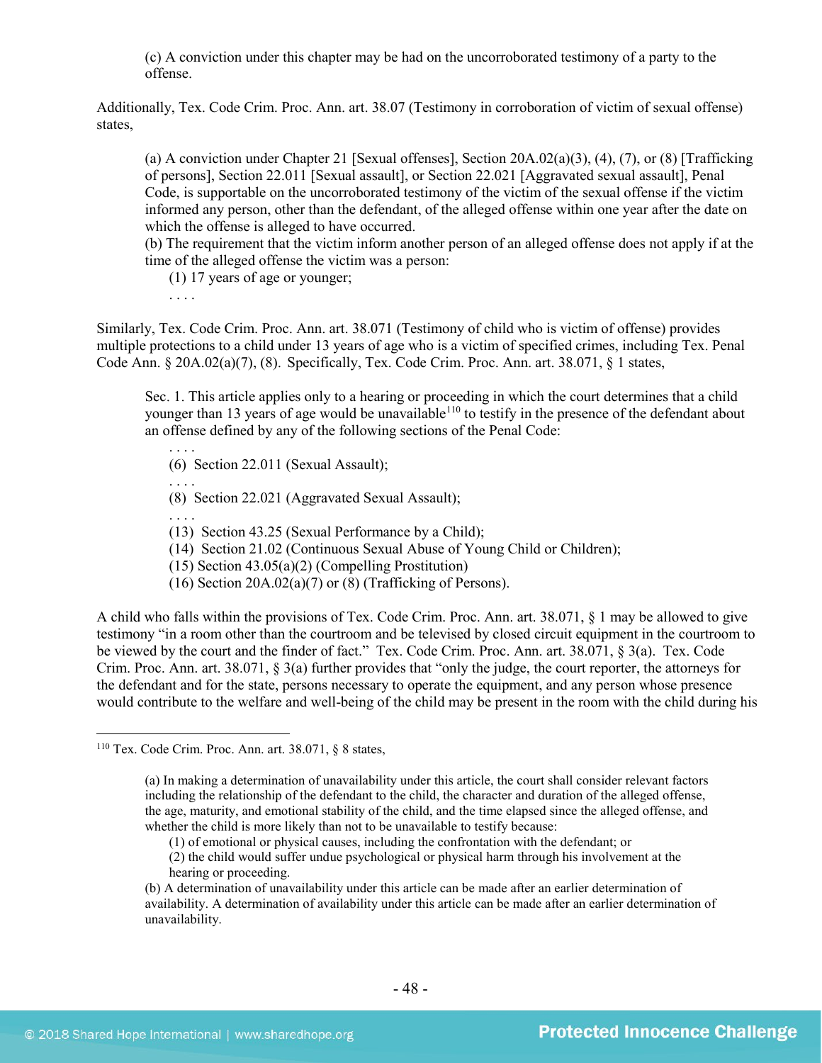> (c) A conviction under this chapter may be had on the uncorroborated testimony of a party to the offense.

Additionally, Tex. Code Crim. Proc. Ann. art. 38.07 (Testimony in corroboration of victim of sexual offense) states,

> (a) A conviction under Chapter 21 [Sexual offenses], Section 20A.02(a)(3), (4), (7), or (8) [Trafficking of persons], Section 22.011 [Sexual assault], or Section 22.021 [Aggravated sexual assault], Penal Code, is supportable on the uncorroborated testimony of the victim of the sexual offense if the victim informed any person, other than the defendant, of the alleged offense within one year after the date on which the offense is alleged to have occurred.
> (b) The requirement that the victim inform another person of an alleged offense does not apply if at the time of the alleged offense the victim was a person:
> (1) 17 years of age or younger;
> . . . .

Similarly, Tex. Code Crim. Proc. Ann. art. 38.071 (Testimony of child who is victim of offense) provides multiple protections to a child under 13 years of age who is a victim of specified crimes, including Tex. Penal Code Ann. § 20A.02(a)(7), (8). Specifically, Tex. Code Crim. Proc. Ann. art. 38.071, § 1 states,

> Sec. 1. This article applies only to a hearing or proceeding in which the court determines that a child younger than 13 years of age would be unavailable[110] to testify in the presence of the defendant about an offense defined by any of the following sections of the Penal Code:
> . . . .
> (6) Section 22.011 (Sexual Assault);
> . . . .
> (8) Section 22.021 (Aggravated Sexual Assault);
> . . . .
> (13) Section 43.25 (Sexual Performance by a Child);
> (14) Section 21.02 (Continuous Sexual Abuse of Young Child or Children);
> (15) Section 43.05(a)(2) (Compelling Prostitution)
> (16) Section 20A.02(a)(7) or (8) (Trafficking of Persons).

A child who falls within the provisions of Tex. Code Crim. Proc. Ann. art. 38.071, § 1 may be allowed to give testimony "in a room other than the courtroom and be televised by closed circuit equipment in the courtroom to be viewed by the court and the finder of fact." Tex. Code Crim. Proc. Ann. art. 38.071, § 3(a). Tex. Code Crim. Proc. Ann. art. 38.071, § 3(a) further provides that "only the judge, the court reporter, the attorneys for the defendant and for the state, persons necessary to operate the equipment, and any person whose presence would contribute to the welfare and well-being of the child may be present in the room with the child during his

---

[110] Tex. Code Crim. Proc. Ann. art. 38.071, § 8 states,

> (a) In making a determination of unavailability under this article, the court shall consider relevant factors including the relationship of the defendant to the child, the character and duration of the alleged offense, the age, maturity, and emotional stability of the child, and the time elapsed since the alleged offense, and whether the child is more likely than not to be unavailable to testify because:
> (1) of emotional or physical causes, including the confrontation with the defendant; or
> (2) the child would suffer undue psychological or physical harm through his involvement at the hearing or proceeding.
> (b) A determination of unavailability under this article can be made after an earlier determination of availability. A determination of availability under this article can be made after an earlier determination of unavailability.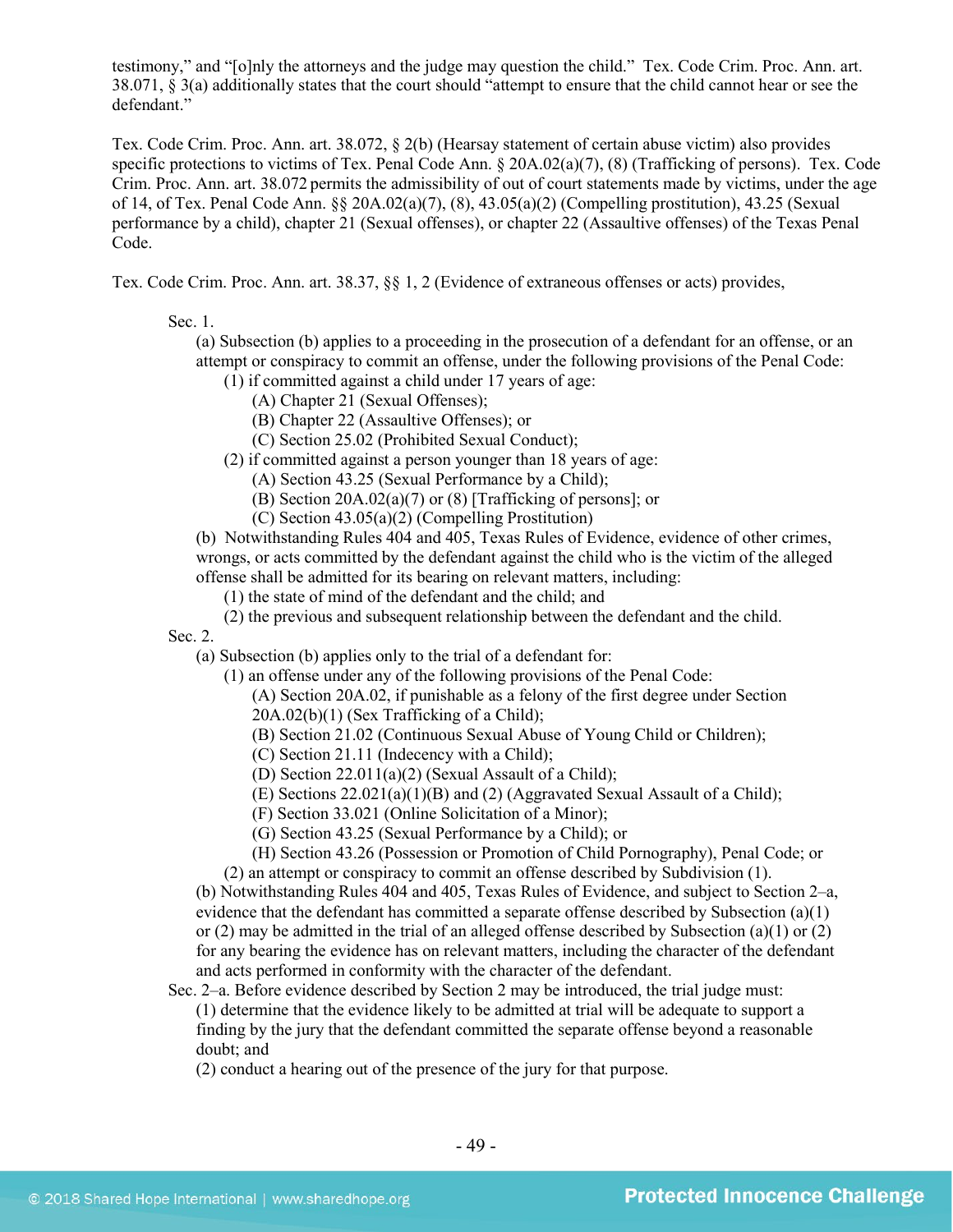testimony," and "[o]nly the attorneys and the judge may question the child." Tex. Code Crim. Proc. Ann. art. 38.071, § 3(a) additionally states that the court should "attempt to ensure that the child cannot hear or see the defendant."

Tex. Code Crim. Proc. Ann. art. 38.072, § 2(b) (Hearsay statement of certain abuse victim) also provides specific protections to victims of Tex. Penal Code Ann. § 20A.02(a)(7), (8) (Trafficking of persons). Tex. Code Crim. Proc. Ann. art. 38.072 permits the admissibility of out of court statements made by victims, under the age of 14, of Tex. Penal Code Ann. §§ 20A.02(a)(7), (8), 43.05(a)(2) (Compelling prostitution), 43.25 (Sexual performance by a child), chapter 21 (Sexual offenses), or chapter 22 (Assaultive offenses) of the Texas Penal Code.

Tex. Code Crim. Proc. Ann. art. 38.37, §§ 1, 2 (Evidence of extraneous offenses or acts) provides,

> Sec. 1.
>
> (a) Subsection (b) applies to a proceeding in the prosecution of a defendant for an offense, or an attempt or conspiracy to commit an offense, under the following provisions of the Penal Code:
>
> (1) if committed against a child under 17 years of age:
>
> (A) Chapter 21 (Sexual Offenses);
>
> (B) Chapter 22 (Assaultive Offenses); or
>
> (C) Section 25.02 (Prohibited Sexual Conduct);
>
> (2) if committed against a person younger than 18 years of age:
>
> (A) Section 43.25 (Sexual Performance by a Child);
>
> (B) Section 20A.02(a)(7) or (8) [Trafficking of persons]; or
>
> (C) Section 43.05(a)(2) (Compelling Prostitution)
>
> (b) Notwithstanding Rules 404 and 405, Texas Rules of Evidence, evidence of other crimes, wrongs, or acts committed by the defendant against the child who is the victim of the alleged offense shall be admitted for its bearing on relevant matters, including:
>
> (1) the state of mind of the defendant and the child; and
>
> (2) the previous and subsequent relationship between the defendant and the child.
>
> Sec. 2.
>
> (a) Subsection (b) applies only to the trial of a defendant for:
>
> (1) an offense under any of the following provisions of the Penal Code:
>
> (A) Section 20A.02, if punishable as a felony of the first degree under Section 20A.02(b)(1) (Sex Trafficking of a Child);
>
> (B) Section 21.02 (Continuous Sexual Abuse of Young Child or Children);
>
> (C) Section 21.11 (Indecency with a Child);
>
> (D) Section 22.011(a)(2) (Sexual Assault of a Child);
>
> (E) Sections 22.021(a)(1)(B) and (2) (Aggravated Sexual Assault of a Child);
>
> (F) Section 33.021 (Online Solicitation of a Minor);
>
> (G) Section 43.25 (Sexual Performance by a Child); or
>
> (H) Section 43.26 (Possession or Promotion of Child Pornography), Penal Code; or
>
> (2) an attempt or conspiracy to commit an offense described by Subdivision (1).
>
> (b) Notwithstanding Rules 404 and 405, Texas Rules of Evidence, and subject to Section 2–a, evidence that the defendant has committed a separate offense described by Subsection (a)(1) or (2) may be admitted in the trial of an alleged offense described by Subsection (a)(1) or (2) for any bearing the evidence has on relevant matters, including the character of the defendant and acts performed in conformity with the character of the defendant.
>
> Sec. 2–a. Before evidence described by Section 2 may be introduced, the trial judge must:
>
> (1) determine that the evidence likely to be admitted at trial will be adequate to support a finding by the jury that the defendant committed the separate offense beyond a reasonable doubt; and
>
> (2) conduct a hearing out of the presence of the jury for that purpose.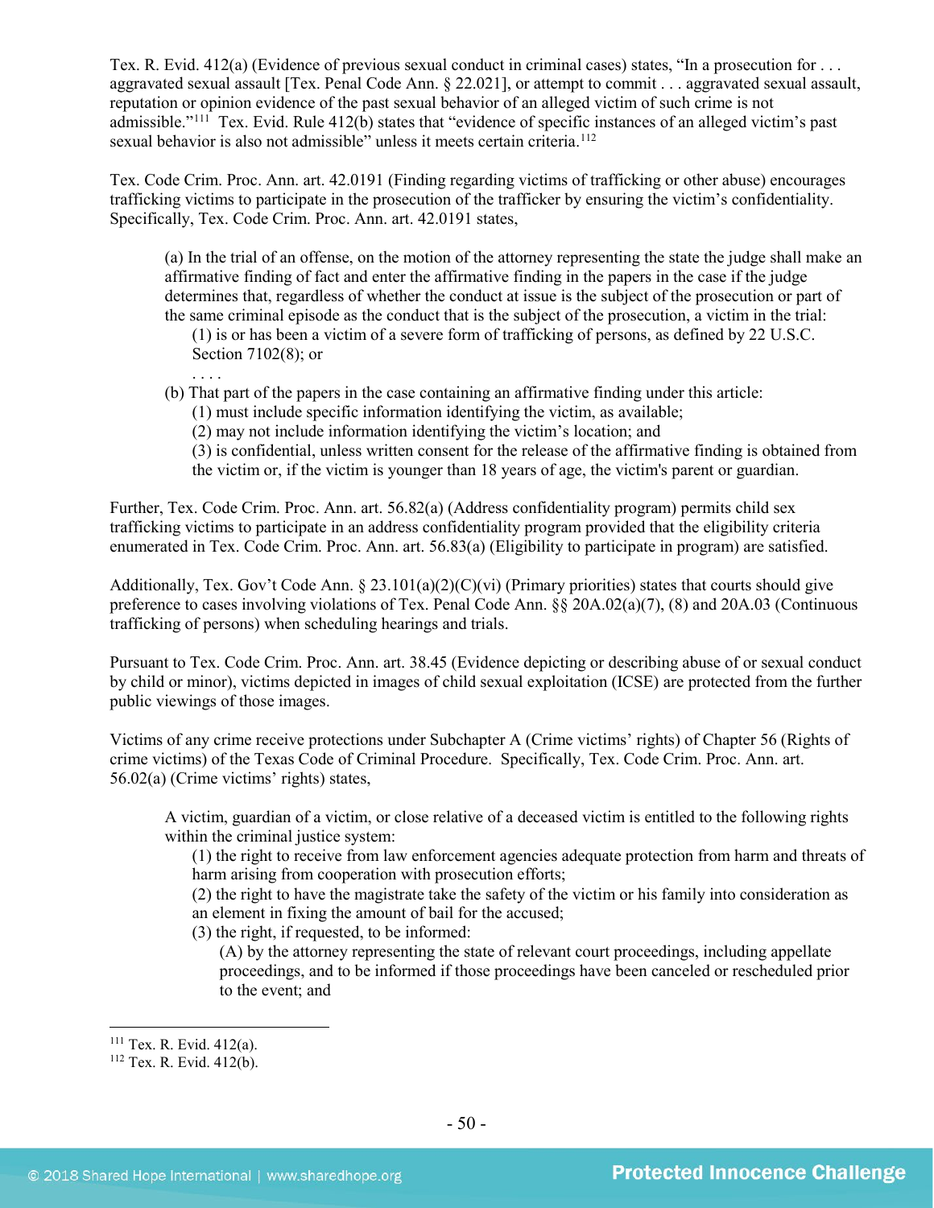Tex. R. Evid. 412(a) (Evidence of previous sexual conduct in criminal cases) states, "In a prosecution for . . . aggravated sexual assault [Tex. Penal Code Ann. § 22.021], or attempt to commit . . . aggravated sexual assault, reputation or opinion evidence of the past sexual behavior of an alleged victim of such crime is not admissible."[111] Tex. Evid. Rule 412(b) states that "evidence of specific instances of an alleged victim's past sexual behavior is also not admissible" unless it meets certain criteria.[112]

Tex. Code Crim. Proc. Ann. art. 42.0191 (Finding regarding victims of trafficking or other abuse) encourages trafficking victims to participate in the prosecution of the trafficker by ensuring the victim's confidentiality. Specifically, Tex. Code Crim. Proc. Ann. art. 42.0191 states,

> (a) In the trial of an offense, on the motion of the attorney representing the state the judge shall make an affirmative finding of fact and enter the affirmative finding in the papers in the case if the judge determines that, regardless of whether the conduct at issue is the subject of the prosecution or part of the same criminal episode as the conduct that is the subject of the prosecution, a victim in the trial:
>
> (1) is or has been a victim of a severe form of trafficking of persons, as defined by 22 U.S.C. Section 7102(8); or
>
> . . . .
>
> (b) That part of the papers in the case containing an affirmative finding under this article:
>
> (1) must include specific information identifying the victim, as available;
>
> (2) may not include information identifying the victim's location; and
>
> (3) is confidential, unless written consent for the release of the affirmative finding is obtained from the victim or, if the victim is younger than 18 years of age, the victim's parent or guardian.

Further, Tex. Code Crim. Proc. Ann. art. 56.82(a) (Address confidentiality program) permits child sex trafficking victims to participate in an address confidentiality program provided that the eligibility criteria enumerated in Tex. Code Crim. Proc. Ann. art. 56.83(a) (Eligibility to participate in program) are satisfied.

Additionally, Tex. Gov't Code Ann. § 23.101(a)(2)(C)(vi) (Primary priorities) states that courts should give preference to cases involving violations of Tex. Penal Code Ann. §§ 20A.02(a)(7), (8) and 20A.03 (Continuous trafficking of persons) when scheduling hearings and trials.

Pursuant to Tex. Code Crim. Proc. Ann. art. 38.45 (Evidence depicting or describing abuse of or sexual conduct by child or minor), victims depicted in images of child sexual exploitation (ICSE) are protected from the further public viewings of those images.

Victims of any crime receive protections under Subchapter A (Crime victims' rights) of Chapter 56 (Rights of crime victims) of the Texas Code of Criminal Procedure. Specifically, Tex. Code Crim. Proc. Ann. art. 56.02(a) (Crime victims' rights) states,

> A victim, guardian of a victim, or close relative of a deceased victim is entitled to the following rights within the criminal justice system:
>
> (1) the right to receive from law enforcement agencies adequate protection from harm and threats of harm arising from cooperation with prosecution efforts;
>
> (2) the right to have the magistrate take the safety of the victim or his family into consideration as an element in fixing the amount of bail for the accused;
>
> (3) the right, if requested, to be informed:
>
> (A) by the attorney representing the state of relevant court proceedings, including appellate proceedings, and to be informed if those proceedings have been canceled or rescheduled prior to the event; and

[111] Tex. R. Evid. 412(a).

[112] Tex. R. Evid. 412(b).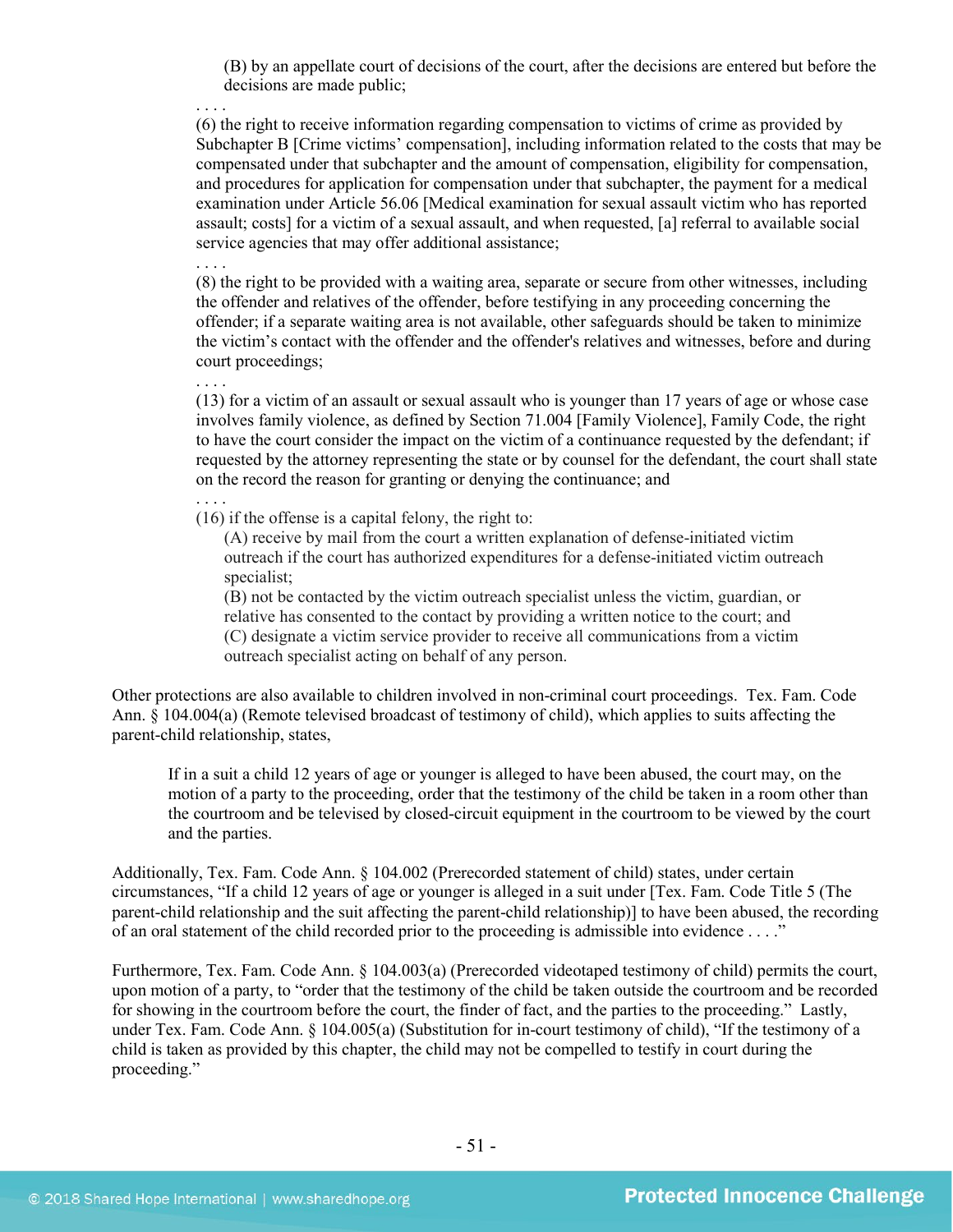> (B) by an appellate court of decisions of the court, after the decisions are entered but before the decisions are made public;
>
> . . . .
>
> (6) the right to receive information regarding compensation to victims of crime as provided by Subchapter B [Crime victims' compensation], including information related to the costs that may be compensated under that subchapter and the amount of compensation, eligibility for compensation, and procedures for application for compensation under that subchapter, the payment for a medical examination under Article 56.06 [Medical examination for sexual assault victim who has reported assault; costs] for a victim of a sexual assault, and when requested, [a] referral to available social service agencies that may offer additional assistance;
>
> . . . .
>
> (8) the right to be provided with a waiting area, separate or secure from other witnesses, including the offender and relatives of the offender, before testifying in any proceeding concerning the offender; if a separate waiting area is not available, other safeguards should be taken to minimize the victim's contact with the offender and the offender's relatives and witnesses, before and during court proceedings;
>
> . . . .
>
> (13) for a victim of an assault or sexual assault who is younger than 17 years of age or whose case involves family violence, as defined by Section 71.004 [Family Violence], Family Code, the right to have the court consider the impact on the victim of a continuance requested by the defendant; if requested by the attorney representing the state or by counsel for the defendant, the court shall state on the record the reason for granting or denying the continuance; and
>
> . . . .
>
> (16) if the offense is a capital felony, the right to:
>
> (A) receive by mail from the court a written explanation of defense-initiated victim outreach if the court has authorized expenditures for a defense-initiated victim outreach specialist;
>
> (B) not be contacted by the victim outreach specialist unless the victim, guardian, or relative has consented to the contact by providing a written notice to the court; and
>
> (C) designate a victim service provider to receive all communications from a victim outreach specialist acting on behalf of any person.

Other protections are also available to children involved in non-criminal court proceedings. Tex. Fam. Code Ann. § 104.004(a) (Remote televised broadcast of testimony of child), which applies to suits affecting the parent-child relationship, states,

> If in a suit a child 12 years of age or younger is alleged to have been abused, the court may, on the motion of a party to the proceeding, order that the testimony of the child be taken in a room other than the courtroom and be televised by closed-circuit equipment in the courtroom to be viewed by the court and the parties.

Additionally, Tex. Fam. Code Ann. § 104.002 (Prerecorded statement of child) states, under certain circumstances, "If a child 12 years of age or younger is alleged in a suit under [Tex. Fam. Code Title 5 (The parent-child relationship and the suit affecting the parent-child relationship)] to have been abused, the recording of an oral statement of the child recorded prior to the proceeding is admissible into evidence . . . ."

Furthermore, Tex. Fam. Code Ann. § 104.003(a) (Prerecorded videotaped testimony of child) permits the court, upon motion of a party, to "order that the testimony of the child be taken outside the courtroom and be recorded for showing in the courtroom before the court, the finder of fact, and the parties to the proceeding." Lastly, under Tex. Fam. Code Ann. § 104.005(a) (Substitution for in-court testimony of child), "If the testimony of a child is taken as provided by this chapter, the child may not be compelled to testify in court during the proceeding."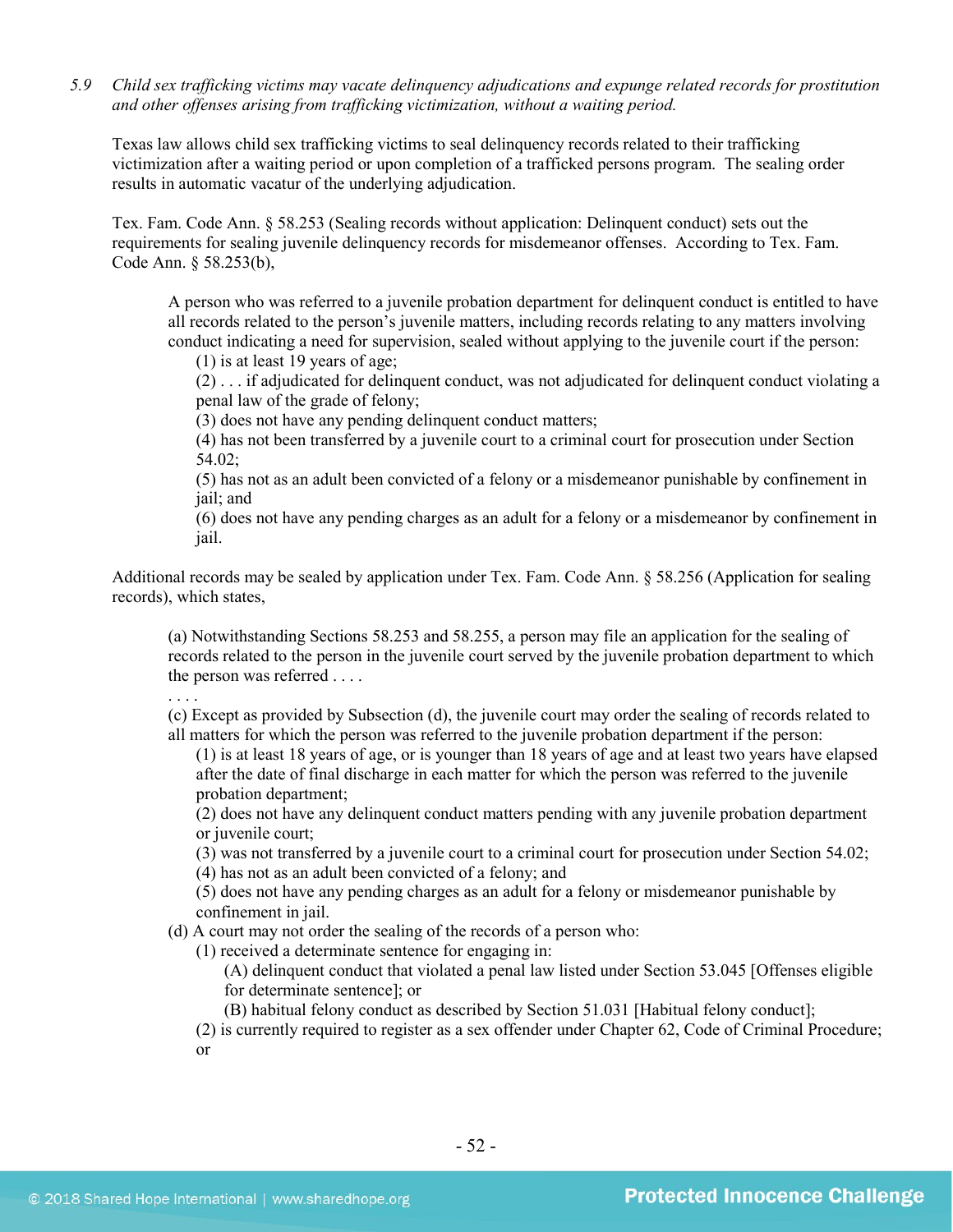5.9 *Child sex trafficking victims may vacate delinquency adjudications and expunge related records for prostitution and other offenses arising from trafficking victimization, without a waiting period.*

Texas law allows child sex trafficking victims to seal delinquency records related to their trafficking victimization after a waiting period or upon completion of a trafficked persons program. The sealing order results in automatic vacatur of the underlying adjudication.

Tex. Fam. Code Ann. § 58.253 (Sealing records without application: Delinquent conduct) sets out the requirements for sealing juvenile delinquency records for misdemeanor offenses. According to Tex. Fam. Code Ann. § 58.253(b),

> A person who was referred to a juvenile probation department for delinquent conduct is entitled to have all records related to the person's juvenile matters, including records relating to any matters involving conduct indicating a need for supervision, sealed without applying to the juvenile court if the person:
>
> (1) is at least 19 years of age;
>
> (2) . . . if adjudicated for delinquent conduct, was not adjudicated for delinquent conduct violating a penal law of the grade of felony;
>
> (3) does not have any pending delinquent conduct matters;
>
> (4) has not been transferred by a juvenile court to a criminal court for prosecution under Section 54.02;
>
> (5) has not as an adult been convicted of a felony or a misdemeanor punishable by confinement in jail; and
>
> (6) does not have any pending charges as an adult for a felony or a misdemeanor by confinement in jail.

Additional records may be sealed by application under Tex. Fam. Code Ann. § 58.256 (Application for sealing records), which states,

> (a) Notwithstanding Sections 58.253 and 58.255, a person may file an application for the sealing of records related to the person in the juvenile court served by the juvenile probation department to which the person was referred . . . .
>
> . . . .
>
> (c) Except as provided by Subsection (d), the juvenile court may order the sealing of records related to all matters for which the person was referred to the juvenile probation department if the person:
>
> (1) is at least 18 years of age, or is younger than 18 years of age and at least two years have elapsed after the date of final discharge in each matter for which the person was referred to the juvenile probation department;
>
> (2) does not have any delinquent conduct matters pending with any juvenile probation department or juvenile court;
>
> (3) was not transferred by a juvenile court to a criminal court for prosecution under Section 54.02;
>
> (4) has not as an adult been convicted of a felony; and
>
> (5) does not have any pending charges as an adult for a felony or misdemeanor punishable by confinement in jail.
>
> (d) A court may not order the sealing of the records of a person who:
>
> (1) received a determinate sentence for engaging in:
>
> (A) delinquent conduct that violated a penal law listed under Section 53.045 [Offenses eligible for determinate sentence]; or
>
> (B) habitual felony conduct as described by Section 51.031 [Habitual felony conduct];
>
> (2) is currently required to register as a sex offender under Chapter 62, Code of Criminal Procedure; or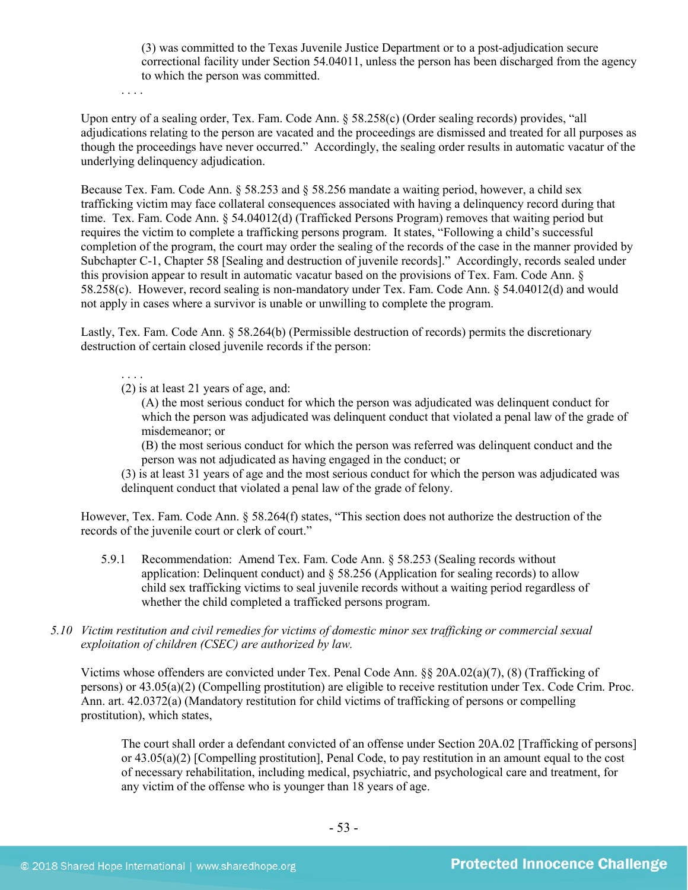> (3) was committed to the Texas Juvenile Justice Department or to a post-adjudication secure correctional facility under Section 54.04011, unless the person has been discharged from the agency to which the person was committed.
>
> . . . .

Upon entry of a sealing order, Tex. Fam. Code Ann. § 58.258(c) (Order sealing records) provides, "all adjudications relating to the person are vacated and the proceedings are dismissed and treated for all purposes as though the proceedings have never occurred." Accordingly, the sealing order results in automatic vacatur of the underlying delinquency adjudication.

Because Tex. Fam. Code Ann. § 58.253 and § 58.256 mandate a waiting period, however, a child sex trafficking victim may face collateral consequences associated with having a delinquency record during that time. Tex. Fam. Code Ann. § 54.04012(d) (Trafficked Persons Program) removes that waiting period but requires the victim to complete a trafficking persons program. It states, "Following a child's successful completion of the program, the court may order the sealing of the records of the case in the manner provided by Subchapter C-1, Chapter 58 [Sealing and destruction of juvenile records]." Accordingly, records sealed under this provision appear to result in automatic vacatur based on the provisions of Tex. Fam. Code Ann. § 58.258(c). However, record sealing is non-mandatory under Tex. Fam. Code Ann. § 54.04012(d) and would not apply in cases where a survivor is unable or unwilling to complete the program.

Lastly, Tex. Fam. Code Ann. § 58.264(b) (Permissible destruction of records) permits the discretionary destruction of certain closed juvenile records if the person:

> . . . .
> (2) is at least 21 years of age, and:
>
> (A) the most serious conduct for which the person was adjudicated was delinquent conduct for which the person was adjudicated was delinquent conduct that violated a penal law of the grade of misdemeanor; or
>
> (B) the most serious conduct for which the person was referred was delinquent conduct and the person was not adjudicated as having engaged in the conduct; or
>
> (3) is at least 31 years of age and the most serious conduct for which the person was adjudicated was delinquent conduct that violated a penal law of the grade of felony.

However, Tex. Fam. Code Ann. § 58.264(f) states, "This section does not authorize the destruction of the records of the juvenile court or clerk of court."

5.9.1 Recommendation: Amend Tex. Fam. Code Ann. § 58.253 (Sealing records without application: Delinquent conduct) and § 58.256 (Application for sealing records) to allow child sex trafficking victims to seal juvenile records without a waiting period regardless of whether the child completed a trafficked persons program.

*5.10 Victim restitution and civil remedies for victims of domestic minor sex trafficking or commercial sexual exploitation of children (CSEC) are authorized by law.*

Victims whose offenders are convicted under Tex. Penal Code Ann. §§ 20A.02(a)(7), (8) (Trafficking of persons) or 43.05(a)(2) (Compelling prostitution) are eligible to receive restitution under Tex. Code Crim. Proc. Ann. art. 42.0372(a) (Mandatory restitution for child victims of trafficking of persons or compelling prostitution), which states,

> The court shall order a defendant convicted of an offense under Section 20A.02 [Trafficking of persons] or 43.05(a)(2) [Compelling prostitution], Penal Code, to pay restitution in an amount equal to the cost of necessary rehabilitation, including medical, psychiatric, and psychological care and treatment, for any victim of the offense who is younger than 18 years of age.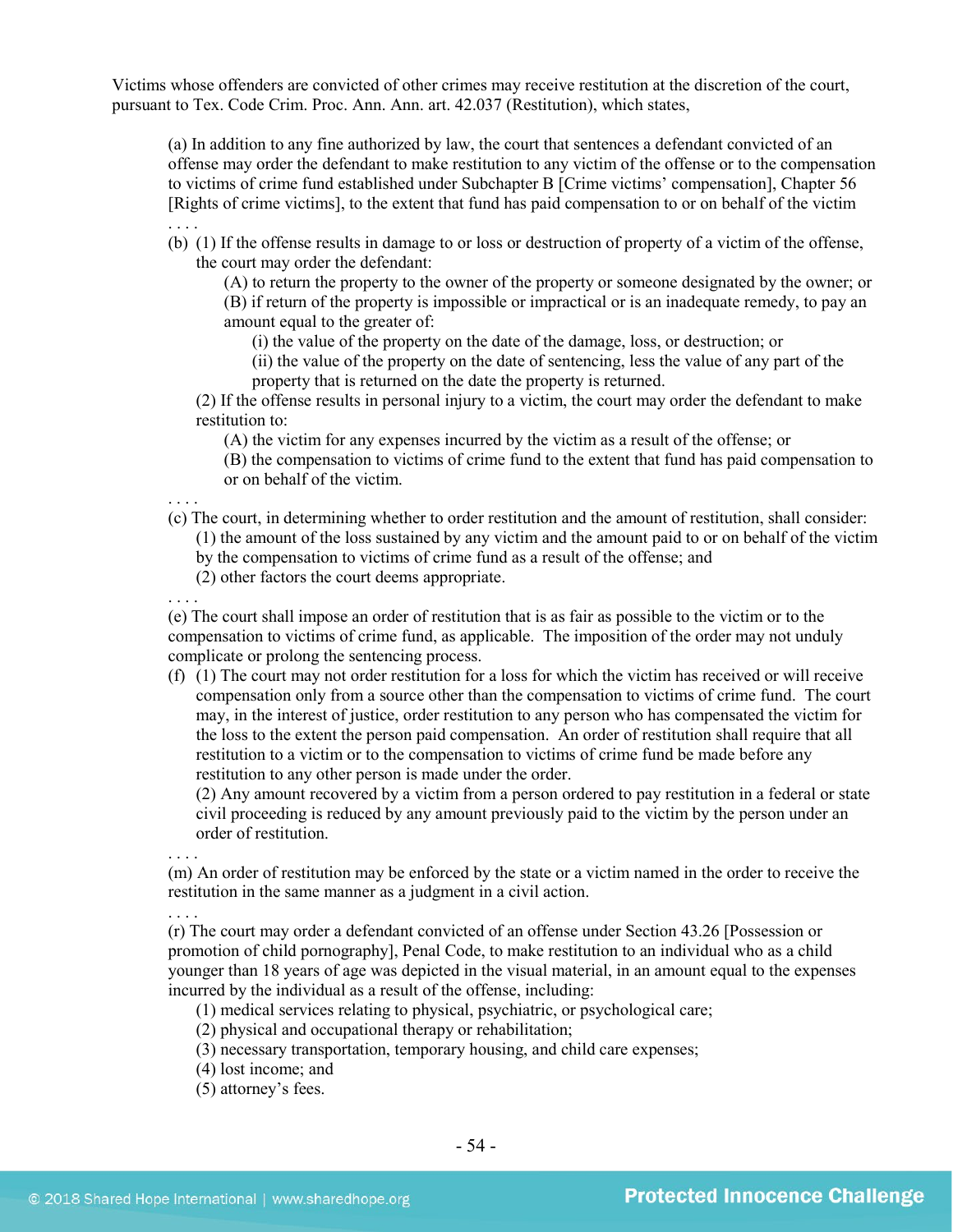Victims whose offenders are convicted of other crimes may receive restitution at the discretion of the court, pursuant to Tex. Code Crim. Proc. Ann. Ann. art. 42.037 (Restitution), which states,

> (a) In addition to any fine authorized by law, the court that sentences a defendant convicted of an offense may order the defendant to make restitution to any victim of the offense or to the compensation to victims of crime fund established under Subchapter B [Crime victims' compensation], Chapter 56 [Rights of crime victims], to the extent that fund has paid compensation to or on behalf of the victim . . . .
>
> (b) (1) If the offense results in damage to or loss or destruction of property of a victim of the offense, the court may order the defendant:
>
> (A) to return the property to the owner of the property or someone designated by the owner; or
>
> (B) if return of the property is impossible or impractical or is an inadequate remedy, to pay an amount equal to the greater of:
>
> (i) the value of the property on the date of the damage, loss, or destruction; or
>
> (ii) the value of the property on the date of sentencing, less the value of any part of the property that is returned on the date the property is returned.
>
> (2) If the offense results in personal injury to a victim, the court may order the defendant to make restitution to:
>
> (A) the victim for any expenses incurred by the victim as a result of the offense; or
>
> (B) the compensation to victims of crime fund to the extent that fund has paid compensation to or on behalf of the victim.
>
> . . . .
>
> (c) The court, in determining whether to order restitution and the amount of restitution, shall consider:
>
> (1) the amount of the loss sustained by any victim and the amount paid to or on behalf of the victim by the compensation to victims of crime fund as a result of the offense; and
>
> (2) other factors the court deems appropriate.
>
> . . . .
>
> (e) The court shall impose an order of restitution that is as fair as possible to the victim or to the compensation to victims of crime fund, as applicable. The imposition of the order may not unduly complicate or prolong the sentencing process.
>
> (f) (1) The court may not order restitution for a loss for which the victim has received or will receive compensation only from a source other than the compensation to victims of crime fund. The court may, in the interest of justice, order restitution to any person who has compensated the victim for the loss to the extent the person paid compensation. An order of restitution shall require that all restitution to a victim or to the compensation to victims of crime fund be made before any restitution to any other person is made under the order.
>
> (2) Any amount recovered by a victim from a person ordered to pay restitution in a federal or state civil proceeding is reduced by any amount previously paid to the victim by the person under an order of restitution.
>
> . . . .
>
> (m) An order of restitution may be enforced by the state or a victim named in the order to receive the restitution in the same manner as a judgment in a civil action.
>
> . . . .
>
> (r) The court may order a defendant convicted of an offense under Section 43.26 [Possession or promotion of child pornography], Penal Code, to make restitution to an individual who as a child younger than 18 years of age was depicted in the visual material, in an amount equal to the expenses incurred by the individual as a result of the offense, including:
>
> (1) medical services relating to physical, psychiatric, or psychological care;
>
> (2) physical and occupational therapy or rehabilitation;
>
> (3) necessary transportation, temporary housing, and child care expenses;
>
> (4) lost income; and
>
> (5) attorney's fees.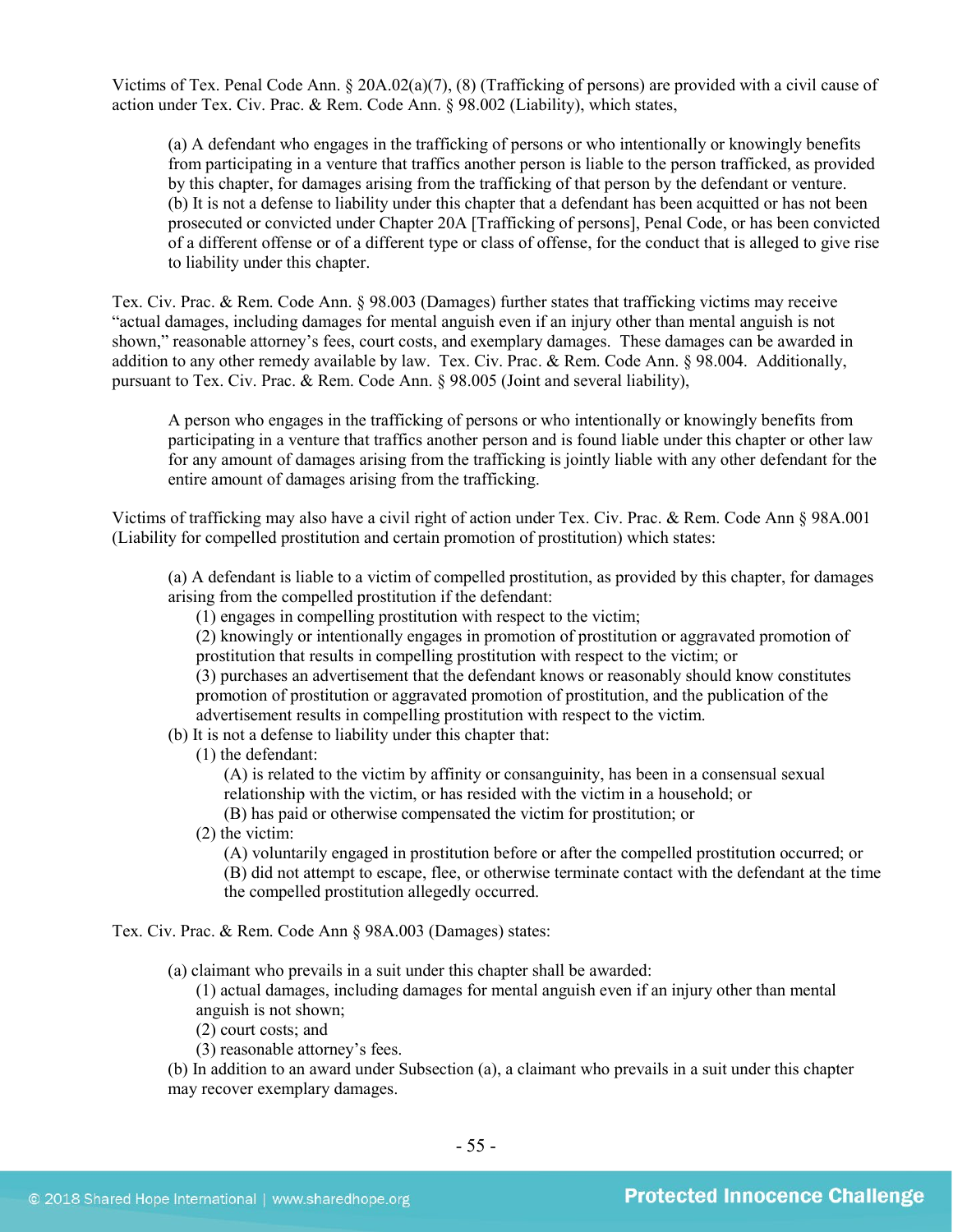Victims of Tex. Penal Code Ann. § 20A.02(a)(7), (8) (Trafficking of persons) are provided with a civil cause of action under Tex. Civ. Prac. & Rem. Code Ann. § 98.002 (Liability), which states,

> (a) A defendant who engages in the trafficking of persons or who intentionally or knowingly benefits from participating in a venture that traffics another person is liable to the person trafficked, as provided by this chapter, for damages arising from the trafficking of that person by the defendant or venture.
> (b) It is not a defense to liability under this chapter that a defendant has been acquitted or has not been prosecuted or convicted under Chapter 20A [Trafficking of persons], Penal Code, or has been convicted of a different offense or of a different type or class of offense, for the conduct that is alleged to give rise to liability under this chapter.

Tex. Civ. Prac. & Rem. Code Ann. § 98.003 (Damages) further states that trafficking victims may receive "actual damages, including damages for mental anguish even if an injury other than mental anguish is not shown," reasonable attorney's fees, court costs, and exemplary damages. These damages can be awarded in addition to any other remedy available by law. Tex. Civ. Prac. & Rem. Code Ann. § 98.004. Additionally, pursuant to Tex. Civ. Prac. & Rem. Code Ann. § 98.005 (Joint and several liability),

> A person who engages in the trafficking of persons or who intentionally or knowingly benefits from participating in a venture that traffics another person and is found liable under this chapter or other law for any amount of damages arising from the trafficking is jointly liable with any other defendant for the entire amount of damages arising from the trafficking.

Victims of trafficking may also have a civil right of action under Tex. Civ. Prac. & Rem. Code Ann § 98A.001 (Liability for compelled prostitution and certain promotion of prostitution) which states:

> (a) A defendant is liable to a victim of compelled prostitution, as provided by this chapter, for damages arising from the compelled prostitution if the defendant:
> (1) engages in compelling prostitution with respect to the victim;
> (2) knowingly or intentionally engages in promotion of prostitution or aggravated promotion of prostitution that results in compelling prostitution with respect to the victim; or
> (3) purchases an advertisement that the defendant knows or reasonably should know constitutes promotion of prostitution or aggravated promotion of prostitution, and the publication of the advertisement results in compelling prostitution with respect to the victim.
> (b) It is not a defense to liability under this chapter that:
> (1) the defendant:
> (A) is related to the victim by affinity or consanguinity, has been in a consensual sexual relationship with the victim, or has resided with the victim in a household; or
> (B) has paid or otherwise compensated the victim for prostitution; or
> (2) the victim:
> (A) voluntarily engaged in prostitution before or after the compelled prostitution occurred; or
> (B) did not attempt to escape, flee, or otherwise terminate contact with the defendant at the time the compelled prostitution allegedly occurred.

Tex. Civ. Prac. & Rem. Code Ann § 98A.003 (Damages) states:

> (a) claimant who prevails in a suit under this chapter shall be awarded:
> (1) actual damages, including damages for mental anguish even if an injury other than mental anguish is not shown;
> (2) court costs; and
> (3) reasonable attorney's fees.
> (b) In addition to an award under Subsection (a), a claimant who prevails in a suit under this chapter may recover exemplary damages.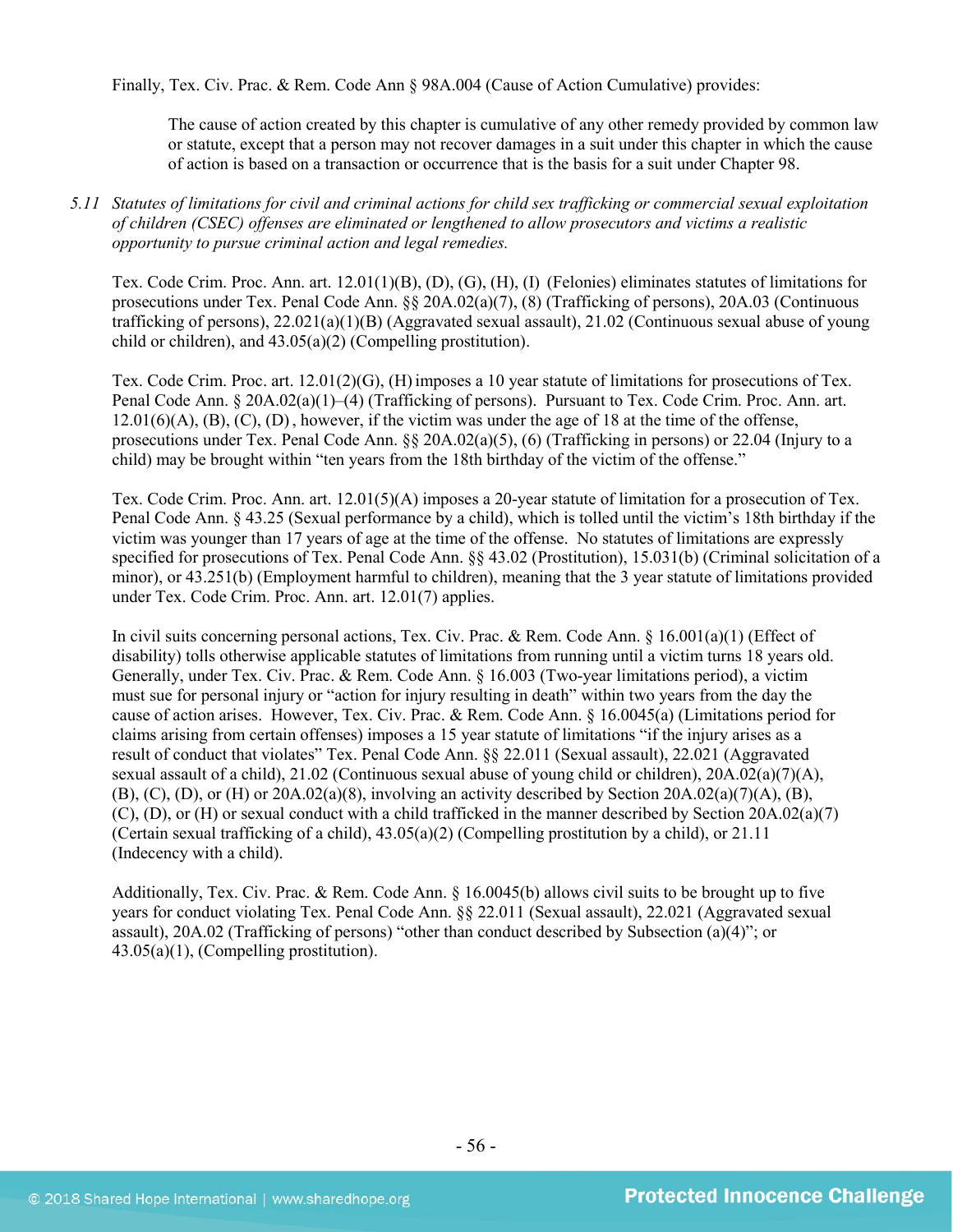Finally, Tex. Civ. Prac. & Rem. Code Ann § 98A.004 (Cause of Action Cumulative) provides:

> The cause of action created by this chapter is cumulative of any other remedy provided by common law or statute, except that a person may not recover damages in a suit under this chapter in which the cause of action is based on a transaction or occurrence that is the basis for a suit under Chapter 98.

*5.11 Statutes of limitations for civil and criminal actions for child sex trafficking or commercial sexual exploitation of children (CSEC) offenses are eliminated or lengthened to allow prosecutors and victims a realistic opportunity to pursue criminal action and legal remedies.*

Tex. Code Crim. Proc. Ann. art. 12.01(1)(B), (D), (G), (H), (I) (Felonies) eliminates statutes of limitations for prosecutions under Tex. Penal Code Ann. §§ 20A.02(a)(7), (8) (Trafficking of persons), 20A.03 (Continuous trafficking of persons), 22.021(a)(1)(B) (Aggravated sexual assault), 21.02 (Continuous sexual abuse of young child or children), and 43.05(a)(2) (Compelling prostitution).

Tex. Code Crim. Proc. art. 12.01(2)(G), (H) imposes a 10 year statute of limitations for prosecutions of Tex. Penal Code Ann. § 20A.02(a)(1)–(4) (Trafficking of persons). Pursuant to Tex. Code Crim. Proc. Ann. art. 12.01(6)(A), (B), (C), (D), however, if the victim was under the age of 18 at the time of the offense, prosecutions under Tex. Penal Code Ann. §§ 20A.02(a)(5), (6) (Trafficking in persons) or 22.04 (Injury to a child) may be brought within "ten years from the 18th birthday of the victim of the offense."

Tex. Code Crim. Proc. Ann. art. 12.01(5)(A) imposes a 20-year statute of limitation for a prosecution of Tex. Penal Code Ann. § 43.25 (Sexual performance by a child), which is tolled until the victim's 18th birthday if the victim was younger than 17 years of age at the time of the offense. No statutes of limitations are expressly specified for prosecutions of Tex. Penal Code Ann. §§ 43.02 (Prostitution), 15.031(b) (Criminal solicitation of a minor), or 43.251(b) (Employment harmful to children), meaning that the 3 year statute of limitations provided under Tex. Code Crim. Proc. Ann. art. 12.01(7) applies.

In civil suits concerning personal actions, Tex. Civ. Prac. & Rem. Code Ann. § 16.001(a)(1) (Effect of disability) tolls otherwise applicable statutes of limitations from running until a victim turns 18 years old. Generally, under Tex. Civ. Prac. & Rem. Code Ann. § 16.003 (Two-year limitations period), a victim must sue for personal injury or "action for injury resulting in death" within two years from the day the cause of action arises. However, Tex. Civ. Prac. & Rem. Code Ann. § 16.0045(a) (Limitations period for claims arising from certain offenses) imposes a 15 year statute of limitations "if the injury arises as a result of conduct that violates" Tex. Penal Code Ann. §§ 22.011 (Sexual assault), 22.021 (Aggravated sexual assault of a child), 21.02 (Continuous sexual abuse of young child or children), 20A.02(a)(7)(A), (B), (C), (D), or (H) or 20A.02(a)(8), involving an activity described by Section 20A.02(a)(7)(A), (B), (C), (D), or (H) or sexual conduct with a child trafficked in the manner described by Section 20A.02(a)(7) (Certain sexual trafficking of a child), 43.05(a)(2) (Compelling prostitution by a child), or 21.11 (Indecency with a child).

Additionally, Tex. Civ. Prac. & Rem. Code Ann. § 16.0045(b) allows civil suits to be brought up to five years for conduct violating Tex. Penal Code Ann. §§ 22.011 (Sexual assault), 22.021 (Aggravated sexual assault), 20A.02 (Trafficking of persons) "other than conduct described by Subsection (a)(4)"; or 43.05(a)(1), (Compelling prostitution).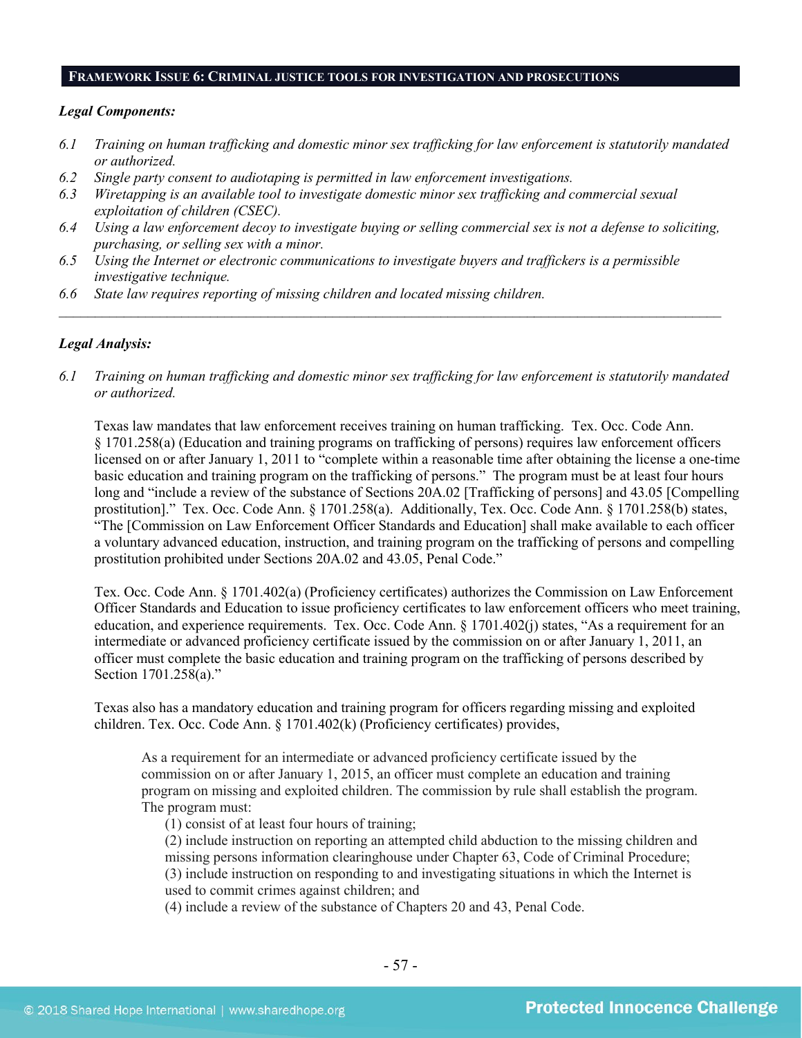## FRAMEWORK ISSUE 6: CRIMINAL JUSTICE TOOLS FOR INVESTIGATION AND PROSECUTIONS

***Legal Components:***

*6.1 Training on human trafficking and domestic minor sex trafficking for law enforcement is statutorily mandated or authorized.*
*6.2 Single party consent to audiotaping is permitted in law enforcement investigations.*
*6.3 Wiretapping is an available tool to investigate domestic minor sex trafficking and commercial sexual exploitation of children (CSEC).*
*6.4 Using a law enforcement decoy to investigate buying or selling commercial sex is not a defense to soliciting, purchasing, or selling sex with a minor.*
*6.5 Using the Internet or electronic communications to investigate buyers and traffickers is a permissible investigative technique.*
*6.6 State law requires reporting of missing children and located missing children.*

---

***Legal Analysis:***

*6.1 Training on human trafficking and domestic minor sex trafficking for law enforcement is statutorily mandated or authorized.*

Texas law mandates that law enforcement receives training on human trafficking. Tex. Occ. Code Ann. § 1701.258(a) (Education and training programs on trafficking of persons) requires law enforcement officers licensed on or after January 1, 2011 to "complete within a reasonable time after obtaining the license a one-time basic education and training program on the trafficking of persons." The program must be at least four hours long and "include a review of the substance of Sections 20A.02 [Trafficking of persons] and 43.05 [Compelling prostitution]." Tex. Occ. Code Ann. § 1701.258(a). Additionally, Tex. Occ. Code Ann. § 1701.258(b) states, "The [Commission on Law Enforcement Officer Standards and Education] shall make available to each officer a voluntary advanced education, instruction, and training program on the trafficking of persons and compelling prostitution prohibited under Sections 20A.02 and 43.05, Penal Code."

Tex. Occ. Code Ann. § 1701.402(a) (Proficiency certificates) authorizes the Commission on Law Enforcement Officer Standards and Education to issue proficiency certificates to law enforcement officers who meet training, education, and experience requirements. Tex. Occ. Code Ann. § 1701.402(j) states, "As a requirement for an intermediate or advanced proficiency certificate issued by the commission on or after January 1, 2011, an officer must complete the basic education and training program on the trafficking of persons described by Section 1701.258(a)."

Texas also has a mandatory education and training program for officers regarding missing and exploited children. Tex. Occ. Code Ann. § 1701.402(k) (Proficiency certificates) provides,

> As a requirement for an intermediate or advanced proficiency certificate issued by the commission on or after January 1, 2015, an officer must complete an education and training program on missing and exploited children. The commission by rule shall establish the program. The program must:
> (1) consist of at least four hours of training;
> (2) include instruction on reporting an attempted child abduction to the missing children and missing persons information clearinghouse under Chapter 63, Code of Criminal Procedure;
> (3) include instruction on responding to and investigating situations in which the Internet is used to commit crimes against children; and
> (4) include a review of the substance of Chapters 20 and 43, Penal Code.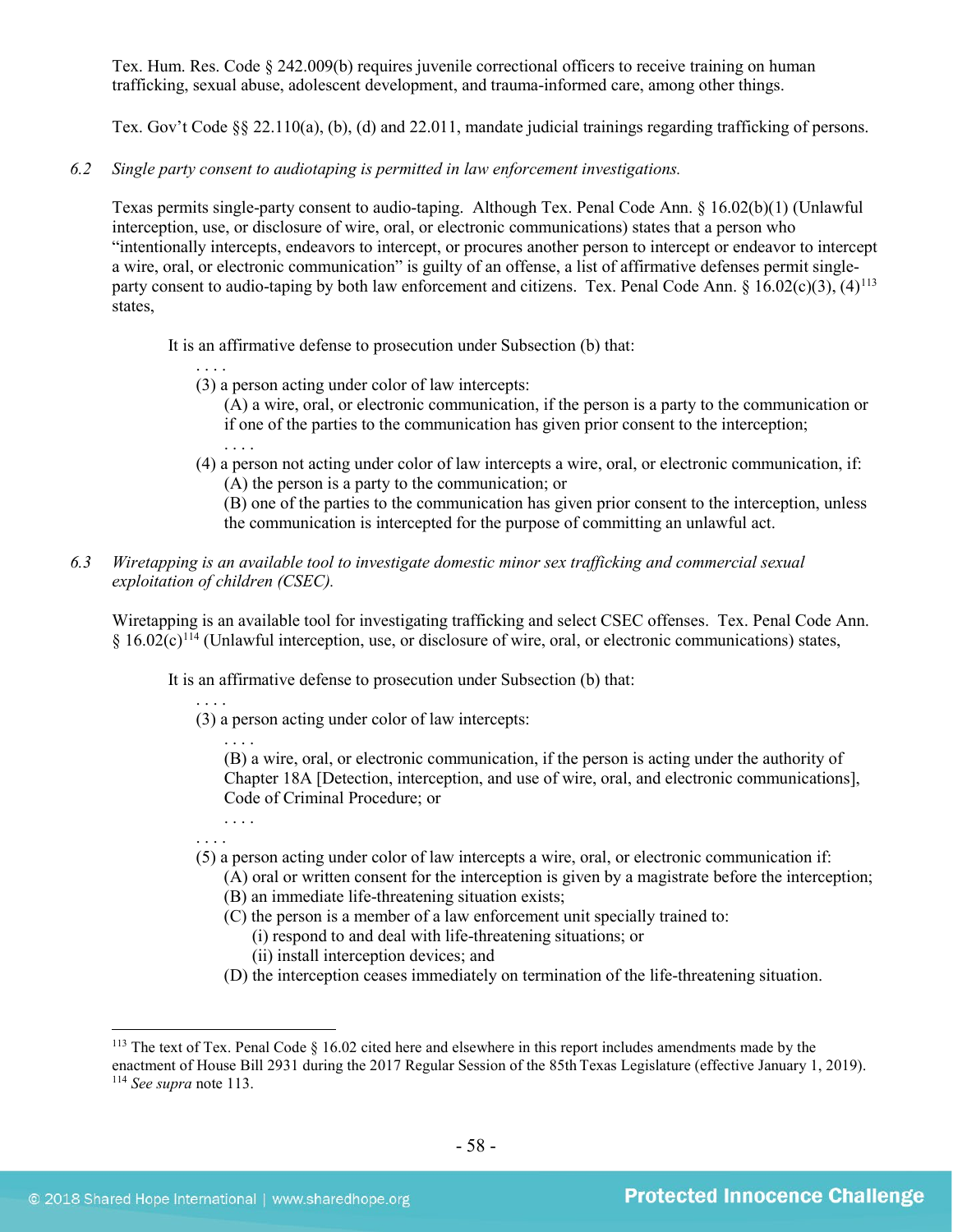Tex. Hum. Res. Code § 242.009(b) requires juvenile correctional officers to receive training on human trafficking, sexual abuse, adolescent development, and trauma-informed care, among other things.

Tex. Gov't Code §§ 22.110(a), (b), (d) and 22.011, mandate judicial trainings regarding trafficking of persons.

6.2 *Single party consent to audiotaping is permitted in law enforcement investigations.*

Texas permits single-party consent to audio-taping. Although Tex. Penal Code Ann. § 16.02(b)(1) (Unlawful interception, use, or disclosure of wire, oral, or electronic communications) states that a person who "intentionally intercepts, endeavors to intercept, or procures another person to intercept or endeavor to intercept a wire, oral, or electronic communication" is guilty of an offense, a list of affirmative defenses permit single-party consent to audio-taping by both law enforcement and citizens. Tex. Penal Code Ann. § 16.02(c)(3), (4)[113] states,

> It is an affirmative defense to prosecution under Subsection (b) that:
>
> . . . .
>
> (3) a person acting under color of law intercepts:
>
> (A) a wire, oral, or electronic communication, if the person is a party to the communication or if one of the parties to the communication has given prior consent to the interception;
>
> . . . .
>
> (4) a person not acting under color of law intercepts a wire, oral, or electronic communication, if:
>
> (A) the person is a party to the communication; or
>
> (B) one of the parties to the communication has given prior consent to the interception, unless the communication is intercepted for the purpose of committing an unlawful act.

6.3 *Wiretapping is an available tool to investigate domestic minor sex trafficking and commercial sexual exploitation of children (CSEC).*

Wiretapping is an available tool for investigating trafficking and select CSEC offenses. Tex. Penal Code Ann. § 16.02(c)[114] (Unlawful interception, use, or disclosure of wire, oral, or electronic communications) states,

> It is an affirmative defense to prosecution under Subsection (b) that:
>
> . . . .
>
> (3) a person acting under color of law intercepts:
>
> . . . .
>
> (B) a wire, oral, or electronic communication, if the person is acting under the authority of Chapter 18A [Detection, interception, and use of wire, oral, and electronic communications], Code of Criminal Procedure; or
>
> . . . .
>
> . . . .
>
> (5) a person acting under color of law intercepts a wire, oral, or electronic communication if:
>
> (A) oral or written consent for the interception is given by a magistrate before the interception;
>
> (B) an immediate life-threatening situation exists;
>
> (C) the person is a member of a law enforcement unit specially trained to:
>
> (i) respond to and deal with life-threatening situations; or
>
> (ii) install interception devices; and
>
> (D) the interception ceases immediately on termination of the life-threatening situation.

---

[113] The text of Tex. Penal Code § 16.02 cited here and elsewhere in this report includes amendments made by the enactment of House Bill 2931 during the 2017 Regular Session of the 85th Texas Legislature (effective January 1, 2019).

[114] *See supra* note 113.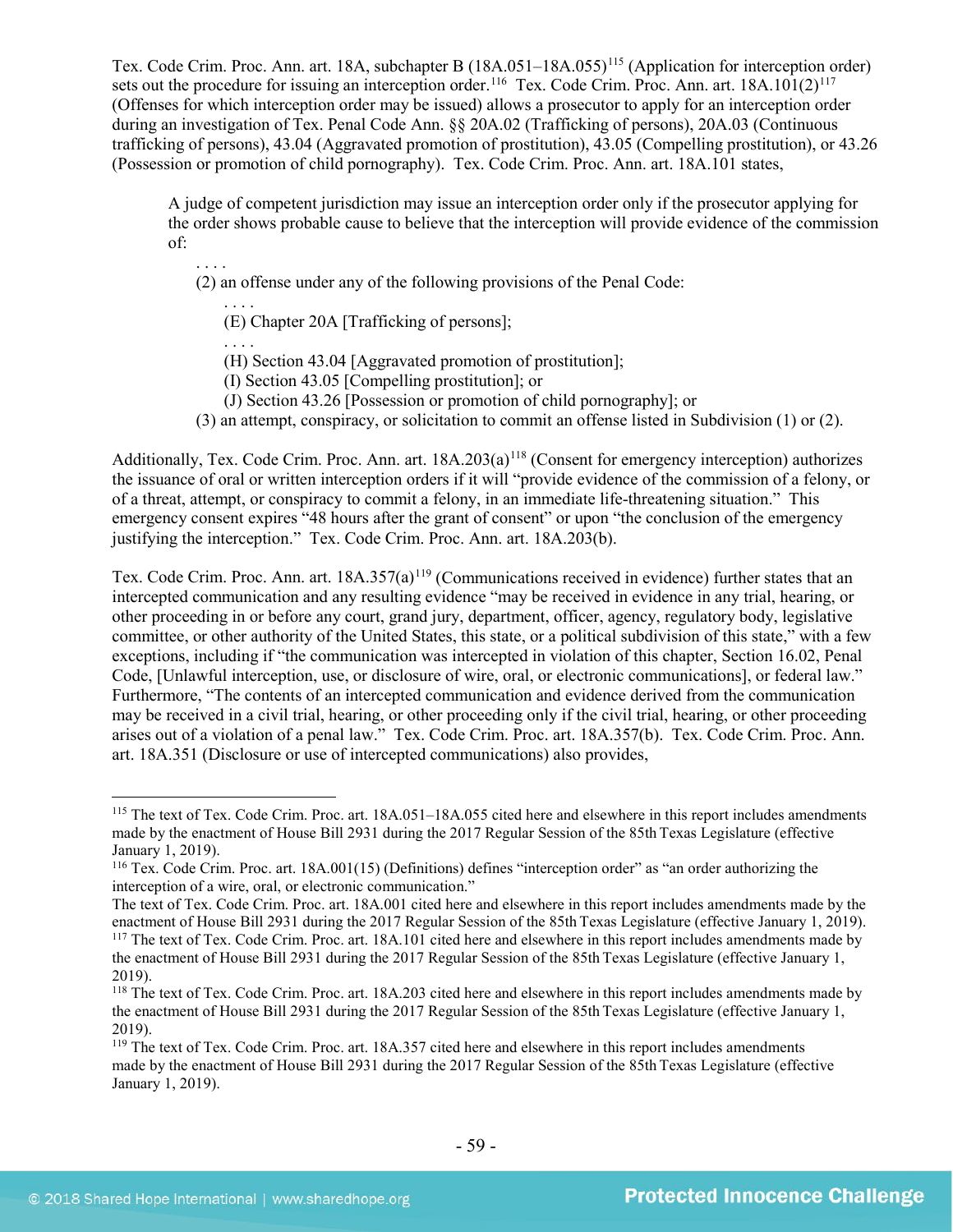Tex. Code Crim. Proc. Ann. art. 18A, subchapter B (18A.051–18A.055)[115] (Application for interception order) sets out the procedure for issuing an interception order.[116] Tex. Code Crim. Proc. Ann. art. 18A.101(2)[117] (Offenses for which interception order may be issued) allows a prosecutor to apply for an interception order during an investigation of Tex. Penal Code Ann. §§ 20A.02 (Trafficking of persons), 20A.03 (Continuous trafficking of persons), 43.04 (Aggravated promotion of prostitution), 43.05 (Compelling prostitution), or 43.26 (Possession or promotion of child pornography). Tex. Code Crim. Proc. Ann. art. 18A.101 states,

> A judge of competent jurisdiction may issue an interception order only if the prosecutor applying for the order shows probable cause to believe that the interception will provide evidence of the commission of:
>
> . . . .
>
> (2) an offense under any of the following provisions of the Penal Code:
>
> . . . .
>
> (E) Chapter 20A [Trafficking of persons];
>
> . . . .
>
> (H) Section 43.04 [Aggravated promotion of prostitution];
>
> (I) Section 43.05 [Compelling prostitution]; or
>
> (J) Section 43.26 [Possession or promotion of child pornography]; or
>
> (3) an attempt, conspiracy, or solicitation to commit an offense listed in Subdivision (1) or (2).

Additionally, Tex. Code Crim. Proc. Ann. art. 18A.203(a)[118] (Consent for emergency interception) authorizes the issuance of oral or written interception orders if it will "provide evidence of the commission of a felony, or of a threat, attempt, or conspiracy to commit a felony, in an immediate life-threatening situation." This emergency consent expires "48 hours after the grant of consent" or upon "the conclusion of the emergency justifying the interception." Tex. Code Crim. Proc. Ann. art. 18A.203(b).

Tex. Code Crim. Proc. Ann. art. 18A.357(a)[119] (Communications received in evidence) further states that an intercepted communication and any resulting evidence "may be received in evidence in any trial, hearing, or other proceeding in or before any court, grand jury, department, officer, agency, regulatory body, legislative committee, or other authority of the United States, this state, or a political subdivision of this state," with a few exceptions, including if "the communication was intercepted in violation of this chapter, Section 16.02, Penal Code, [Unlawful interception, use, or disclosure of wire, oral, or electronic communications], or federal law." Furthermore, "The contents of an intercepted communication and evidence derived from the communication may be received in a civil trial, hearing, or other proceeding only if the civil trial, hearing, or other proceeding arises out of a violation of a penal law." Tex. Code Crim. Proc. art. 18A.357(b). Tex. Code Crim. Proc. Ann. art. 18A.351 (Disclosure or use of intercepted communications) also provides,

---

[115] The text of Tex. Code Crim. Proc. art. 18A.051–18A.055 cited here and elsewhere in this report includes amendments made by the enactment of House Bill 2931 during the 2017 Regular Session of the 85th Texas Legislature (effective January 1, 2019).

[116] Tex. Code Crim. Proc. art. 18A.001(15) (Definitions) defines "interception order" as "an order authorizing the interception of a wire, oral, or electronic communication."
The text of Tex. Code Crim. Proc. art. 18A.001 cited here and elsewhere in this report includes amendments made by the enactment of House Bill 2931 during the 2017 Regular Session of the 85th Texas Legislature (effective January 1, 2019).

[117] The text of Tex. Code Crim. Proc. art. 18A.101 cited here and elsewhere in this report includes amendments made by the enactment of House Bill 2931 during the 2017 Regular Session of the 85th Texas Legislature (effective January 1, 2019).

[118] The text of Tex. Code Crim. Proc. art. 18A.203 cited here and elsewhere in this report includes amendments made by the enactment of House Bill 2931 during the 2017 Regular Session of the 85th Texas Legislature (effective January 1, 2019).

[119] The text of Tex. Code Crim. Proc. art. 18A.357 cited here and elsewhere in this report includes amendments made by the enactment of House Bill 2931 during the 2017 Regular Session of the 85th Texas Legislature (effective January 1, 2019).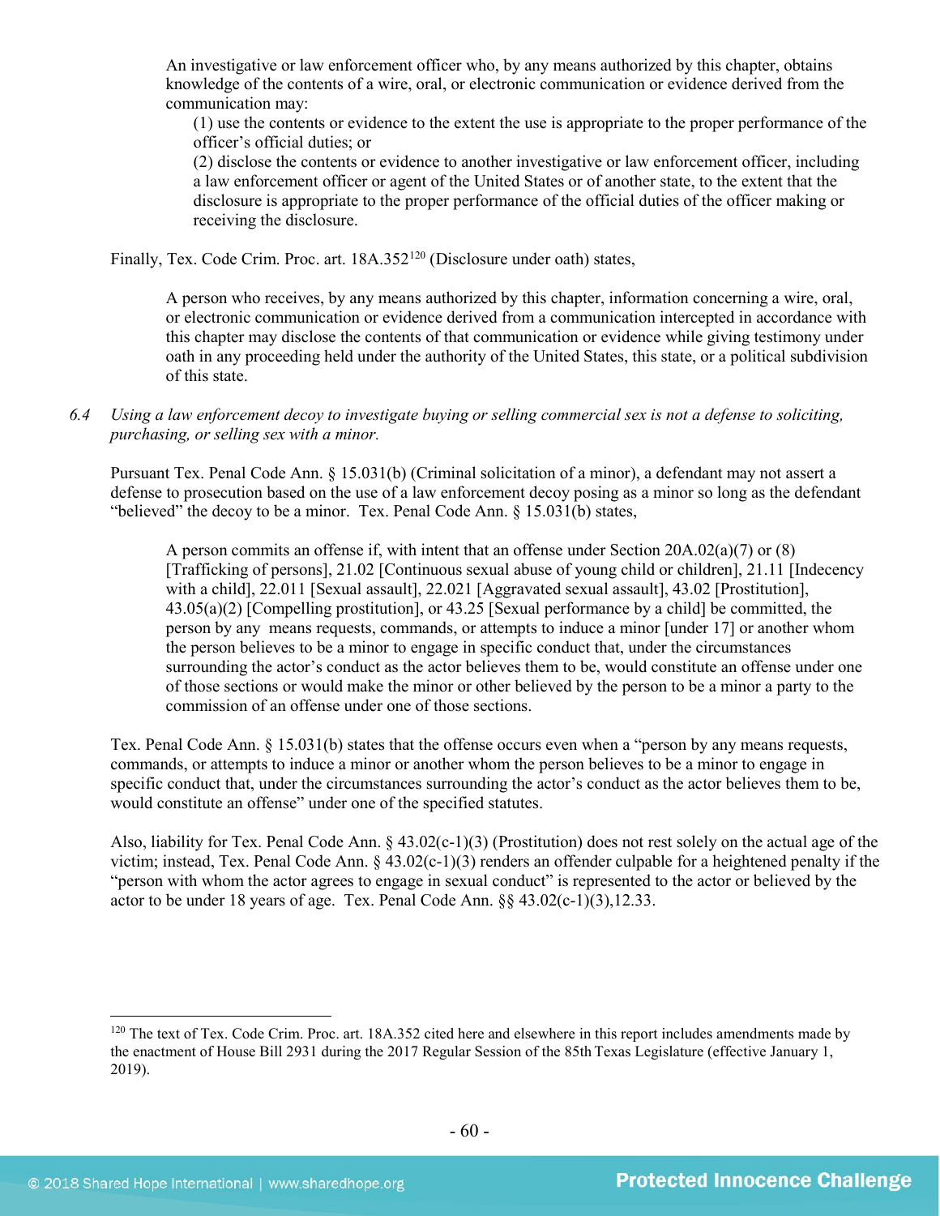> An investigative or law enforcement officer who, by any means authorized by this chapter, obtains knowledge of the contents of a wire, oral, or electronic communication or evidence derived from the communication may:
>
> (1) use the contents or evidence to the extent the use is appropriate to the proper performance of the officer's official duties; or
>
> (2) disclose the contents or evidence to another investigative or law enforcement officer, including a law enforcement officer or agent of the United States or of another state, to the extent that the disclosure is appropriate to the proper performance of the official duties of the officer making or receiving the disclosure.

Finally, Tex. Code Crim. Proc. art. 18A.352[120] (Disclosure under oath) states,

> A person who receives, by any means authorized by this chapter, information concerning a wire, oral, or electronic communication or evidence derived from a communication intercepted in accordance with this chapter may disclose the contents of that communication or evidence while giving testimony under oath in any proceeding held under the authority of the United States, this state, or a political subdivision of this state.

*6.4 Using a law enforcement decoy to investigate buying or selling commercial sex is not a defense to soliciting, purchasing, or selling sex with a minor.*

Pursuant Tex. Penal Code Ann. § 15.031(b) (Criminal solicitation of a minor), a defendant may not assert a defense to prosecution based on the use of a law enforcement decoy posing as a minor so long as the defendant "believed" the decoy to be a minor. Tex. Penal Code Ann. § 15.031(b) states,

> A person commits an offense if, with intent that an offense under Section 20A.02(a)(7) or (8) [Trafficking of persons], 21.02 [Continuous sexual abuse of young child or children], 21.11 [Indecency with a child], 22.011 [Sexual assault], 22.021 [Aggravated sexual assault], 43.02 [Prostitution], 43.05(a)(2) [Compelling prostitution], or 43.25 [Sexual performance by a child] be committed, the person by any means requests, commands, or attempts to induce a minor [under 17] or another whom the person believes to be a minor to engage in specific conduct that, under the circumstances surrounding the actor's conduct as the actor believes them to be, would constitute an offense under one of those sections or would make the minor or other believed by the person to be a minor a party to the commission of an offense under one of those sections.

Tex. Penal Code Ann. § 15.031(b) states that the offense occurs even when a "person by any means requests, commands, or attempts to induce a minor or another whom the person believes to be a minor to engage in specific conduct that, under the circumstances surrounding the actor's conduct as the actor believes them to be, would constitute an offense" under one of the specified statutes.

Also, liability for Tex. Penal Code Ann. § 43.02(c-1)(3) (Prostitution) does not rest solely on the actual age of the victim; instead, Tex. Penal Code Ann. § 43.02(c-1)(3) renders an offender culpable for a heightened penalty if the "person with whom the actor agrees to engage in sexual conduct" is represented to the actor or believed by the actor to be under 18 years of age. Tex. Penal Code Ann. §§ 43.02(c-1)(3),12.33.

---

[120] The text of Tex. Code Crim. Proc. art. 18A.352 cited here and elsewhere in this report includes amendments made by the enactment of House Bill 2931 during the 2017 Regular Session of the 85th Texas Legislature (effective January 1, 2019).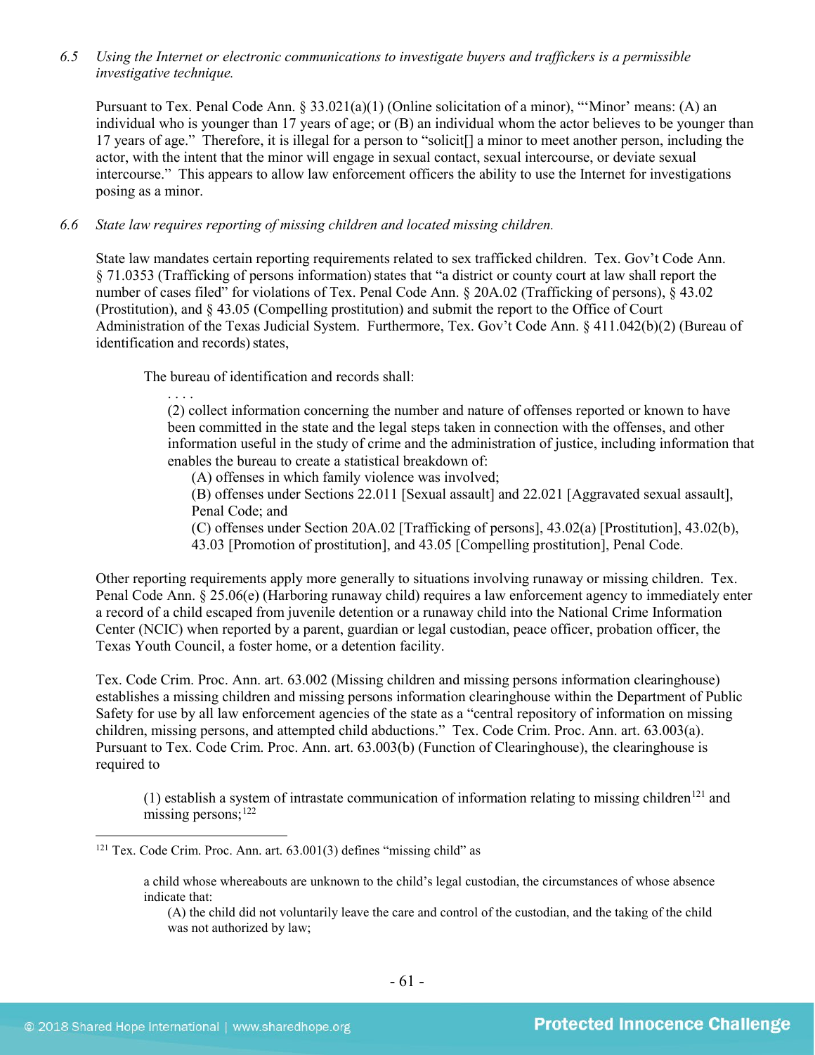6.5 *Using the Internet or electronic communications to investigate buyers and traffickers is a permissible investigative technique.*

Pursuant to Tex. Penal Code Ann. § 33.021(a)(1) (Online solicitation of a minor), "'Minor' means: (A) an individual who is younger than 17 years of age; or (B) an individual whom the actor believes to be younger than 17 years of age." Therefore, it is illegal for a person to "solicit[] a minor to meet another person, including the actor, with the intent that the minor will engage in sexual contact, sexual intercourse, or deviate sexual intercourse." This appears to allow law enforcement officers the ability to use the Internet for investigations posing as a minor.

6.6 *State law requires reporting of missing children and located missing children.*

State law mandates certain reporting requirements related to sex trafficked children. Tex. Gov't Code Ann. § 71.0353 (Trafficking of persons information) states that "a district or county court at law shall report the number of cases filed" for violations of Tex. Penal Code Ann. § 20A.02 (Trafficking of persons), § 43.02 (Prostitution), and § 43.05 (Compelling prostitution) and submit the report to the Office of Court Administration of the Texas Judicial System. Furthermore, Tex. Gov't Code Ann. § 411.042(b)(2) (Bureau of identification and records) states,

> The bureau of identification and records shall:
>
> . . . .
>
> (2) collect information concerning the number and nature of offenses reported or known to have been committed in the state and the legal steps taken in connection with the offenses, and other information useful in the study of crime and the administration of justice, including information that enables the bureau to create a statistical breakdown of:
>
> (A) offenses in which family violence was involved;
>
> (B) offenses under Sections 22.011 [Sexual assault] and 22.021 [Aggravated sexual assault], Penal Code; and
>
> (C) offenses under Section 20A.02 [Trafficking of persons], 43.02(a) [Prostitution], 43.02(b), 43.03 [Promotion of prostitution], and 43.05 [Compelling prostitution], Penal Code.

Other reporting requirements apply more generally to situations involving runaway or missing children. Tex. Penal Code Ann. § 25.06(e) (Harboring runaway child) requires a law enforcement agency to immediately enter a record of a child escaped from juvenile detention or a runaway child into the National Crime Information Center (NCIC) when reported by a parent, guardian or legal custodian, peace officer, probation officer, the Texas Youth Council, a foster home, or a detention facility.

Tex. Code Crim. Proc. Ann. art. 63.002 (Missing children and missing persons information clearinghouse) establishes a missing children and missing persons information clearinghouse within the Department of Public Safety for use by all law enforcement agencies of the state as a "central repository of information on missing children, missing persons, and attempted child abductions." Tex. Code Crim. Proc. Ann. art. 63.003(a). Pursuant to Tex. Code Crim. Proc. Ann. art. 63.003(b) (Function of Clearinghouse), the clearinghouse is required to

> (1) establish a system of intrastate communication of information relating to missing children[121] and missing persons;[122]

---

[121] Tex. Code Crim. Proc. Ann. art. 63.001(3) defines "missing child" as

> a child whose whereabouts are unknown to the child's legal custodian, the circumstances of whose absence indicate that:
>
> (A) the child did not voluntarily leave the care and control of the custodian, and the taking of the child was not authorized by law;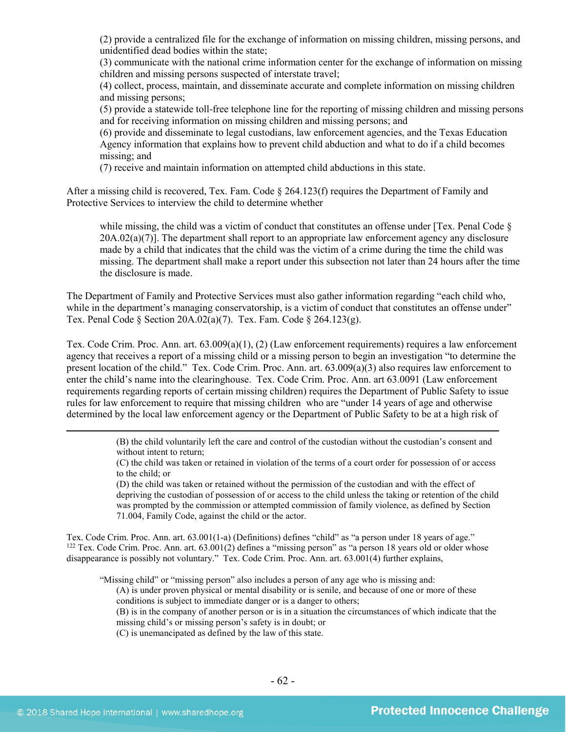(2) provide a centralized file for the exchange of information on missing children, missing persons, and unidentified dead bodies within the state;
(3) communicate with the national crime information center for the exchange of information on missing children and missing persons suspected of interstate travel;
(4) collect, process, maintain, and disseminate accurate and complete information on missing children and missing persons;
(5) provide a statewide toll-free telephone line for the reporting of missing children and missing persons and for receiving information on missing children and missing persons; and
(6) provide and disseminate to legal custodians, law enforcement agencies, and the Texas Education Agency information that explains how to prevent child abduction and what to do if a child becomes missing; and
(7) receive and maintain information on attempted child abductions in this state.

After a missing child is recovered, Tex. Fam. Code § 264.123(f) requires the Department of Family and Protective Services to interview the child to determine whether

> while missing, the child was a victim of conduct that constitutes an offense under [Tex. Penal Code § 20A.02(a)(7)]. The department shall report to an appropriate law enforcement agency any disclosure made by a child that indicates that the child was the victim of a crime during the time the child was missing. The department shall make a report under this subsection not later than 24 hours after the time the disclosure is made.

The Department of Family and Protective Services must also gather information regarding "each child who, while in the department's managing conservatorship, is a victim of conduct that constitutes an offense under" Tex. Penal Code § Section 20A.02(a)(7). Tex. Fam. Code § 264.123(g).

Tex. Code Crim. Proc. Ann. art. 63.009(a)(1), (2) (Law enforcement requirements) requires a law enforcement agency that receives a report of a missing child or a missing person to begin an investigation "to determine the present location of the child." Tex. Code Crim. Proc. Ann. art. 63.009(a)(3) also requires law enforcement to enter the child's name into the clearinghouse. Tex. Code Crim. Proc. Ann. art 63.0091 (Law enforcement requirements regarding reports of certain missing children) requires the Department of Public Safety to issue rules for law enforcement to require that missing children who are "under 14 years of age and otherwise determined by the local law enforcement agency or the Department of Public Safety to be at a high risk of

---

> (B) the child voluntarily left the care and control of the custodian without the custodian's consent and without intent to return;
> (C) the child was taken or retained in violation of the terms of a court order for possession of or access to the child; or
> (D) the child was taken or retained without the permission of the custodian and with the effect of depriving the custodian of possession of or access to the child unless the taking or retention of the child was prompted by the commission or attempted commission of family violence, as defined by Section 71.004, Family Code, against the child or the actor.

Tex. Code Crim. Proc. Ann. art. 63.001(1-a) (Definitions) defines "child" as "a person under 18 years of age."
[122] Tex. Code Crim. Proc. Ann. art. 63.001(2) defines a "missing person" as "a person 18 years old or older whose disappearance is possibly not voluntary." Tex. Code Crim. Proc. Ann. art. 63.001(4) further explains,

> "Missing child" or "missing person" also includes a person of any age who is missing and:
> (A) is under proven physical or mental disability or is senile, and because of one or more of these conditions is subject to immediate danger or is a danger to others;
> (B) is in the company of another person or is in a situation the circumstances of which indicate that the missing child's or missing person's safety is in doubt; or
> (C) is unemancipated as defined by the law of this state.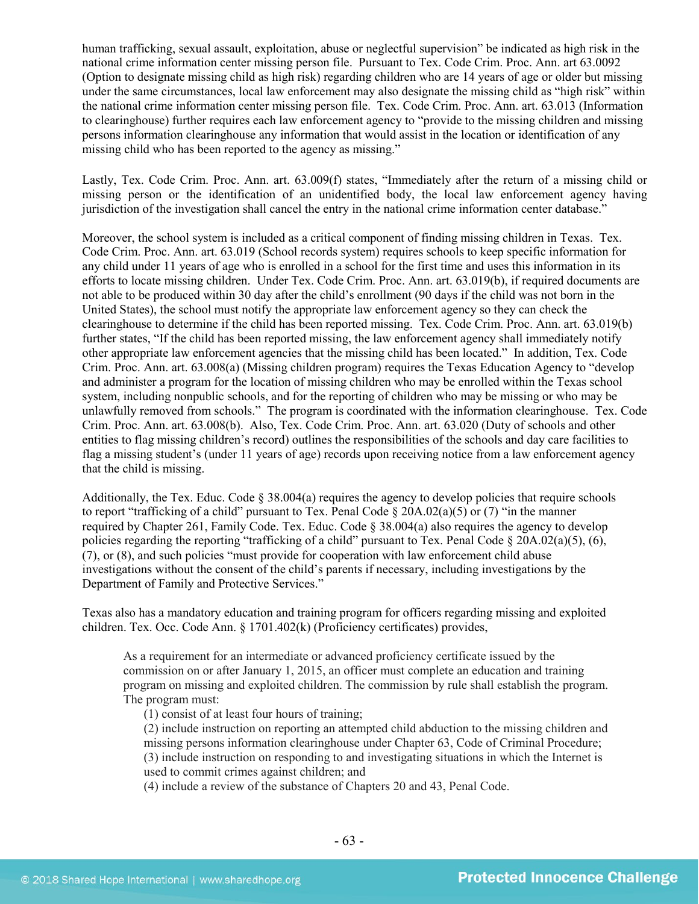human trafficking, sexual assault, exploitation, abuse or neglectful supervision" be indicated as high risk in the national crime information center missing person file. Pursuant to Tex. Code Crim. Proc. Ann. art 63.0092 (Option to designate missing child as high risk) regarding children who are 14 years of age or older but missing under the same circumstances, local law enforcement may also designate the missing child as "high risk" within the national crime information center missing person file. Tex. Code Crim. Proc. Ann. art. 63.013 (Information to clearinghouse) further requires each law enforcement agency to "provide to the missing children and missing persons information clearinghouse any information that would assist in the location or identification of any missing child who has been reported to the agency as missing."

Lastly, Tex. Code Crim. Proc. Ann. art. 63.009(f) states, "Immediately after the return of a missing child or missing person or the identification of an unidentified body, the local law enforcement agency having jurisdiction of the investigation shall cancel the entry in the national crime information center database."

Moreover, the school system is included as a critical component of finding missing children in Texas. Tex. Code Crim. Proc. Ann. art. 63.019 (School records system) requires schools to keep specific information for any child under 11 years of age who is enrolled in a school for the first time and uses this information in its efforts to locate missing children. Under Tex. Code Crim. Proc. Ann. art. 63.019(b), if required documents are not able to be produced within 30 day after the child's enrollment (90 days if the child was not born in the United States), the school must notify the appropriate law enforcement agency so they can check the clearinghouse to determine if the child has been reported missing. Tex. Code Crim. Proc. Ann. art. 63.019(b) further states, "If the child has been reported missing, the law enforcement agency shall immediately notify other appropriate law enforcement agencies that the missing child has been located." In addition, Tex. Code Crim. Proc. Ann. art. 63.008(a) (Missing children program) requires the Texas Education Agency to "develop and administer a program for the location of missing children who may be enrolled within the Texas school system, including nonpublic schools, and for the reporting of children who may be missing or who may be unlawfully removed from schools." The program is coordinated with the information clearinghouse. Tex. Code Crim. Proc. Ann. art. 63.008(b). Also, Tex. Code Crim. Proc. Ann. art. 63.020 (Duty of schools and other entities to flag missing children's record) outlines the responsibilities of the schools and day care facilities to flag a missing student's (under 11 years of age) records upon receiving notice from a law enforcement agency that the child is missing.

Additionally, the Tex. Educ. Code § 38.004(a) requires the agency to develop policies that require schools to report "trafficking of a child" pursuant to Tex. Penal Code § 20A.02(a)(5) or (7) "in the manner required by Chapter 261, Family Code. Tex. Educ. Code § 38.004(a) also requires the agency to develop policies regarding the reporting "trafficking of a child" pursuant to Tex. Penal Code § 20A.02(a)(5), (6), (7), or (8), and such policies "must provide for cooperation with law enforcement child abuse investigations without the consent of the child's parents if necessary, including investigations by the Department of Family and Protective Services."

Texas also has a mandatory education and training program for officers regarding missing and exploited children. Tex. Occ. Code Ann. § 1701.402(k) (Proficiency certificates) provides,

> As a requirement for an intermediate or advanced proficiency certificate issued by the commission on or after January 1, 2015, an officer must complete an education and training program on missing and exploited children. The commission by rule shall establish the program. The program must:
>
> (1) consist of at least four hours of training;
>
> (2) include instruction on reporting an attempted child abduction to the missing children and missing persons information clearinghouse under Chapter 63, Code of Criminal Procedure;
>
> (3) include instruction on responding to and investigating situations in which the Internet is used to commit crimes against children; and
>
> (4) include a review of the substance of Chapters 20 and 43, Penal Code.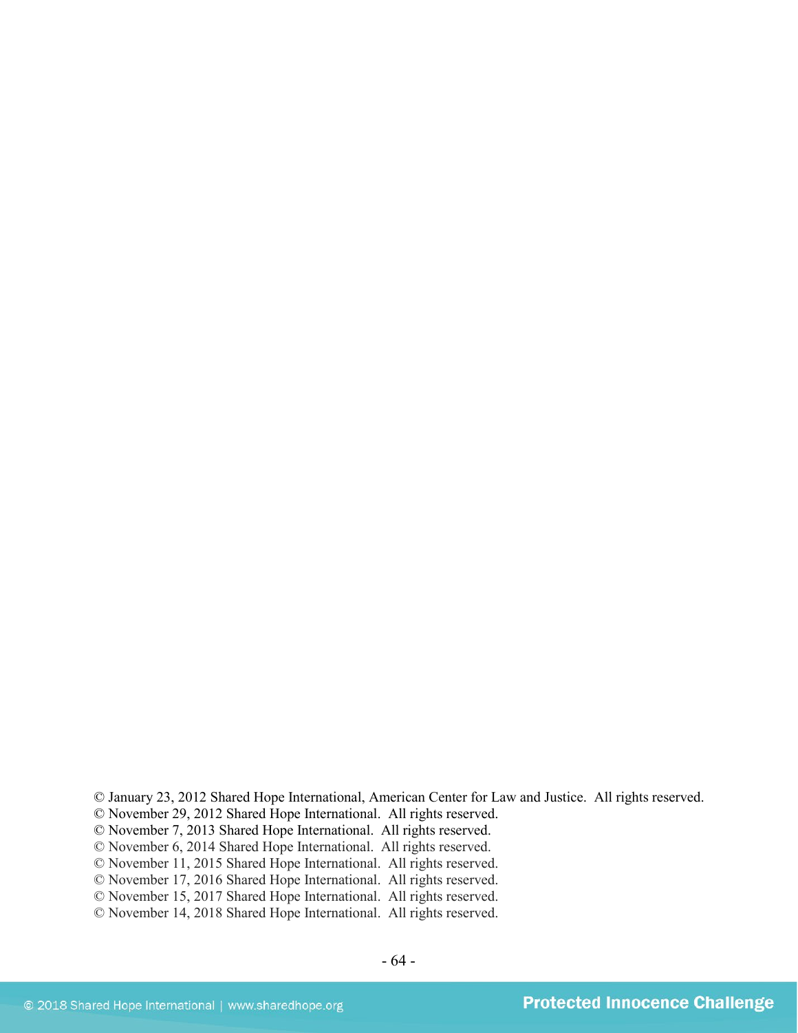© January 23, 2012 Shared Hope International, American Center for Law and Justice.  All rights reserved.
© November 29, 2012 Shared Hope International.  All rights reserved.
© November 7, 2013 Shared Hope International.  All rights reserved.
© November 6, 2014 Shared Hope International.  All rights reserved.
© November 11, 2015 Shared Hope International.  All rights reserved.
© November 17, 2016 Shared Hope International.  All rights reserved.
© November 15, 2017 Shared Hope International.  All rights reserved.
© November 14, 2018 Shared Hope International.  All rights reserved.